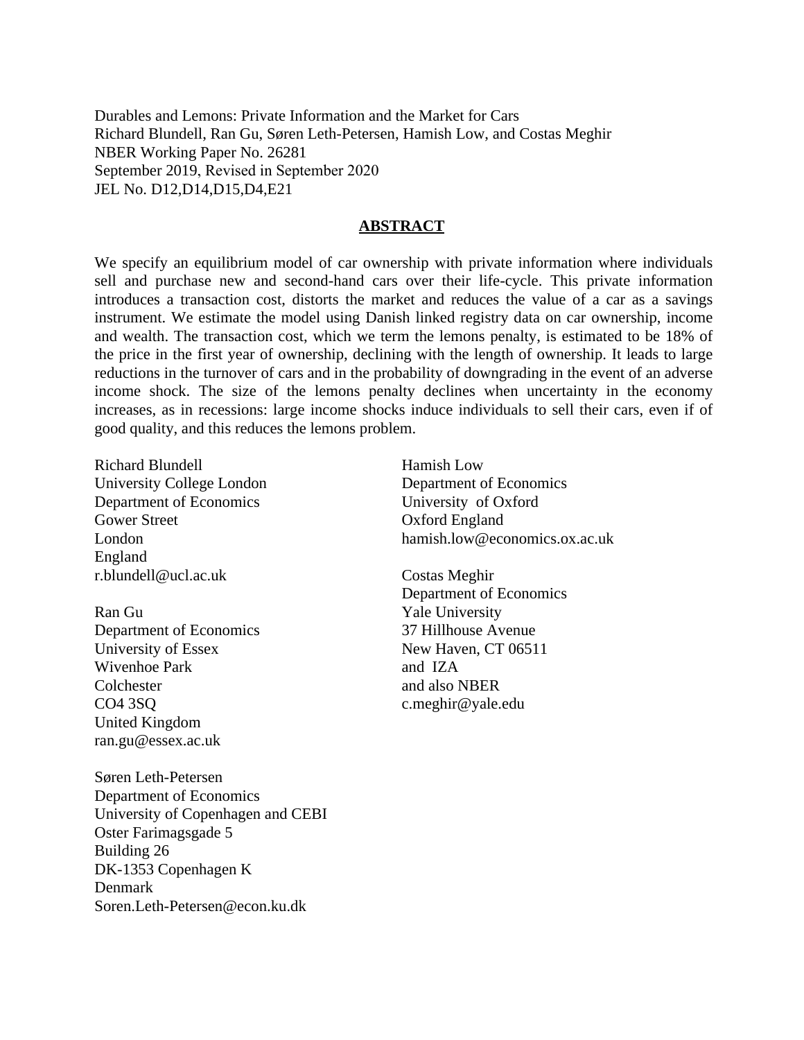Durables and Lemons: Private Information and the Market for Cars
Richard Blundell, Ran Gu, Søren Leth-Petersen, Hamish Low, and Costas Meghir
NBER Working Paper No. 26281
September 2019, Revised in September 2020
JEL No. D12,D14,D15,D4,E21

## ABSTRACT

We specify an equilibrium model of car ownership with private information where individuals sell and purchase new and second-hand cars over their life-cycle. This private information introduces a transaction cost, distorts the market and reduces the value of a car as a savings instrument. We estimate the model using Danish linked registry data on car ownership, income and wealth. The transaction cost, which we term the lemons penalty, is estimated to be 18% of the price in the first year of ownership, declining with the length of ownership. It leads to large reductions in the turnover of cars and in the probability of downgrading in the event of an adverse income shock. The size of the lemons penalty declines when uncertainty in the economy increases, as in recessions: large income shocks induce individuals to sell their cars, even if of good quality, and this reduces the lemons problem.

Richard Blundell
University College London
Department of Economics
Gower Street
London
England
r.blundell@ucl.ac.uk

Ran Gu
Department of Economics
University of Essex
Wivenhoe Park
Colchester
CO4 3SQ
United Kingdom
ran.gu@essex.ac.uk

Søren Leth-Petersen
Department of Economics
University of Copenhagen and CEBI
Oster Farimagsgade 5
Building 26
DK-1353 Copenhagen K
Denmark
Soren.Leth-Petersen@econ.ku.dk

Hamish Low
Department of Economics
University of Oxford
Oxford England
hamish.low@economics.ox.ac.uk

Costas Meghir
Department of Economics
Yale University
37 Hillhouse Avenue
New Haven, CT 06511
and IZA
and also NBER
c.meghir@yale.edu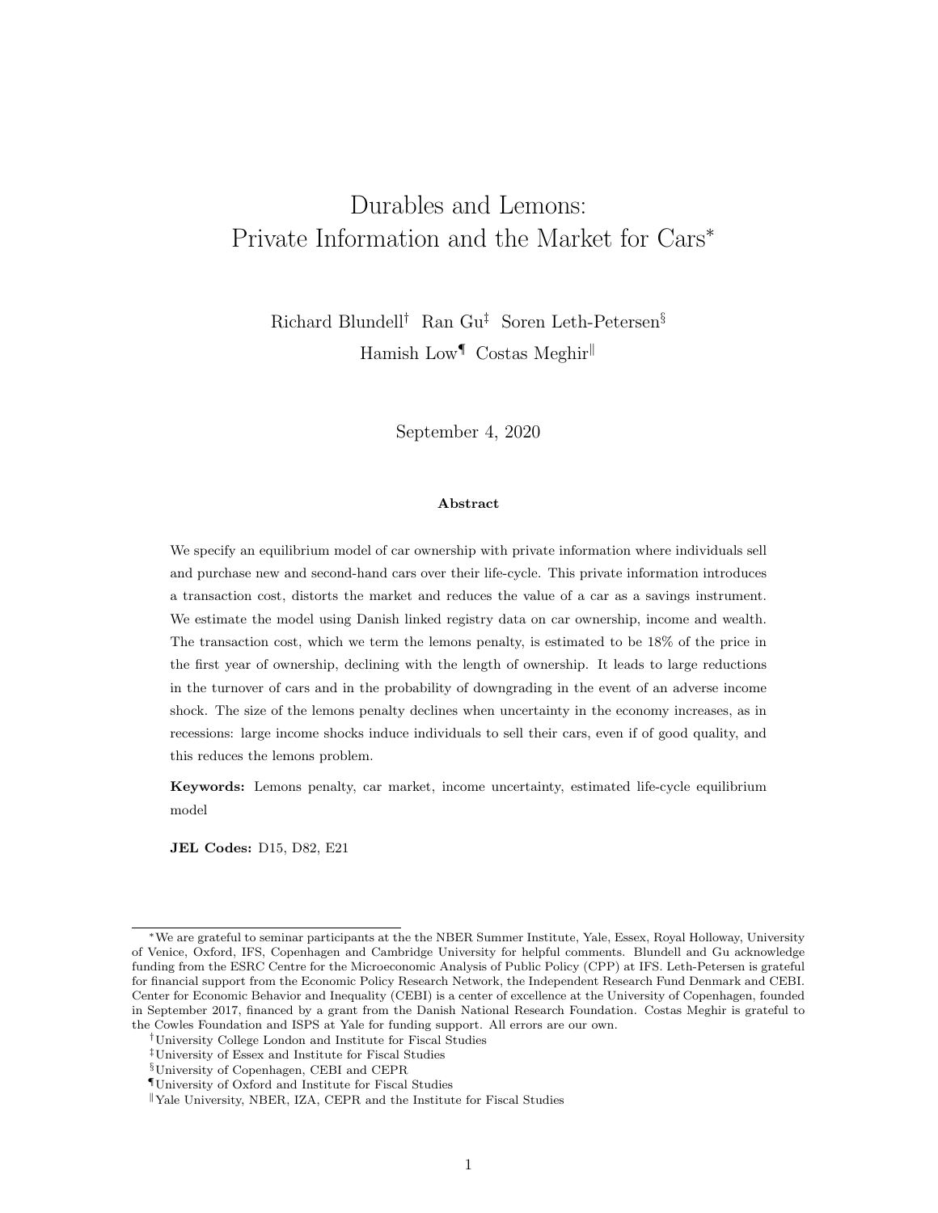# Durables and Lemons:
# Private Information and the Market for Cars*

Richard Blundell[†] Ran Gu[‡] Soren Leth-Petersen[§]
Hamish Low[¶] Costas Meghir[‖]

September 4, 2020

**Abstract**

We specify an equilibrium model of car ownership with private information where individuals sell and purchase new and second-hand cars over their life-cycle. This private information introduces a transaction cost, distorts the market and reduces the value of a car as a savings instrument. We estimate the model using Danish linked registry data on car ownership, income and wealth. The transaction cost, which we term the lemons penalty, is estimated to be 18% of the price in the first year of ownership, declining with the length of ownership. It leads to large reductions in the turnover of cars and in the probability of downgrading in the event of an adverse income shock. The size of the lemons penalty declines when uncertainty in the economy increases, as in recessions: large income shocks induce individuals to sell their cars, even if of good quality, and this reduces the lemons problem.

**Keywords:** Lemons penalty, car market, income uncertainty, estimated life-cycle equilibrium model

**JEL Codes:** D15, D82, E21

---

*We are grateful to seminar participants at the the NBER Summer Institute, Yale, Essex, Royal Holloway, University of Venice, Oxford, IFS, Copenhagen and Cambridge University for helpful comments. Blundell and Gu acknowledge funding from the ESRC Centre for the Microeconomic Analysis of Public Policy (CPP) at IFS. Leth-Petersen is grateful for financial support from the Economic Policy Research Network, the Independent Research Fund Denmark and CEBI. Center for Economic Behavior and Inequality (CEBI) is a center of excellence at the University of Copenhagen, founded in September 2017, financed by a grant from the Danish National Research Foundation. Costas Meghir is grateful to the Cowles Foundation and ISPS at Yale for funding support. All errors are our own.

[†] University College London and Institute for Fiscal Studies

[‡] University of Essex and Institute for Fiscal Studies

[§] University of Copenhagen, CEBI and CEPR

[¶] University of Oxford and Institute for Fiscal Studies

[‖] Yale University, NBER, IZA, CEPR and the Institute for Fiscal Studies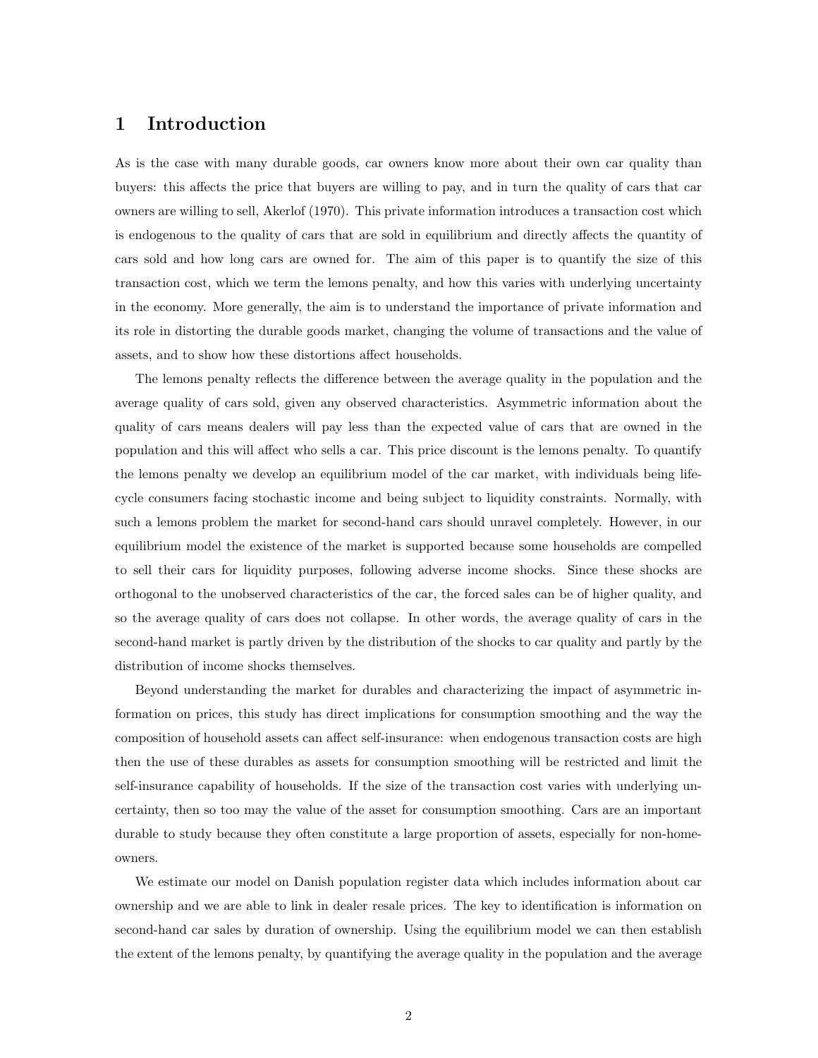# 1 Introduction

As is the case with many durable goods, car owners know more about their own car quality than buyers: this affects the price that buyers are willing to pay, and in turn the quality of cars that car owners are willing to sell, Akerlof (1970). This private information introduces a transaction cost which is endogenous to the quality of cars that are sold in equilibrium and directly affects the quantity of cars sold and how long cars are owned for. The aim of this paper is to quantify the size of this transaction cost, which we term the lemons penalty, and how this varies with underlying uncertainty in the economy. More generally, the aim is to understand the importance of private information and its role in distorting the durable goods market, changing the volume of transactions and the value of assets, and to show how these distortions affect households.

The lemons penalty reflects the difference between the average quality in the population and the average quality of cars sold, given any observed characteristics. Asymmetric information about the quality of cars means dealers will pay less than the expected value of cars that are owned in the population and this will affect who sells a car. This price discount is the lemons penalty. To quantify the lemons penalty we develop an equilibrium model of the car market, with individuals being life-cycle consumers facing stochastic income and being subject to liquidity constraints. Normally, with such a lemons problem the market for second-hand cars should unravel completely. However, in our equilibrium model the existence of the market is supported because some households are compelled to sell their cars for liquidity purposes, following adverse income shocks. Since these shocks are orthogonal to the unobserved characteristics of the car, the forced sales can be of higher quality, and so the average quality of cars does not collapse. In other words, the average quality of cars in the second-hand market is partly driven by the distribution of the shocks to car quality and partly by the distribution of income shocks themselves.

Beyond understanding the market for durables and characterizing the impact of asymmetric information on prices, this study has direct implications for consumption smoothing and the way the composition of household assets can affect self-insurance: when endogenous transaction costs are high then the use of these durables as assets for consumption smoothing will be restricted and limit the self-insurance capability of households. If the size of the transaction cost varies with underlying uncertainty, then so too may the value of the asset for consumption smoothing. Cars are an important durable to study because they often constitute a large proportion of assets, especially for non-home-owners.

We estimate our model on Danish population register data which includes information about car ownership and we are able to link in dealer resale prices. The key to identification is information on second-hand car sales by duration of ownership. Using the equilibrium model we can then establish the extent of the lemons penalty, by quantifying the average quality in the population and the average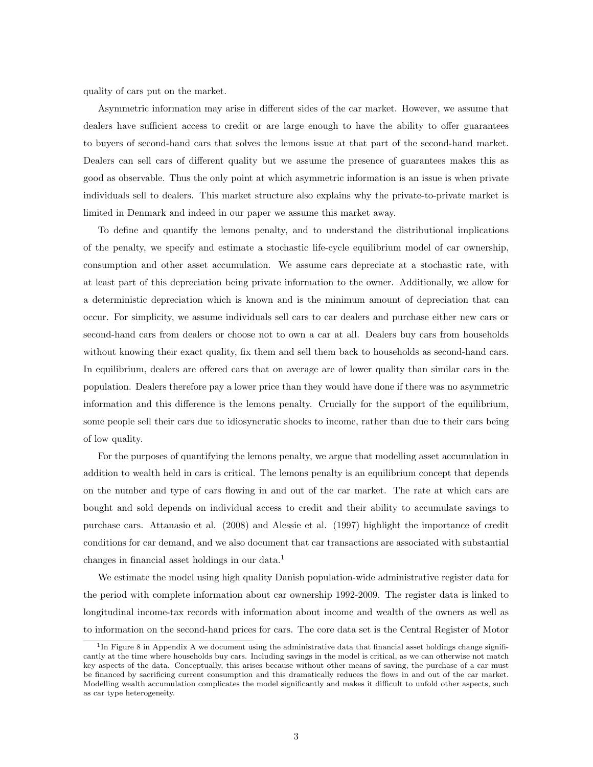quality of cars put on the market.

Asymmetric information may arise in different sides of the car market. However, we assume that dealers have sufficient access to credit or are large enough to have the ability to offer guarantees to buyers of second-hand cars that solves the lemons issue at that part of the second-hand market. Dealers can sell cars of different quality but we assume the presence of guarantees makes this as good as observable. Thus the only point at which asymmetric information is an issue is when private individuals sell to dealers. This market structure also explains why the private-to-private market is limited in Denmark and indeed in our paper we assume this market away.

To define and quantify the lemons penalty, and to understand the distributional implications of the penalty, we specify and estimate a stochastic life-cycle equilibrium model of car ownership, consumption and other asset accumulation. We assume cars depreciate at a stochastic rate, with at least part of this depreciation being private information to the owner. Additionally, we allow for a deterministic depreciation which is known and is the minimum amount of depreciation that can occur. For simplicity, we assume individuals sell cars to car dealers and purchase either new cars or second-hand cars from dealers or choose not to own a car at all. Dealers buy cars from households without knowing their exact quality, fix them and sell them back to households as second-hand cars. In equilibrium, dealers are offered cars that on average are of lower quality than similar cars in the population. Dealers therefore pay a lower price than they would have done if there was no asymmetric information and this difference is the lemons penalty. Crucially for the support of the equilibrium, some people sell their cars due to idiosyncratic shocks to income, rather than due to their cars being of low quality.

For the purposes of quantifying the lemons penalty, we argue that modelling asset accumulation in addition to wealth held in cars is critical. The lemons penalty is an equilibrium concept that depends on the number and type of cars flowing in and out of the car market. The rate at which cars are bought and sold depends on individual access to credit and their ability to accumulate savings to purchase cars. Attanasio et al. (2008) and Alessie et al. (1997) highlight the importance of credit conditions for car demand, and we also document that car transactions are associated with substantial changes in financial asset holdings in our data.[1]

We estimate the model using high quality Danish population-wide administrative register data for the period with complete information about car ownership 1992-2009. The register data is linked to longitudinal income-tax records with information about income and wealth of the owners as well as to information on the second-hand prices for cars. The core data set is the Central Register of Motor

[1] In Figure 8 in Appendix A we document using the administrative data that financial asset holdings change significantly at the time where households buy cars. Including savings in the model is critical, as we can otherwise not match key aspects of the data. Conceptually, this arises because without other means of saving, the purchase of a car must be financed by sacrificing current consumption and this dramatically reduces the flows in and out of the car market. Modelling wealth accumulation complicates the model significantly and makes it difficult to unfold other aspects, such as car type heterogeneity.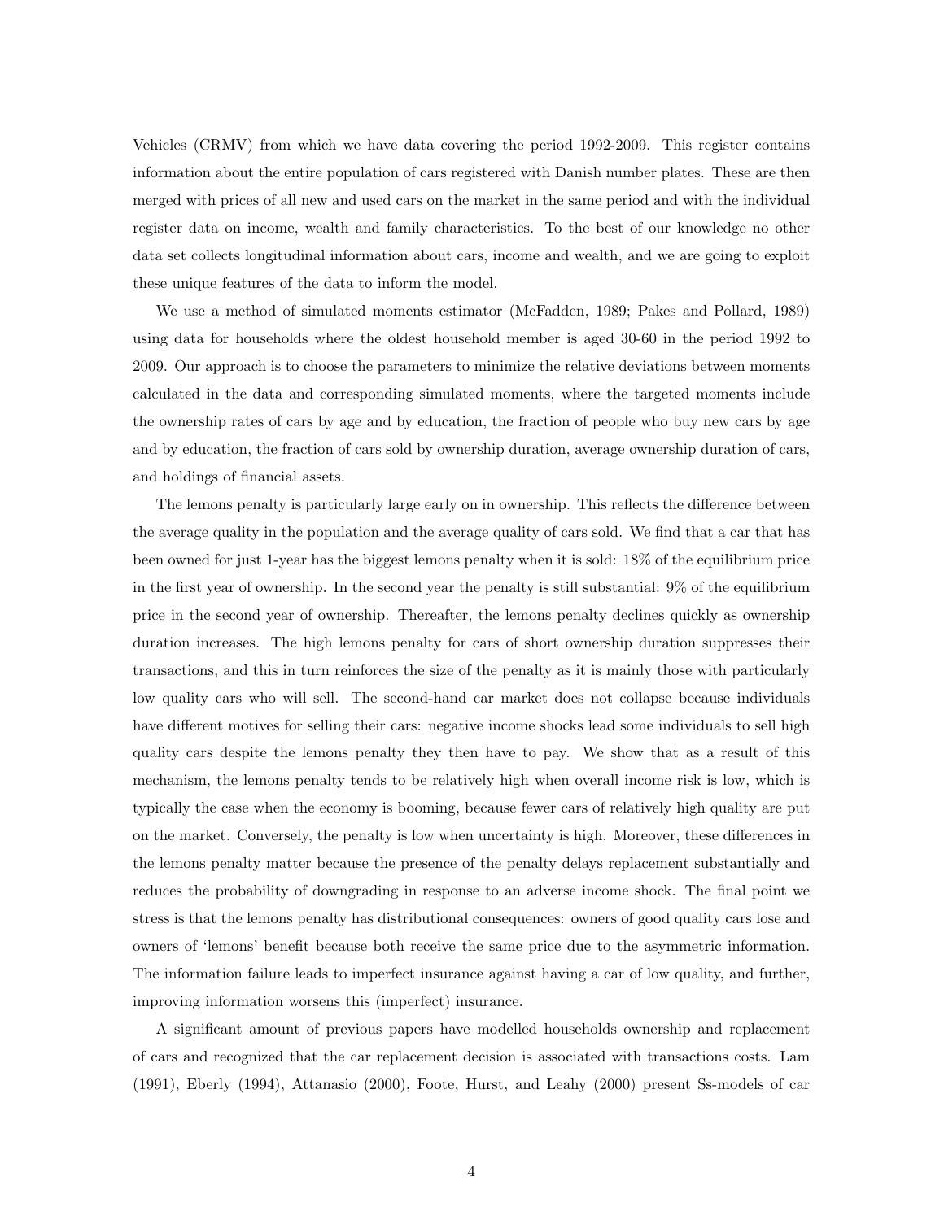Vehicles (CRMV) from which we have data covering the period 1992-2009. This register contains information about the entire population of cars registered with Danish number plates. These are then merged with prices of all new and used cars on the market in the same period and with the individual register data on income, wealth and family characteristics. To the best of our knowledge no other data set collects longitudinal information about cars, income and wealth, and we are going to exploit these unique features of the data to inform the model.

We use a method of simulated moments estimator (McFadden, 1989; Pakes and Pollard, 1989) using data for households where the oldest household member is aged 30-60 in the period 1992 to 2009. Our approach is to choose the parameters to minimize the relative deviations between moments calculated in the data and corresponding simulated moments, where the targeted moments include the ownership rates of cars by age and by education, the fraction of people who buy new cars by age and by education, the fraction of cars sold by ownership duration, average ownership duration of cars, and holdings of financial assets.

The lemons penalty is particularly large early on in ownership. This reflects the difference between the average quality in the population and the average quality of cars sold. We find that a car that has been owned for just 1-year has the biggest lemons penalty when it is sold: 18% of the equilibrium price in the first year of ownership. In the second year the penalty is still substantial: 9% of the equilibrium price in the second year of ownership. Thereafter, the lemons penalty declines quickly as ownership duration increases. The high lemons penalty for cars of short ownership duration suppresses their transactions, and this in turn reinforces the size of the penalty as it is mainly those with particularly low quality cars who will sell. The second-hand car market does not collapse because individuals have different motives for selling their cars: negative income shocks lead some individuals to sell high quality cars despite the lemons penalty they then have to pay. We show that as a result of this mechanism, the lemons penalty tends to be relatively high when overall income risk is low, which is typically the case when the economy is booming, because fewer cars of relatively high quality are put on the market. Conversely, the penalty is low when uncertainty is high. Moreover, these differences in the lemons penalty matter because the presence of the penalty delays replacement substantially and reduces the probability of downgrading in response to an adverse income shock. The final point we stress is that the lemons penalty has distributional consequences: owners of good quality cars lose and owners of 'lemons' benefit because both receive the same price due to the asymmetric information. The information failure leads to imperfect insurance against having a car of low quality, and further, improving information worsens this (imperfect) insurance.

A significant amount of previous papers have modelled households ownership and replacement of cars and recognized that the car replacement decision is associated with transactions costs. Lam (1991), Eberly (1994), Attanasio (2000), Foote, Hurst, and Leahy (2000) present Ss-models of car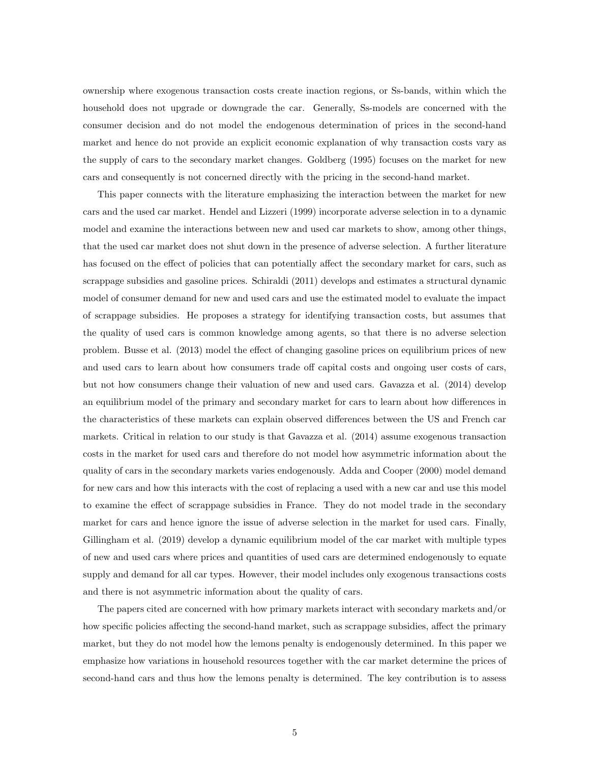ownership where exogenous transaction costs create inaction regions, or Ss-bands, within which the household does not upgrade or downgrade the car. Generally, Ss-models are concerned with the consumer decision and do not model the endogenous determination of prices in the second-hand market and hence do not provide an explicit economic explanation of why transaction costs vary as the supply of cars to the secondary market changes. Goldberg (1995) focuses on the market for new cars and consequently is not concerned directly with the pricing in the second-hand market.

This paper connects with the literature emphasizing the interaction between the market for new cars and the used car market. Hendel and Lizzeri (1999) incorporate adverse selection in to a dynamic model and examine the interactions between new and used car markets to show, among other things, that the used car market does not shut down in the presence of adverse selection. A further literature has focused on the effect of policies that can potentially affect the secondary market for cars, such as scrappage subsidies and gasoline prices. Schiraldi (2011) develops and estimates a structural dynamic model of consumer demand for new and used cars and use the estimated model to evaluate the impact of scrappage subsidies. He proposes a strategy for identifying transaction costs, but assumes that the quality of used cars is common knowledge among agents, so that there is no adverse selection problem. Busse et al. (2013) model the effect of changing gasoline prices on equilibrium prices of new and used cars to learn about how consumers trade off capital costs and ongoing user costs of cars, but not how consumers change their valuation of new and used cars. Gavazza et al. (2014) develop an equilibrium model of the primary and secondary market for cars to learn about how differences in the characteristics of these markets can explain observed differences between the US and French car markets. Critical in relation to our study is that Gavazza et al. (2014) assume exogenous transaction costs in the market for used cars and therefore do not model how asymmetric information about the quality of cars in the secondary markets varies endogenously. Adda and Cooper (2000) model demand for new cars and how this interacts with the cost of replacing a used with a new car and use this model to examine the effect of scrappage subsidies in France. They do not model trade in the secondary market for cars and hence ignore the issue of adverse selection in the market for used cars. Finally, Gillingham et al. (2019) develop a dynamic equilibrium model of the car market with multiple types of new and used cars where prices and quantities of used cars are determined endogenously to equate supply and demand for all car types. However, their model includes only exogenous transactions costs and there is not asymmetric information about the quality of cars.

The papers cited are concerned with how primary markets interact with secondary markets and/or how specific policies affecting the second-hand market, such as scrappage subsidies, affect the primary market, but they do not model how the lemons penalty is endogenously determined. In this paper we emphasize how variations in household resources together with the car market determine the prices of second-hand cars and thus how the lemons penalty is determined. The key contribution is to assess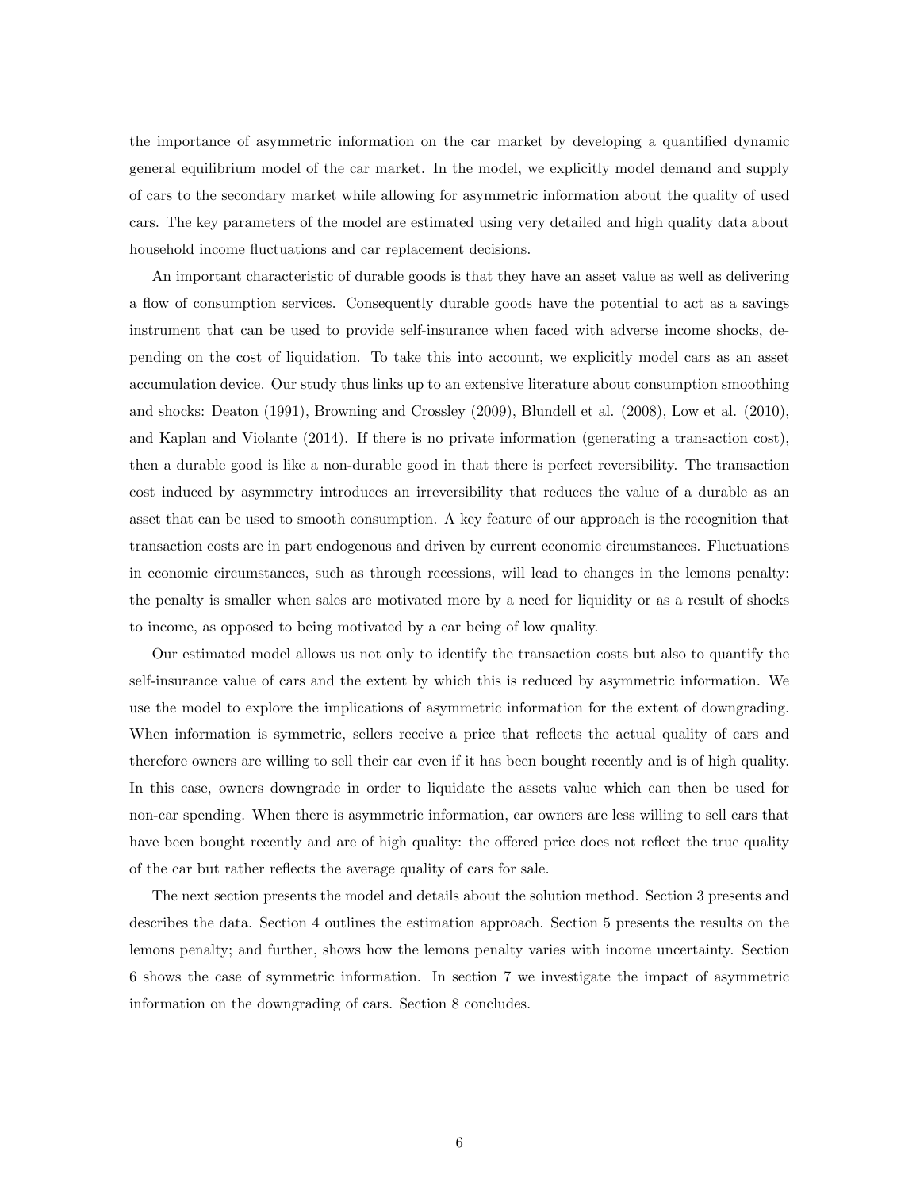the importance of asymmetric information on the car market by developing a quantified dynamic general equilibrium model of the car market. In the model, we explicitly model demand and supply of cars to the secondary market while allowing for asymmetric information about the quality of used cars. The key parameters of the model are estimated using very detailed and high quality data about household income fluctuations and car replacement decisions.

An important characteristic of durable goods is that they have an asset value as well as delivering a flow of consumption services. Consequently durable goods have the potential to act as a savings instrument that can be used to provide self-insurance when faced with adverse income shocks, depending on the cost of liquidation. To take this into account, we explicitly model cars as an asset accumulation device. Our study thus links up to an extensive literature about consumption smoothing and shocks: Deaton (1991), Browning and Crossley (2009), Blundell et al. (2008), Low et al. (2010), and Kaplan and Violante (2014). If there is no private information (generating a transaction cost), then a durable good is like a non-durable good in that there is perfect reversibility. The transaction cost induced by asymmetry introduces an irreversibility that reduces the value of a durable as an asset that can be used to smooth consumption. A key feature of our approach is the recognition that transaction costs are in part endogenous and driven by current economic circumstances. Fluctuations in economic circumstances, such as through recessions, will lead to changes in the lemons penalty: the penalty is smaller when sales are motivated more by a need for liquidity or as a result of shocks to income, as opposed to being motivated by a car being of low quality.

Our estimated model allows us not only to identify the transaction costs but also to quantify the self-insurance value of cars and the extent by which this is reduced by asymmetric information. We use the model to explore the implications of asymmetric information for the extent of downgrading. When information is symmetric, sellers receive a price that reflects the actual quality of cars and therefore owners are willing to sell their car even if it has been bought recently and is of high quality. In this case, owners downgrade in order to liquidate the assets value which can then be used for non-car spending. When there is asymmetric information, car owners are less willing to sell cars that have been bought recently and are of high quality: the offered price does not reflect the true quality of the car but rather reflects the average quality of cars for sale.

The next section presents the model and details about the solution method. Section 3 presents and describes the data. Section 4 outlines the estimation approach. Section 5 presents the results on the lemons penalty; and further, shows how the lemons penalty varies with income uncertainty. Section 6 shows the case of symmetric information. In section 7 we investigate the impact of asymmetric information on the downgrading of cars. Section 8 concludes.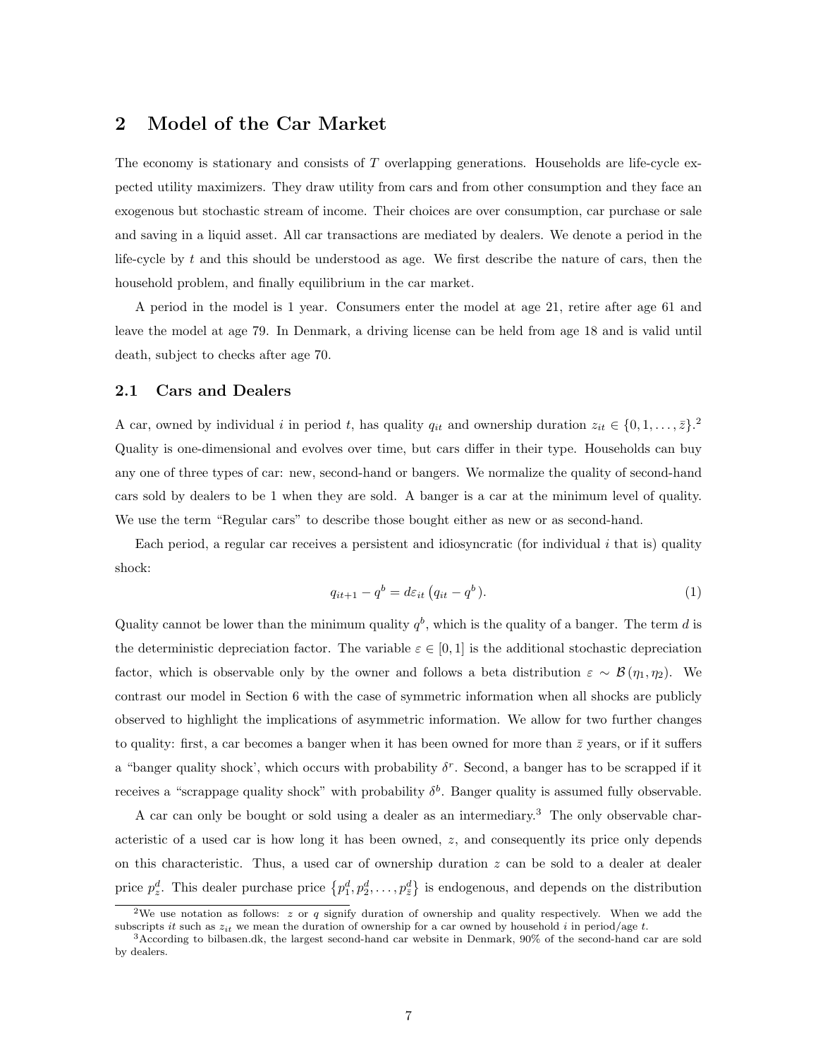## 2 Model of the Car Market

The economy is stationary and consists of $T$ overlapping generations. Households are life-cycle expected utility maximizers. They draw utility from cars and from other consumption and they face an exogenous but stochastic stream of income. Their choices are over consumption, car purchase or sale and saving in a liquid asset. All car transactions are mediated by dealers. We denote a period in the life-cycle by $t$ and this should be understood as age. We first describe the nature of cars, then the household problem, and finally equilibrium in the car market.

A period in the model is 1 year. Consumers enter the model at age 21, retire after age 61 and leave the model at age 79. In Denmark, a driving license can be held from age 18 and is valid until death, subject to checks after age 70.

### 2.1 Cars and Dealers

A car, owned by individual $i$ in period $t$, has quality $q_{it}$ and ownership duration $z_{it} \in \{0, 1, \ldots, \bar{z}\}$.[2] Quality is one-dimensional and evolves over time, but cars differ in their type. Households can buy any one of three types of car: new, second-hand or bangers. We normalize the quality of second-hand cars sold by dealers to be 1 when they are sold. A banger is a car at the minimum level of quality. We use the term "Regular cars" to describe those bought either as new or as second-hand.

Each period, a regular car receives a persistent and idiosyncratic (for individual $i$ that is) quality shock:

$$q_{it+1} - q^b = d\varepsilon_{it}\left(q_{it} - q^b\right). \tag{1}$$

Quality cannot be lower than the minimum quality $q^b$, which is the quality of a banger. The term $d$ is the deterministic depreciation factor. The variable $\varepsilon \in [0, 1]$ is the additional stochastic depreciation factor, which is observable only by the owner and follows a beta distribution $\varepsilon \sim \mathcal{B}(\eta_1, \eta_2)$. We contrast our model in Section 6 with the case of symmetric information when all shocks are publicly observed to highlight the implications of asymmetric information. We allow for two further changes to quality: first, a car becomes a banger when it has been owned for more than $\bar{z}$ years, or if it suffers a "banger quality shock', which occurs with probability $\delta^r$. Second, a banger has to be scrapped if it receives a "scrappage quality shock" with probability $\delta^b$. Banger quality is assumed fully observable.

A car can only be bought or sold using a dealer as an intermediary.[3] The only observable characteristic of a used car is how long it has been owned, $z$, and consequently its price only depends on this characteristic. Thus, a used car of ownership duration $z$ can be sold to a dealer at dealer price $p^d_z$. This dealer purchase price $\left\{p^d_1, p^d_2, \ldots, p^d_{\bar{z}}\right\}$ is endogenous, and depends on the distribution

[2] We use notation as follows: $z$ or $q$ signify duration of ownership and quality respectively. When we add the subscripts $it$ such as $z_{it}$ we mean the duration of ownership for a car owned by household $i$ in period/age $t$.

[3] According to bilbasen.dk, the largest second-hand car website in Denmark, 90% of the second-hand car are sold by dealers.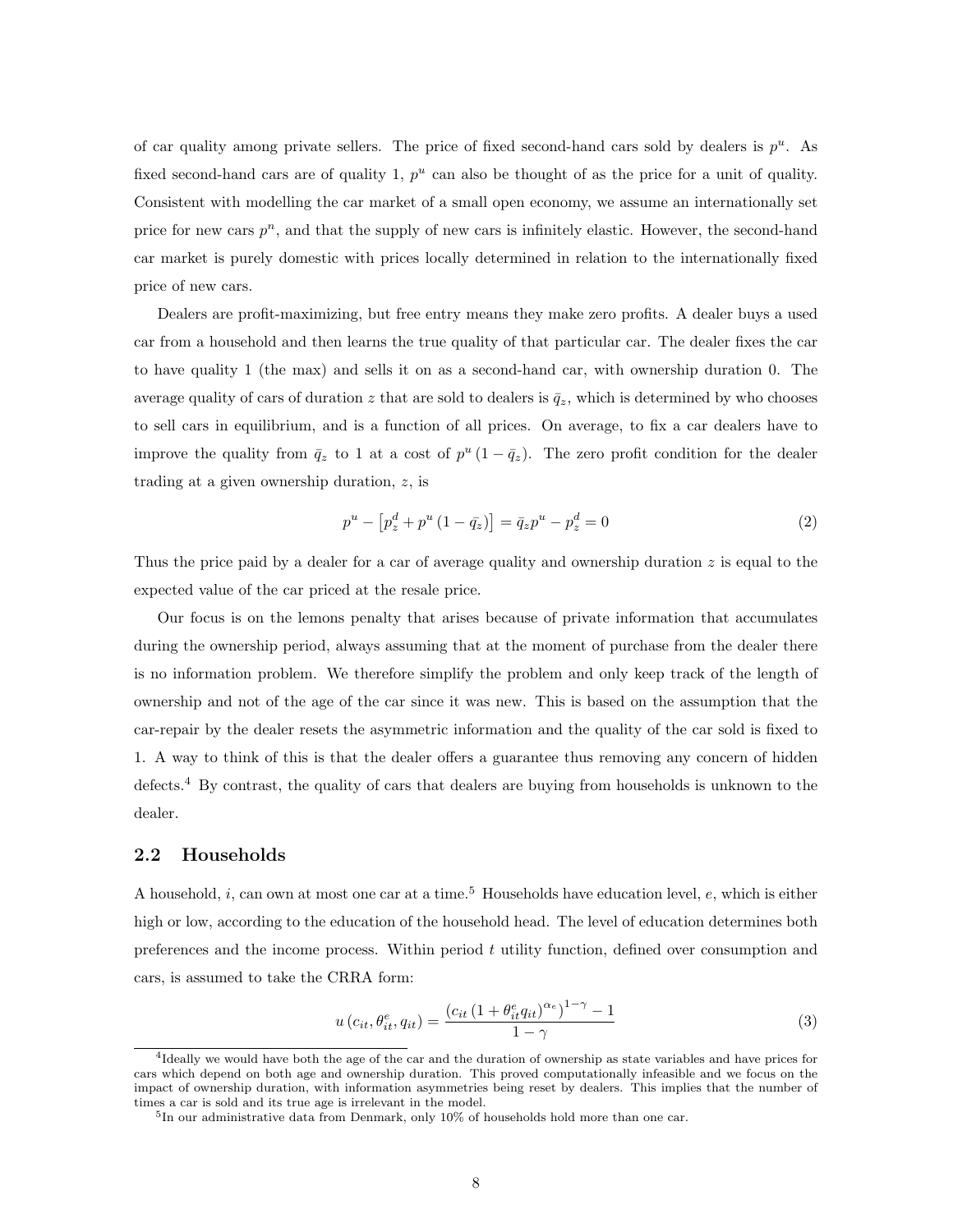of car quality among private sellers. The price of fixed second-hand cars sold by dealers is $p^u$. As fixed second-hand cars are of quality 1, $p^u$ can also be thought of as the price for a unit of quality. Consistent with modelling the car market of a small open economy, we assume an internationally set price for new cars $p^n$, and that the supply of new cars is infinitely elastic. However, the second-hand car market is purely domestic with prices locally determined in relation to the internationally fixed price of new cars.

Dealers are profit-maximizing, but free entry means they make zero profits. A dealer buys a used car from a household and then learns the true quality of that particular car. The dealer fixes the car to have quality 1 (the max) and sells it on as a second-hand car, with ownership duration 0. The average quality of cars of duration $z$ that are sold to dealers is $\bar{q}_z$, which is determined by who chooses to sell cars in equilibrium, and is a function of all prices. On average, to fix a car dealers have to improve the quality from $\bar{q}_z$ to 1 at a cost of $p^u(1-\bar{q}_z)$. The zero profit condition for the dealer trading at a given ownership duration, $z$, is

$$p^u - \left[p_z^d + p^u\left(1-\bar{q}_z\right)\right] = \bar{q}_z p^u - p_z^d = 0 \tag{2}$$

Thus the price paid by a dealer for a car of average quality and ownership duration $z$ is equal to the expected value of the car priced at the resale price.

Our focus is on the lemons penalty that arises because of private information that accumulates during the ownership period, always assuming that at the moment of purchase from the dealer there is no information problem. We therefore simplify the problem and only keep track of the length of ownership and not of the age of the car since it was new. This is based on the assumption that the car-repair by the dealer resets the asymmetric information and the quality of the car sold is fixed to 1. A way to think of this is that the dealer offers a guarantee thus removing any concern of hidden defects.[4] By contrast, the quality of cars that dealers are buying from households is unknown to the dealer.

## 2.2 Households

A household, $i$, can own at most one car at a time.[5] Households have education level, $e$, which is either high or low, according to the education of the household head. The level of education determines both preferences and the income process. Within period $t$ utility function, defined over consumption and cars, is assumed to take the CRRA form:

$$u\left(c_{it}, \theta_{it}^e, q_{it}\right) = \frac{\left(c_{it}\left(1+\theta_{it}^e q_{it}\right)^{\alpha_e}\right)^{1-\gamma} - 1}{1-\gamma} \tag{3}$$

[4] Ideally we would have both the age of the car and the duration of ownership as state variables and have prices for cars which depend on both age and ownership duration. This proved computationally infeasible and we focus on the impact of ownership duration, with information asymmetries being reset by dealers. This implies that the number of times a car is sold and its true age is irrelevant in the model.

[5] In our administrative data from Denmark, only 10% of households hold more than one car.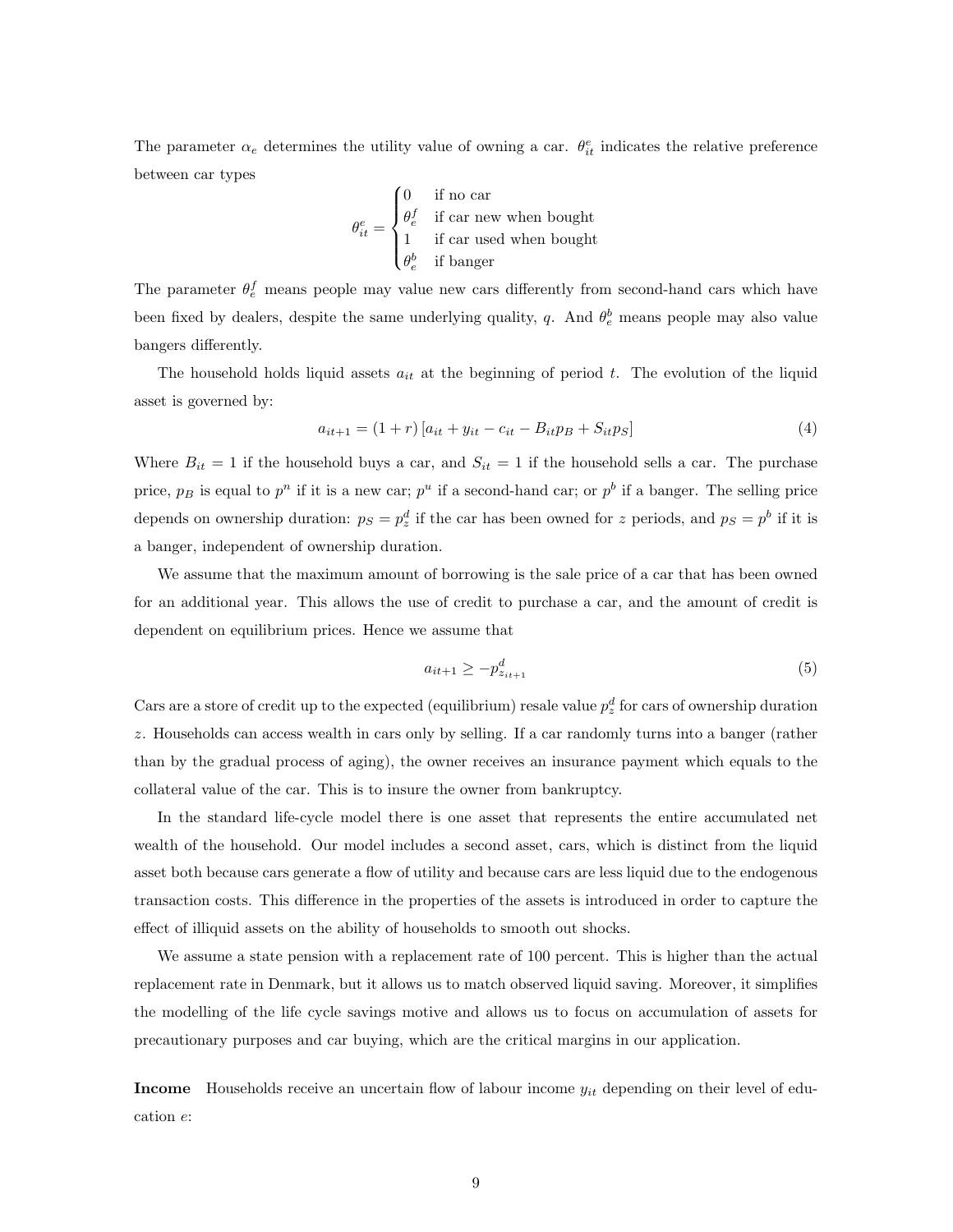The parameter $\alpha_e$ determines the utility value of owning a car. $\theta_{it}^e$ indicates the relative preference between car types

$$\theta_{it}^e = \begin{cases} 0 & \text{if no car} \\ \theta_e^f & \text{if car new when bought} \\ 1 & \text{if car used when bought} \\ \theta_e^b & \text{if banger} \end{cases}$$

The parameter $\theta_e^f$ means people may value new cars differently from second-hand cars which have been fixed by dealers, despite the same underlying quality, $q$. And $\theta_e^b$ means people may also value bangers differently.

The household holds liquid assets $a_{it}$ at the beginning of period $t$. The evolution of the liquid asset is governed by:

$$a_{it+1} = (1+r)\left[a_{it} + y_{it} - c_{it} - B_{it}p_B + S_{it}p_S\right] \tag{4}$$

Where $B_{it} = 1$ if the household buys a car, and $S_{it} = 1$ if the household sells a car. The purchase price, $p_B$ is equal to $p^n$ if it is a new car; $p^u$ if a second-hand car; or $p^b$ if a banger. The selling price depends on ownership duration: $p_S = p_z^d$ if the car has been owned for $z$ periods, and $p_S = p^b$ if it is a banger, independent of ownership duration.

We assume that the maximum amount of borrowing is the sale price of a car that has been owned for an additional year. This allows the use of credit to purchase a car, and the amount of credit is dependent on equilibrium prices. Hence we assume that

$$a_{it+1} \geq -p_{z_{it+1}}^d \tag{5}$$

Cars are a store of credit up to the expected (equilibrium) resale value $p_z^d$ for cars of ownership duration $z$. Households can access wealth in cars only by selling. If a car randomly turns into a banger (rather than by the gradual process of aging), the owner receives an insurance payment which equals to the collateral value of the car. This is to insure the owner from bankruptcy.

In the standard life-cycle model there is one asset that represents the entire accumulated net wealth of the household. Our model includes a second asset, cars, which is distinct from the liquid asset both because cars generate a flow of utility and because cars are less liquid due to the endogenous transaction costs. This difference in the properties of the assets is introduced in order to capture the effect of illiquid assets on the ability of households to smooth out shocks.

We assume a state pension with a replacement rate of 100 percent. This is higher than the actual replacement rate in Denmark, but it allows us to match observed liquid saving. Moreover, it simplifies the modelling of the life cycle savings motive and allows us to focus on accumulation of assets for precautionary purposes and car buying, which are the critical margins in our application.

**Income** Households receive an uncertain flow of labour income $y_{it}$ depending on their level of education $e$: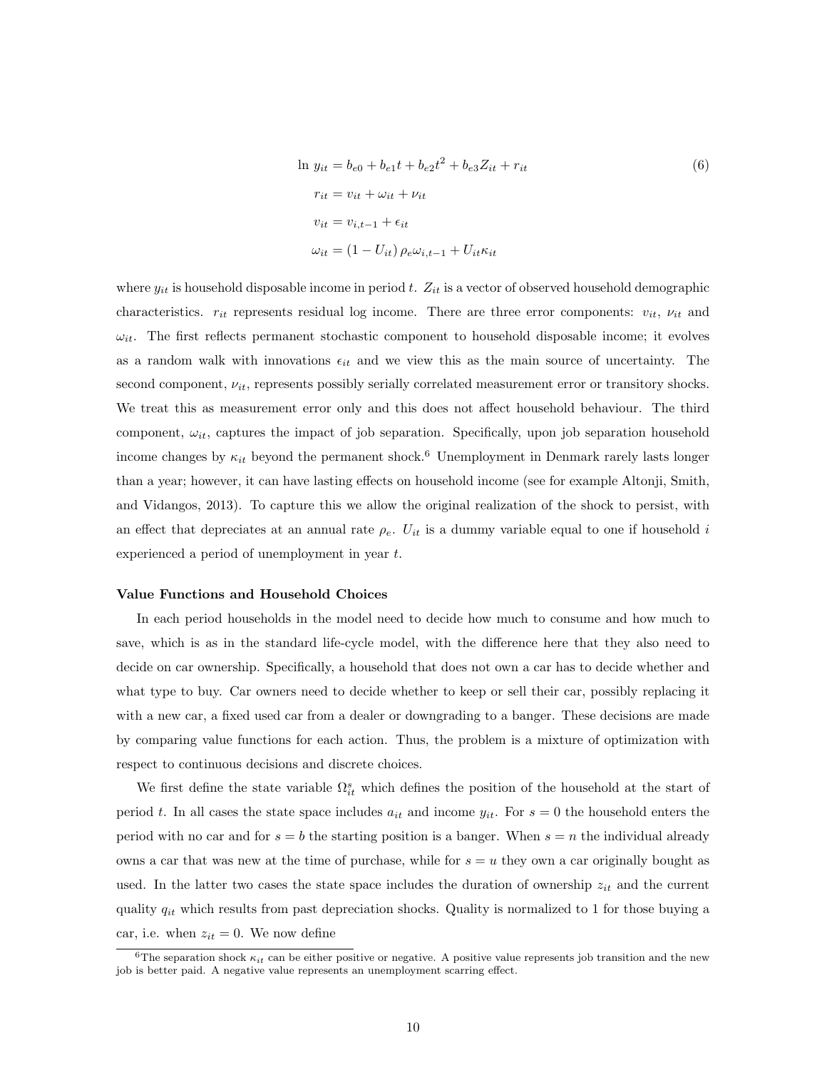$$
\begin{aligned}
\ln\, y_{it} &= b_{e0} + b_{e1}t + b_{e2}t^2 + b_{e3}Z_{it} + r_{it} \qquad (6)\\
r_{it} &= v_{it} + \omega_{it} + \nu_{it}\\
v_{it} &= v_{i,t-1} + \epsilon_{it}\\
\omega_{it} &= (1 - U_{it})\, \rho_e \omega_{i,t-1} + U_{it}\kappa_{it}
\end{aligned}
$$

where $y_{it}$ is household disposable income in period $t$. $Z_{it}$ is a vector of observed household demographic characteristics. $r_{it}$ represents residual log income. There are three error components: $v_{it}$, $\nu_{it}$ and $\omega_{it}$. The first reflects permanent stochastic component to household disposable income; it evolves as a random walk with innovations $\epsilon_{it}$ and we view this as the main source of uncertainty. The second component, $\nu_{it}$, represents possibly serially correlated measurement error or transitory shocks. We treat this as measurement error only and this does not affect household behaviour. The third component, $\omega_{it}$, captures the impact of job separation. Specifically, upon job separation household income changes by $\kappa_{it}$ beyond the permanent shock.[6] Unemployment in Denmark rarely lasts longer than a year; however, it can have lasting effects on household income (see for example Altonji, Smith, and Vidangos, 2013). To capture this we allow the original realization of the shock to persist, with an effect that depreciates at an annual rate $\rho_e$. $U_{it}$ is a dummy variable equal to one if household $i$ experienced a period of unemployment in year $t$.

**Value Functions and Household Choices**

In each period households in the model need to decide how much to consume and how much to save, which is as in the standard life-cycle model, with the difference here that they also need to decide on car ownership. Specifically, a household that does not own a car has to decide whether and what type to buy. Car owners need to decide whether to keep or sell their car, possibly replacing it with a new car, a fixed used car from a dealer or downgrading to a banger. These decisions are made by comparing value functions for each action. Thus, the problem is a mixture of optimization with respect to continuous decisions and discrete choices.

We first define the state variable $\Omega_{it}^{s}$ which defines the position of the household at the start of period $t$. In all cases the state space includes $a_{it}$ and income $y_{it}$. For $s = 0$ the household enters the period with no car and for $s = b$ the starting position is a banger. When $s = n$ the individual already owns a car that was new at the time of purchase, while for $s = u$ they own a car originally bought as used. In the latter two cases the state space includes the duration of ownership $z_{it}$ and the current quality $q_{it}$ which results from past depreciation shocks. Quality is normalized to 1 for those buying a car, i.e. when $z_{it} = 0$. We now define

[6] The separation shock $\kappa_{it}$ can be either positive or negative. A positive value represents job transition and the new job is better paid. A negative value represents an unemployment scarring effect.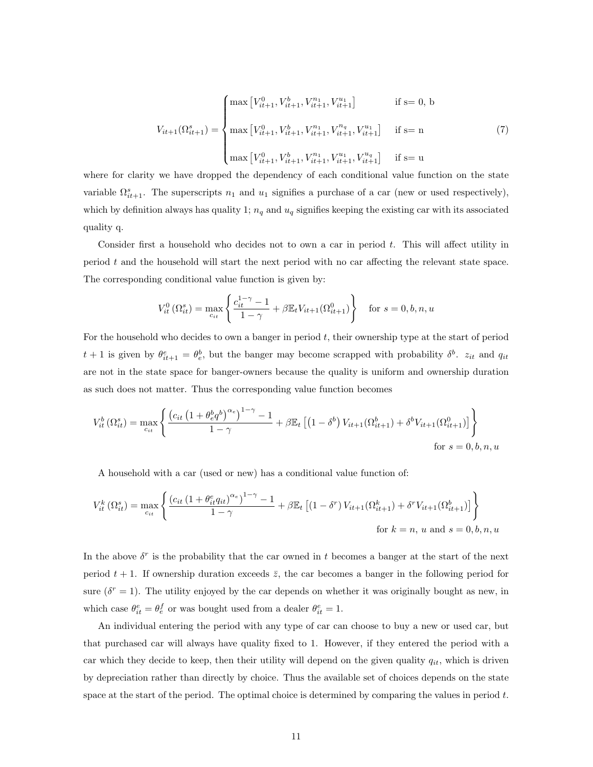$$
V_{it+1}(\Omega^s_{it+1}) = \begin{cases} \max\left[V^0_{it+1}, V^b_{it+1}, V^{n_1}_{it+1}, V^{u_1}_{it+1}\right] & \text{if s= 0, b} \\ \max\left[V^0_{it+1}, V^b_{it+1}, V^{n_1}_{it+1}, V^{n_q}_{it+1}, V^{u_1}_{it+1}\right] & \text{if s= n} \\ \max\left[V^0_{it+1}, V^b_{it+1}, V^{n_1}_{it+1}, V^{u_1}_{it+1}, V^{u_q}_{it+1}\right] & \text{if s= u} \end{cases} \tag{7}
$$

where for clarity we have dropped the dependency of each conditional value function on the state variable $\Omega^s_{it+1}$. The superscripts $n_1$ and $u_1$ signifies a purchase of a car (new or used respectively), which by definition always has quality 1; $n_q$ and $u_q$ signifies keeping the existing car with its associated quality q.

Consider first a household who decides not to own a car in period $t$. This will affect utility in period $t$ and the household will start the next period with no car affecting the relevant state space. The corresponding conditional value function is given by:

$$
V^0_{it}\left(\Omega^s_{it}\right) = \max_{c_{it}} \left\{ \frac{c^{1-\gamma}_{it} - 1}{1-\gamma} + \beta \mathbb{E}_t V_{it+1}(\Omega^0_{it+1}) \right\} \quad \text{for } s = 0, b, n, u
$$

For the household who decides to own a banger in period $t$, their ownership type at the start of period $t+1$ is given by $\theta^e_{it+1} = \theta^b_e$, but the banger may become scrapped with probability $\delta^b$. $z_{it}$ and $q_{it}$ are not in the state space for banger-owners because the quality is uniform and ownership duration as such does not matter. Thus the corresponding value function becomes

$$
V^b_{it}\left(\Omega^s_{it}\right) = \max_{c_{it}} \left\{ \frac{\left(c_{it}\left(1+\theta^b_e q^b\right)^{\alpha_e}\right)^{1-\gamma} - 1}{1-\gamma} + \beta \mathbb{E}_t \left[\left(1-\delta^b\right) V_{it+1}(\Omega^b_{it+1}) + \delta^b V_{it+1}(\Omega^0_{it+1})\right] \right\}
$$
$$
\text{for } s = 0, b, n, u
$$

A household with a car (used or new) has a conditional value function of:

$$
V^k_{it}\left(\Omega^s_{it}\right) = \max_{c_{it}} \left\{ \frac{\left(c_{it}\left(1+\theta^e_{it} q_{it}\right)^{\alpha_e}\right)^{1-\gamma} - 1}{1-\gamma} + \beta \mathbb{E}_t \left[\left(1-\delta^r\right) V_{it+1}(\Omega^k_{it+1}) + \delta^r V_{it+1}(\Omega^b_{it+1})\right] \right\}
$$
$$
\text{for } k = n,\, u \text{ and } s = 0, b, n, u
$$

In the above $\delta^r$ is the probability that the car owned in $t$ becomes a banger at the start of the next period $t+1$. If ownership duration exceeds $\bar{z}$, the car becomes a banger in the following period for sure ($\delta^r = 1$). The utility enjoyed by the car depends on whether it was originally bought as new, in which case $\theta^e_{it} = \theta^f_e$ or was bought used from a dealer $\theta^e_{it} = 1$.

An individual entering the period with any type of car can choose to buy a new or used car, but that purchased car will always have quality fixed to 1. However, if they entered the period with a car which they decide to keep, then their utility will depend on the given quality $q_{it}$, which is driven by depreciation rather than directly by choice. Thus the available set of choices depends on the state space at the start of the period. The optimal choice is determined by comparing the values in period $t$.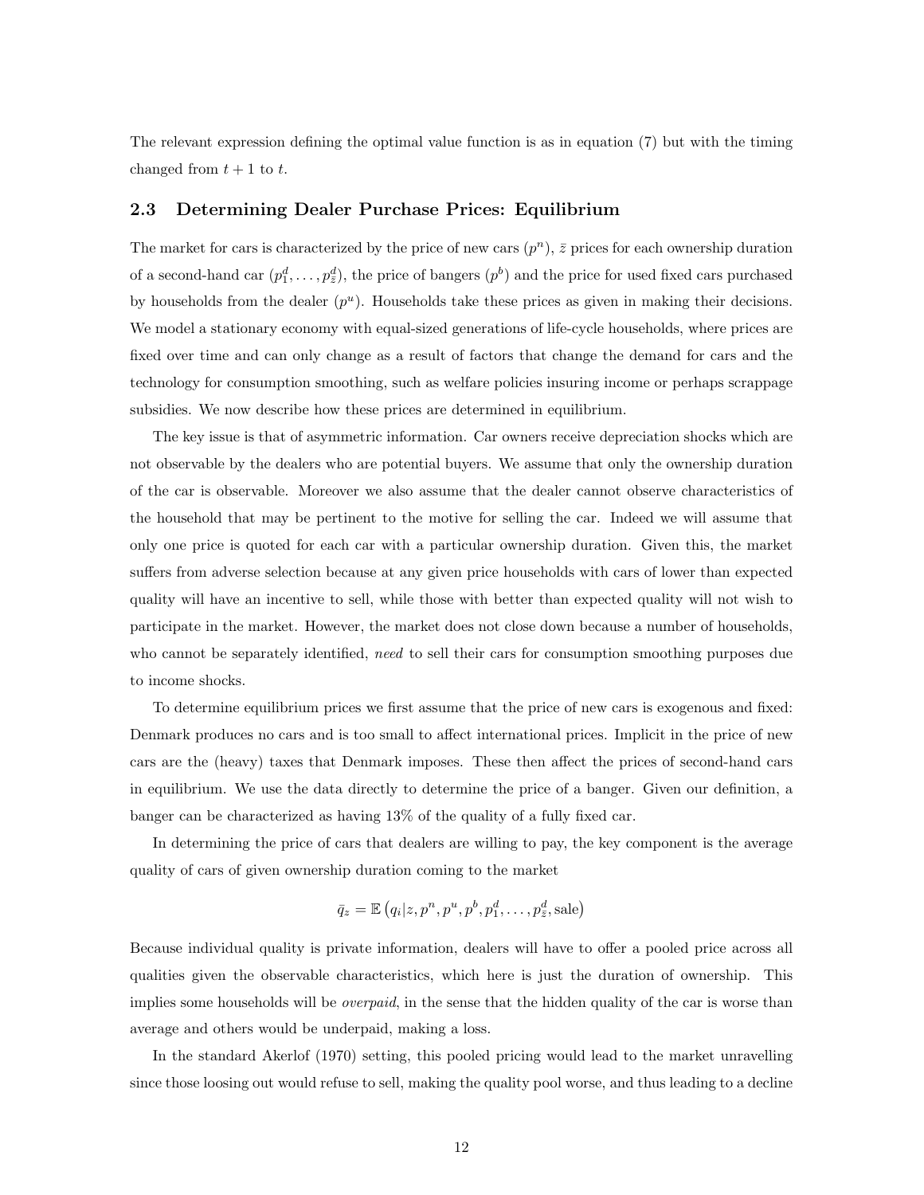The relevant expression defining the optimal value function is as in equation (7) but with the timing changed from $t+1$ to $t$.

### 2.3 Determining Dealer Purchase Prices: Equilibrium

The market for cars is characterized by the price of new cars ($p^n$), $\bar{z}$ prices for each ownership duration of a second-hand car ($p_1^d, \ldots, p_{\bar{z}}^d$), the price of bangers ($p^b$) and the price for used fixed cars purchased by households from the dealer ($p^u$). Households take these prices as given in making their decisions. We model a stationary economy with equal-sized generations of life-cycle households, where prices are fixed over time and can only change as a result of factors that change the demand for cars and the technology for consumption smoothing, such as welfare policies insuring income or perhaps scrappage subsidies. We now describe how these prices are determined in equilibrium.

The key issue is that of asymmetric information. Car owners receive depreciation shocks which are not observable by the dealers who are potential buyers. We assume that only the ownership duration of the car is observable. Moreover we also assume that the dealer cannot observe characteristics of the household that may be pertinent to the motive for selling the car. Indeed we will assume that only one price is quoted for each car with a particular ownership duration. Given this, the market suffers from adverse selection because at any given price households with cars of lower than expected quality will have an incentive to sell, while those with better than expected quality will not wish to participate in the market. However, the market does not close down because a number of households, who cannot be separately identified, *need* to sell their cars for consumption smoothing purposes due to income shocks.

To determine equilibrium prices we first assume that the price of new cars is exogenous and fixed: Denmark produces no cars and is too small to affect international prices. Implicit in the price of new cars are the (heavy) taxes that Denmark imposes. These then affect the prices of second-hand cars in equilibrium. We use the data directly to determine the price of a banger. Given our definition, a banger can be characterized as having 13% of the quality of a fully fixed car.

In determining the price of cars that dealers are willing to pay, the key component is the average quality of cars of given ownership duration coming to the market

$$\bar{q}_z = \mathbb{E}\left(q_i | z, p^n, p^u, p^b, p_1^d, \ldots, p_{\bar{z}}^d, \text{sale}\right)$$

Because individual quality is private information, dealers will have to offer a pooled price across all qualities given the observable characteristics, which here is just the duration of ownership. This implies some households will be *overpaid*, in the sense that the hidden quality of the car is worse than average and others would be underpaid, making a loss.

In the standard Akerlof (1970) setting, this pooled pricing would lead to the market unravelling since those loosing out would refuse to sell, making the quality pool worse, and thus leading to a decline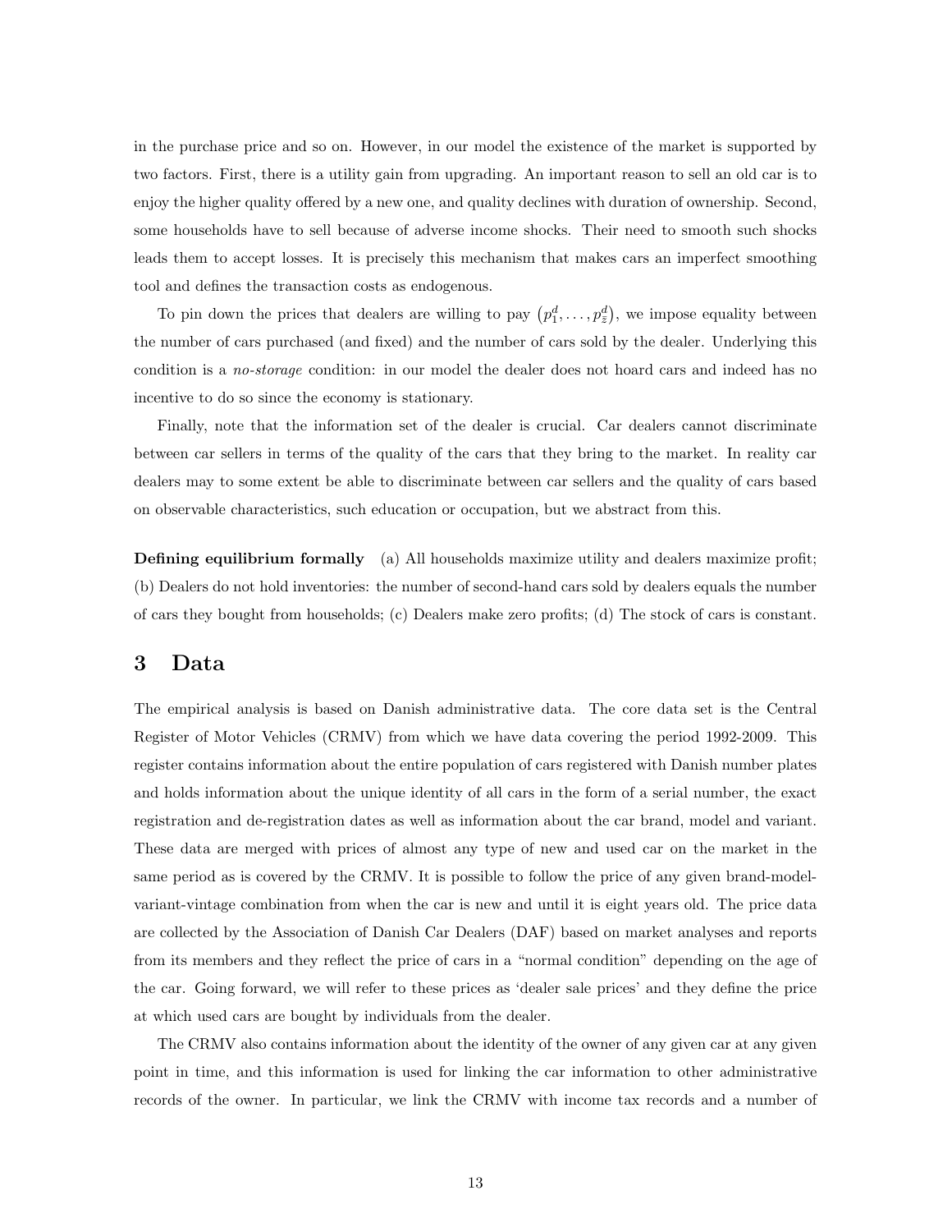in the purchase price and so on. However, in our model the existence of the market is supported by two factors. First, there is a utility gain from upgrading. An important reason to sell an old car is to enjoy the higher quality offered by a new one, and quality declines with duration of ownership. Second, some households have to sell because of adverse income shocks. Their need to smooth such shocks leads them to accept losses. It is precisely this mechanism that makes cars an imperfect smoothing tool and defines the transaction costs as endogenous.

To pin down the prices that dealers are willing to pay $\left(p_1^d, \ldots, p_{\bar{z}}^d\right)$, we impose equality between the number of cars purchased (and fixed) and the number of cars sold by the dealer. Underlying this condition is a *no-storage* condition: in our model the dealer does not hoard cars and indeed has no incentive to do so since the economy is stationary.

Finally, note that the information set of the dealer is crucial. Car dealers cannot discriminate between car sellers in terms of the quality of the cars that they bring to the market. In reality car dealers may to some extent be able to discriminate between car sellers and the quality of cars based on observable characteristics, such education or occupation, but we abstract from this.

**Defining equilibrium formally** (a) All households maximize utility and dealers maximize profit; (b) Dealers do not hold inventories: the number of second-hand cars sold by dealers equals the number of cars they bought from households; (c) Dealers make zero profits; (d) The stock of cars is constant.

## 3 Data

The empirical analysis is based on Danish administrative data. The core data set is the Central Register of Motor Vehicles (CRMV) from which we have data covering the period 1992-2009. This register contains information about the entire population of cars registered with Danish number plates and holds information about the unique identity of all cars in the form of a serial number, the exact registration and de-registration dates as well as information about the car brand, model and variant. These data are merged with prices of almost any type of new and used car on the market in the same period as is covered by the CRMV. It is possible to follow the price of any given brand-model-variant-vintage combination from when the car is new and until it is eight years old. The price data are collected by the Association of Danish Car Dealers (DAF) based on market analyses and reports from its members and they reflect the price of cars in a "normal condition" depending on the age of the car. Going forward, we will refer to these prices as 'dealer sale prices' and they define the price at which used cars are bought by individuals from the dealer.

The CRMV also contains information about the identity of the owner of any given car at any given point in time, and this information is used for linking the car information to other administrative records of the owner. In particular, we link the CRMV with income tax records and a number of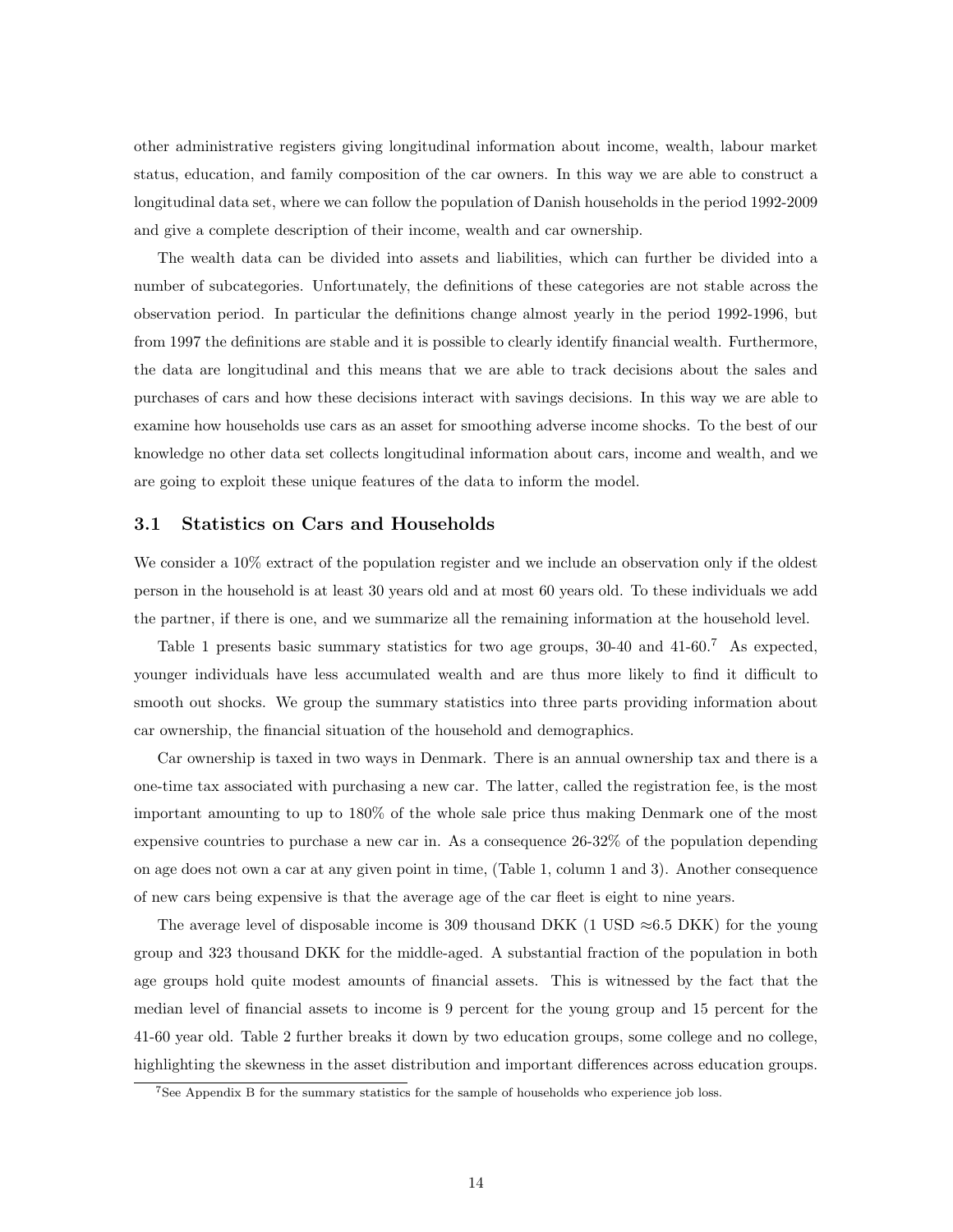other administrative registers giving longitudinal information about income, wealth, labour market status, education, and family composition of the car owners. In this way we are able to construct a longitudinal data set, where we can follow the population of Danish households in the period 1992-2009 and give a complete description of their income, wealth and car ownership.

The wealth data can be divided into assets and liabilities, which can further be divided into a number of subcategories. Unfortunately, the definitions of these categories are not stable across the observation period. In particular the definitions change almost yearly in the period 1992-1996, but from 1997 the definitions are stable and it is possible to clearly identify financial wealth. Furthermore, the data are longitudinal and this means that we are able to track decisions about the sales and purchases of cars and how these decisions interact with savings decisions. In this way we are able to examine how households use cars as an asset for smoothing adverse income shocks. To the best of our knowledge no other data set collects longitudinal information about cars, income and wealth, and we are going to exploit these unique features of the data to inform the model.

## 3.1 Statistics on Cars and Households

We consider a 10% extract of the population register and we include an observation only if the oldest person in the household is at least 30 years old and at most 60 years old. To these individuals we add the partner, if there is one, and we summarize all the remaining information at the household level.

Table 1 presents basic summary statistics for two age groups, 30-40 and 41-60.[7] As expected, younger individuals have less accumulated wealth and are thus more likely to find it difficult to smooth out shocks. We group the summary statistics into three parts providing information about car ownership, the financial situation of the household and demographics.

Car ownership is taxed in two ways in Denmark. There is an annual ownership tax and there is a one-time tax associated with purchasing a new car. The latter, called the registration fee, is the most important amounting to up to 180% of the whole sale price thus making Denmark one of the most expensive countries to purchase a new car in. As a consequence 26-32% of the population depending on age does not own a car at any given point in time, (Table 1, column 1 and 3). Another consequence of new cars being expensive is that the average age of the car fleet is eight to nine years.

The average level of disposable income is 309 thousand DKK (1 USD $\approx$6.5 DKK) for the young group and 323 thousand DKK for the middle-aged. A substantial fraction of the population in both age groups hold quite modest amounts of financial assets. This is witnessed by the fact that the median level of financial assets to income is 9 percent for the young group and 15 percent for the 41-60 year old. Table 2 further breaks it down by two education groups, some college and no college, highlighting the skewness in the asset distribution and important differences across education groups.

[7] See Appendix B for the summary statistics for the sample of households who experience job loss.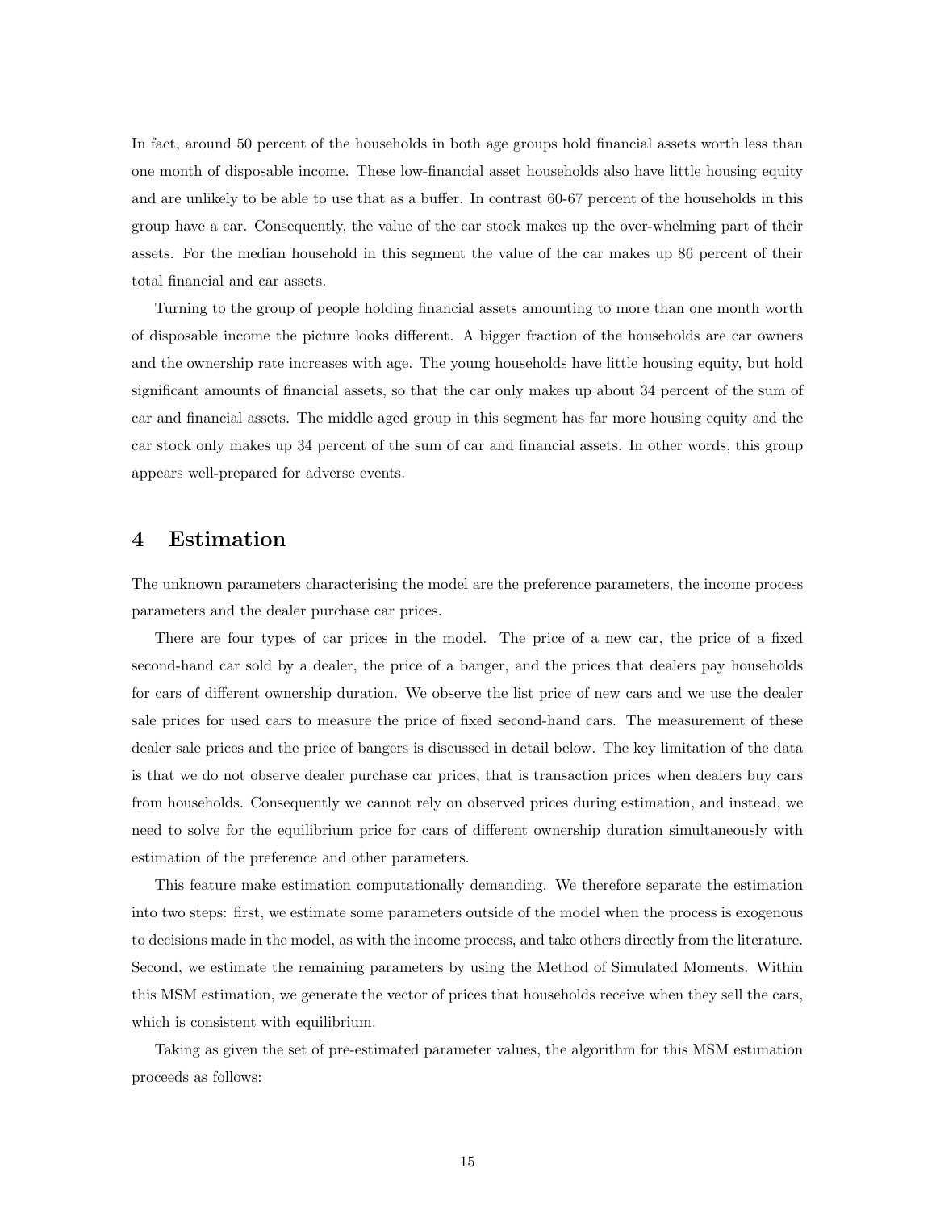In fact, around 50 percent of the households in both age groups hold financial assets worth less than one month of disposable income. These low-financial asset households also have little housing equity and are unlikely to be able to use that as a buffer. In contrast 60-67 percent of the households in this group have a car. Consequently, the value of the car stock makes up the over-whelming part of their assets. For the median household in this segment the value of the car makes up 86 percent of their total financial and car assets.

Turning to the group of people holding financial assets amounting to more than one month worth of disposable income the picture looks different. A bigger fraction of the households are car owners and the ownership rate increases with age. The young households have little housing equity, but hold significant amounts of financial assets, so that the car only makes up about 34 percent of the sum of car and financial assets. The middle aged group in this segment has far more housing equity and the car stock only makes up 34 percent of the sum of car and financial assets. In other words, this group appears well-prepared for adverse events.

# 4 Estimation

The unknown parameters characterising the model are the preference parameters, the income process parameters and the dealer purchase car prices.

There are four types of car prices in the model. The price of a new car, the price of a fixed second-hand car sold by a dealer, the price of a banger, and the prices that dealers pay households for cars of different ownership duration. We observe the list price of new cars and we use the dealer sale prices for used cars to measure the price of fixed second-hand cars. The measurement of these dealer sale prices and the price of bangers is discussed in detail below. The key limitation of the data is that we do not observe dealer purchase car prices, that is transaction prices when dealers buy cars from households. Consequently we cannot rely on observed prices during estimation, and instead, we need to solve for the equilibrium price for cars of different ownership duration simultaneously with estimation of the preference and other parameters.

This feature make estimation computationally demanding. We therefore separate the estimation into two steps: first, we estimate some parameters outside of the model when the process is exogenous to decisions made in the model, as with the income process, and take others directly from the literature. Second, we estimate the remaining parameters by using the Method of Simulated Moments. Within this MSM estimation, we generate the vector of prices that households receive when they sell the cars, which is consistent with equilibrium.

Taking as given the set of pre-estimated parameter values, the algorithm for this MSM estimation proceeds as follows: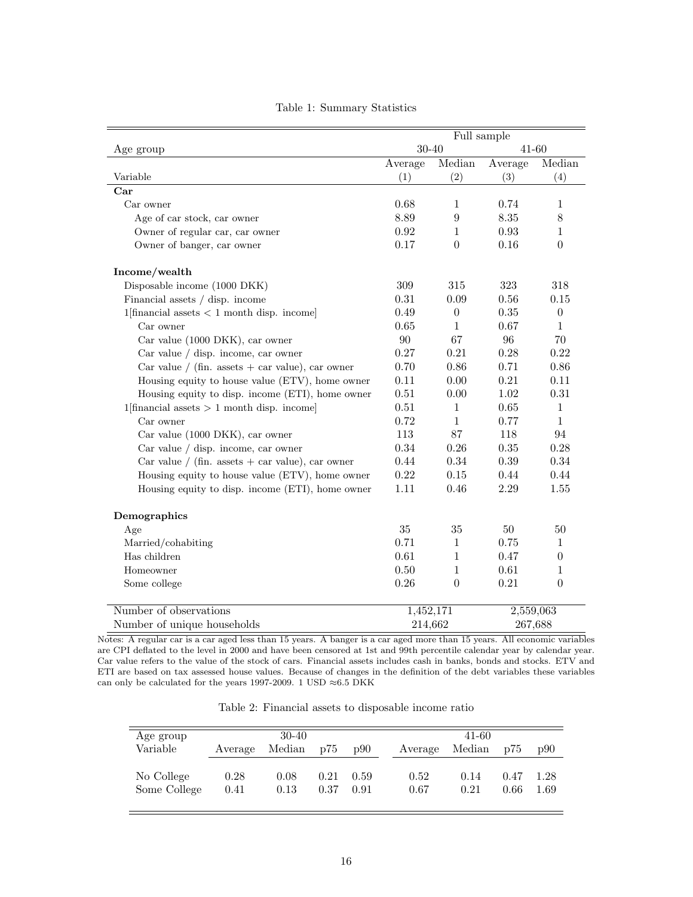Table 1: Summary Statistics

| | Full sample | | | |
|---|---|---|---|---|
| Age group | 30-40 | | 41-60 | |
| | Average | Median | Average | Median |
| Variable | (1) | (2) | (3) | (4) |
| **Car** | | | | |
| Car owner | 0.68 | 1 | 0.74 | 1 |
| Age of car stock, car owner | 8.89 | 9 | 8.35 | 8 |
| Owner of regular car, car owner | 0.92 | 1 | 0.93 | 1 |
| Owner of banger, car owner | 0.17 | 0 | 0.16 | 0 |
| **Income/wealth** | | | | |
| Disposable income (1000 DKK) | 309 | 315 | 323 | 318 |
| Financial assets / disp. income | 0.31 | 0.09 | 0.56 | 0.15 |
| 1[financial assets < 1 month disp. income] | 0.49 | 0 | 0.35 | 0 |
| Car owner | 0.65 | 1 | 0.67 | 1 |
| Car value (1000 DKK), car owner | 90 | 67 | 96 | 70 |
| Car value / disp. income, car owner | 0.27 | 0.21 | 0.28 | 0.22 |
| Car value / (fin. assets + car value), car owner | 0.70 | 0.86 | 0.71 | 0.86 |
| Housing equity to house value (ETV), home owner | 0.11 | 0.00 | 0.21 | 0.11 |
| Housing equity to disp. income (ETI), home owner | 0.51 | 0.00 | 1.02 | 0.31 |
| 1[financial assets > 1 month disp. income] | 0.51 | 1 | 0.65 | 1 |
| Car owner | 0.72 | 1 | 0.77 | 1 |
| Car value (1000 DKK), car owner | 113 | 87 | 118 | 94 |
| Car value / disp. income, car owner | 0.34 | 0.26 | 0.35 | 0.28 |
| Car value / (fin. assets + car value), car owner | 0.44 | 0.34 | 0.39 | 0.34 |
| Housing equity to house value (ETV), home owner | 0.22 | 0.15 | 0.44 | 0.44 |
| Housing equity to disp. income (ETI), home owner | 1.11 | 0.46 | 2.29 | 1.55 |
| **Demographics** | | | | |
| Age | 35 | 35 | 50 | 50 |
| Married/cohabiting | 0.71 | 1 | 0.75 | 1 |
| Has children | 0.61 | 1 | 0.47 | 0 |
| Homeowner | 0.50 | 1 | 0.61 | 1 |
| Some college | 0.26 | 0 | 0.21 | 0 |
| Number of observations | 1,452,171 | | 2,559,063 | |
| Number of unique households | 214,662 | | 267,688 | |

Notes: A regular car is a car aged less than 15 years. A banger is a car aged more than 15 years. All economic variables are CPI deflated to the level in 2000 and have been censored at 1st and 99th percentile calendar year by calendar year. Car value refers to the value of the stock of cars. Financial assets includes cash in banks, bonds and stocks. ETV and ETI are based on tax assessed house values. Because of changes in the definition of the debt variables these variables can only be calculated for the years 1997-2009. 1 USD ≈6.5 DKK

Table 2: Financial assets to disposable income ratio

| Age group | 30-40 | | | | 41-60 | | | |
|---|---|---|---|---|---|---|---|---|
| Variable | Average | Median | p75 | p90 | Average | Median | p75 | p90 |
| No College | 0.28 | 0.08 | 0.21 | 0.59 | 0.52 | 0.14 | 0.47 | 1.28 |
| Some College | 0.41 | 0.13 | 0.37 | 0.91 | 0.67 | 0.21 | 0.66 | 1.69 |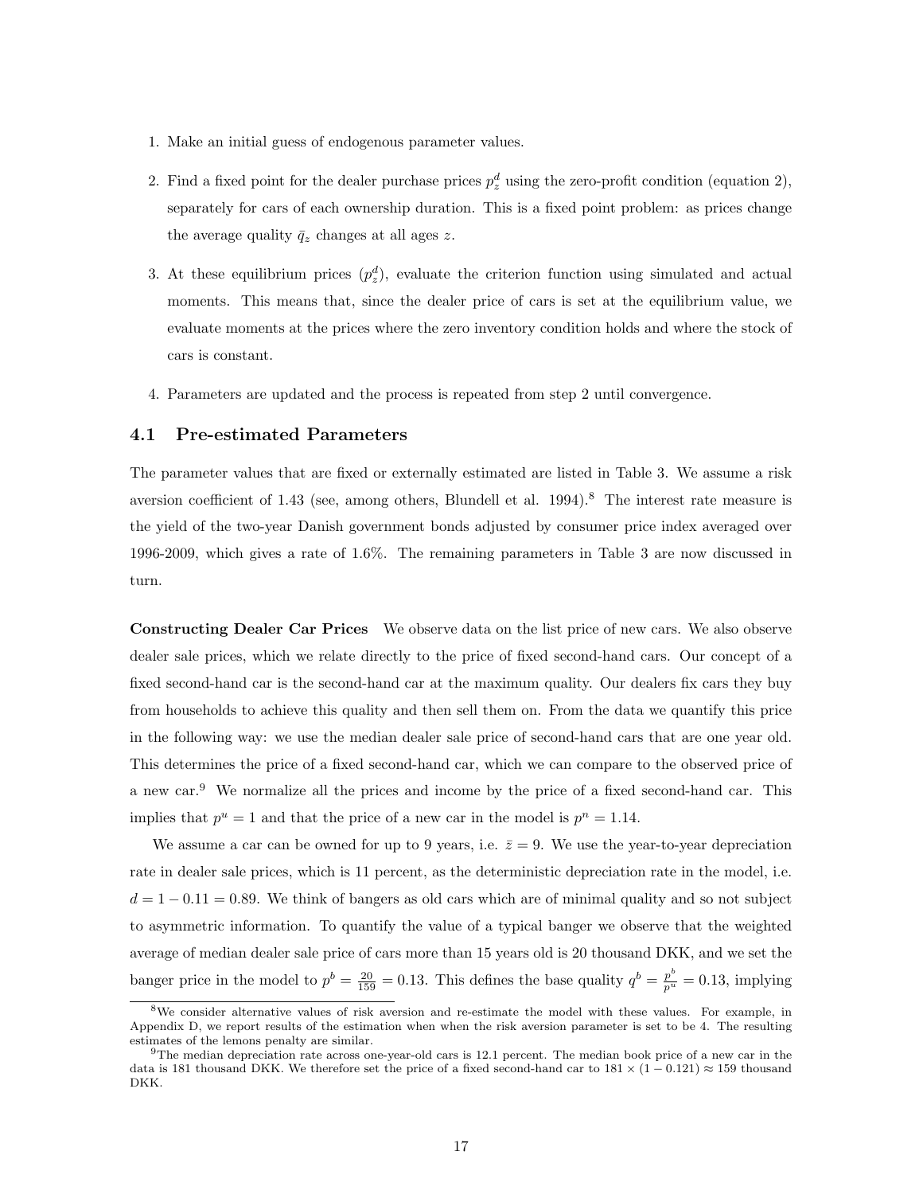1. Make an initial guess of endogenous parameter values.

2. Find a fixed point for the dealer purchase prices $p_z^d$ using the zero-profit condition (equation 2), separately for cars of each ownership duration. This is a fixed point problem: as prices change the average quality $\bar{q}_z$ changes at all ages $z$.

3. At these equilibrium prices $(p_z^d)$, evaluate the criterion function using simulated and actual moments. This means that, since the dealer price of cars is set at the equilibrium value, we evaluate moments at the prices where the zero inventory condition holds and where the stock of cars is constant.

4. Parameters are updated and the process is repeated from step 2 until convergence.

## 4.1 Pre-estimated Parameters

The parameter values that are fixed or externally estimated are listed in Table 3. We assume a risk aversion coefficient of 1.43 (see, among others, Blundell et al. 1994).[8] The interest rate measure is the yield of the two-year Danish government bonds adjusted by consumer price index averaged over 1996-2009, which gives a rate of 1.6%. The remaining parameters in Table 3 are now discussed in turn.

**Constructing Dealer Car Prices** We observe data on the list price of new cars. We also observe dealer sale prices, which we relate directly to the price of fixed second-hand cars. Our concept of a fixed second-hand car is the second-hand car at the maximum quality. Our dealers fix cars they buy from households to achieve this quality and then sell them on. From the data we quantify this price in the following way: we use the median dealer sale price of second-hand cars that are one year old. This determines the price of a fixed second-hand car, which we can compare to the observed price of a new car.[9] We normalize all the prices and income by the price of a fixed second-hand car. This implies that $p^u = 1$ and that the price of a new car in the model is $p^n = 1.14$.

We assume a car can be owned for up to 9 years, i.e. $\bar{z} = 9$. We use the year-to-year depreciation rate in dealer sale prices, which is 11 percent, as the deterministic depreciation rate in the model, i.e. $d = 1 - 0.11 = 0.89$. We think of bangers as old cars which are of minimal quality and so not subject to asymmetric information. To quantify the value of a typical banger we observe that the weighted average of median dealer sale price of cars more than 15 years old is 20 thousand DKK, and we set the banger price in the model to $p^b = \frac{20}{159} = 0.13$. This defines the base quality $q^b = \frac{p^b}{p^u} = 0.13$, implying

[8] We consider alternative values of risk aversion and re-estimate the model with these values. For example, in Appendix D, we report results of the estimation when when the risk aversion parameter is set to be 4. The resulting estimates of the lemons penalty are similar.

[9] The median depreciation rate across one-year-old cars is 12.1 percent. The median book price of a new car in the data is 181 thousand DKK. We therefore set the price of a fixed second-hand car to $181 \times (1 - 0.121) \approx 159$ thousand DKK.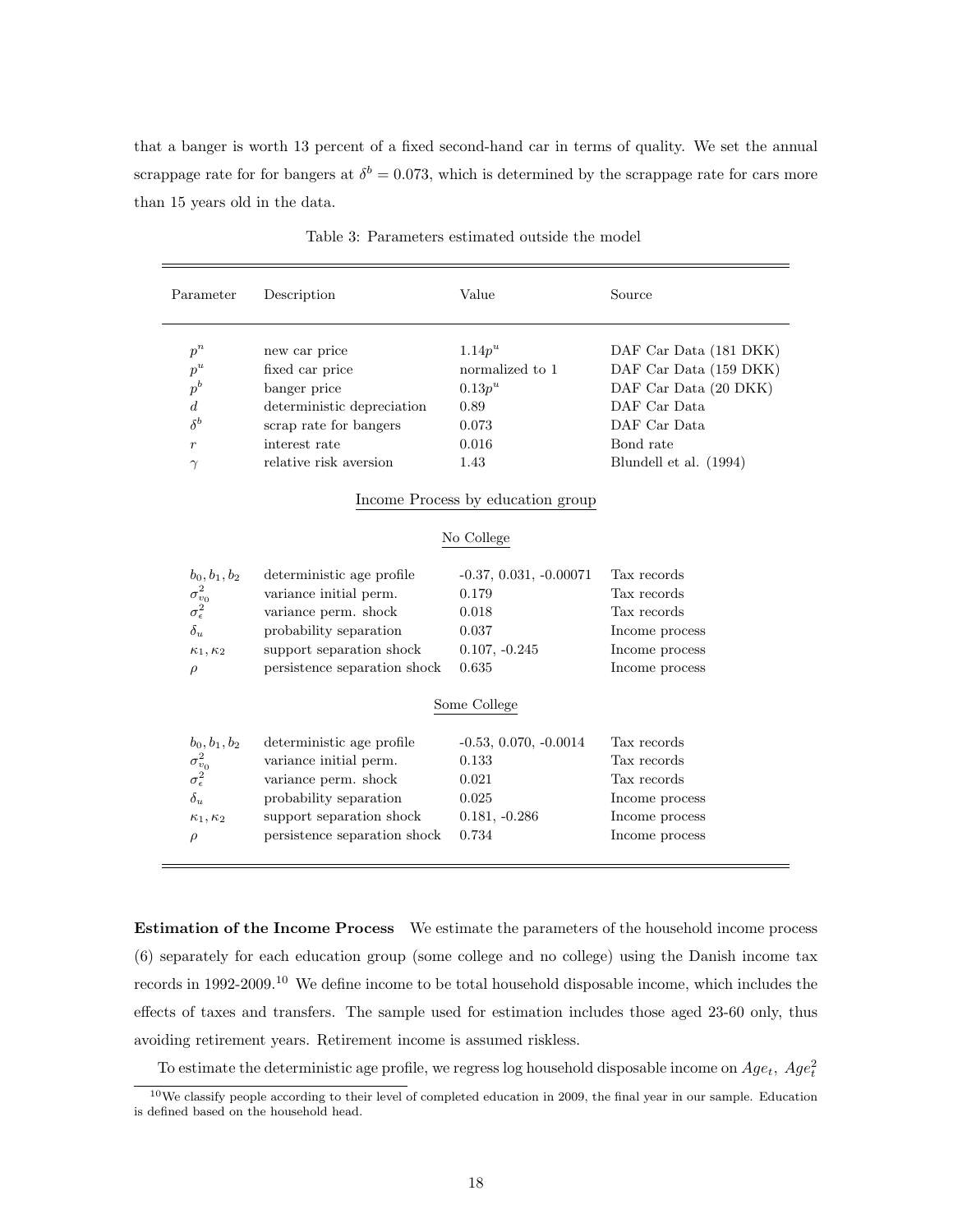that a banger is worth 13 percent of a fixed second-hand car in terms of quality. We set the annual scrappage rate for for bangers at $\delta^b = 0.073$, which is determined by the scrappage rate for cars more than 15 years old in the data.

Table 3: Parameters estimated outside the model

| Parameter | Description | Value | Source |
|---|---|---|---|
| $p^n$ | new car price | $1.14p^u$ | DAF Car Data (181 DKK) |
| $p^u$ | fixed car price | normalized to 1 | DAF Car Data (159 DKK) |
| $p^b$ | banger price | $0.13p^u$ | DAF Car Data (20 DKK) |
| $d$ | deterministic depreciation | 0.89 | DAF Car Data |
| $\delta^b$ | scrap rate for bangers | 0.073 | DAF Car Data |
| $r$ | interest rate | 0.016 | Bond rate |
| $\gamma$ | relative risk aversion | 1.43 | Blundell et al. (1994) |
| | | Income Process by education group | |
| | | No College | |
| $b_0, b_1, b_2$ | deterministic age profile | -0.37, 0.031, -0.00071 | Tax records |
| $\sigma^2_{v_0}$ | variance initial perm. | 0.179 | Tax records |
| $\sigma^2_\epsilon$ | variance perm. shock | 0.018 | Tax records |
| $\delta_u$ | probability separation | 0.037 | Income process |
| $\kappa_1, \kappa_2$ | support separation shock | 0.107, -0.245 | Income process |
| $\rho$ | persistence separation shock | 0.635 | Income process |
| | | Some College | |
| $b_0, b_1, b_2$ | deterministic age profile | -0.53, 0.070, -0.0014 | Tax records |
| $\sigma^2_{v_0}$ | variance initial perm. | 0.133 | Tax records |
| $\sigma^2_\epsilon$ | variance perm. shock | 0.021 | Tax records |
| $\delta_u$ | probability separation | 0.025 | Income process |
| $\kappa_1, \kappa_2$ | support separation shock | 0.181, -0.286 | Income process |
| $\rho$ | persistence separation shock | 0.734 | Income process |

**Estimation of the Income Process** We estimate the parameters of the household income process (6) separately for each education group (some college and no college) using the Danish income tax records in 1992-2009.[10] We define income to be total household disposable income, which includes the effects of taxes and transfers. The sample used for estimation includes those aged 23-60 only, thus avoiding retirement years. Retirement income is assumed riskless.

To estimate the deterministic age profile, we regress log household disposable income on $Age_t$, $Age_t^2$

[10] We classify people according to their level of completed education in 2009, the final year in our sample. Education is defined based on the household head.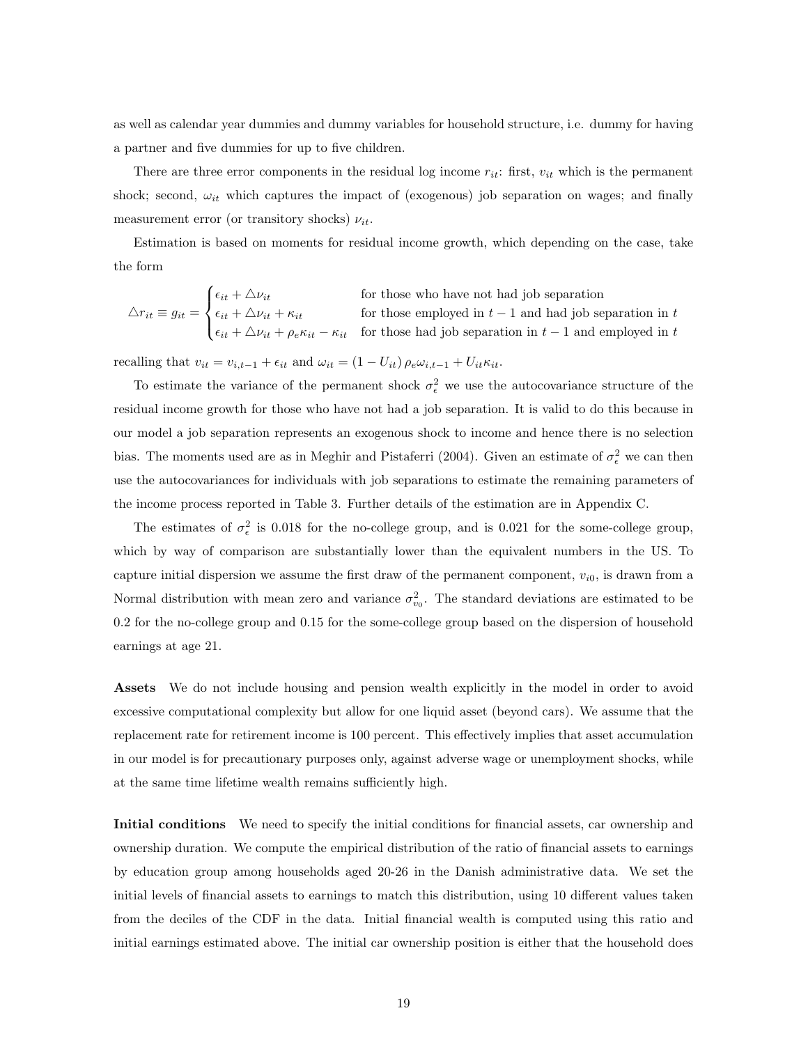as well as calendar year dummies and dummy variables for household structure, i.e. dummy for having a partner and five dummies for up to five children.

There are three error components in the residual log income $r_{it}$: first, $v_{it}$ which is the permanent shock; second, $\omega_{it}$ which captures the impact of (exogenous) job separation on wages; and finally measurement error (or transitory shocks) $\nu_{it}$.

Estimation is based on moments for residual income growth, which depending on the case, take the form

$$\triangle r_{it} \equiv g_{it} = \begin{cases} \epsilon_{it} + \triangle\nu_{it} & \text{for those who have not had job separation} \\ \epsilon_{it} + \triangle\nu_{it} + \kappa_{it} & \text{for those employed in } t-1 \text{ and had job separation in } t \\ \epsilon_{it} + \triangle\nu_{it} + \rho_e\kappa_{it} - \kappa_{it} & \text{for those had job separation in } t-1 \text{ and employed in } t \end{cases}$$

recalling that $v_{it} = v_{i,t-1} + \epsilon_{it}$ and $\omega_{it} = (1 - U_{it})\,\rho_e\omega_{i,t-1} + U_{it}\kappa_{it}$.

To estimate the variance of the permanent shock $\sigma_\epsilon^2$ we use the autocovariance structure of the residual income growth for those who have not had a job separation. It is valid to do this because in our model a job separation represents an exogenous shock to income and hence there is no selection bias. The moments used are as in Meghir and Pistaferri (2004). Given an estimate of $\sigma_\epsilon^2$ we can then use the autocovariances for individuals with job separations to estimate the remaining parameters of the income process reported in Table 3. Further details of the estimation are in Appendix C.

The estimates of $\sigma_\epsilon^2$ is 0.018 for the no-college group, and is 0.021 for the some-college group, which by way of comparison are substantially lower than the equivalent numbers in the US. To capture initial dispersion we assume the first draw of the permanent component, $v_{i0}$, is drawn from a Normal distribution with mean zero and variance $\sigma_{v0}^2$. The standard deviations are estimated to be 0.2 for the no-college group and 0.15 for the some-college group based on the dispersion of household earnings at age 21.

**Assets** We do not include housing and pension wealth explicitly in the model in order to avoid excessive computational complexity but allow for one liquid asset (beyond cars). We assume that the replacement rate for retirement income is 100 percent. This effectively implies that asset accumulation in our model is for precautionary purposes only, against adverse wage or unemployment shocks, while at the same time lifetime wealth remains sufficiently high.

**Initial conditions** We need to specify the initial conditions for financial assets, car ownership and ownership duration. We compute the empirical distribution of the ratio of financial assets to earnings by education group among households aged 20-26 in the Danish administrative data. We set the initial levels of financial assets to earnings to match this distribution, using 10 different values taken from the deciles of the CDF in the data. Initial financial wealth is computed using this ratio and initial earnings estimated above. The initial car ownership position is either that the household does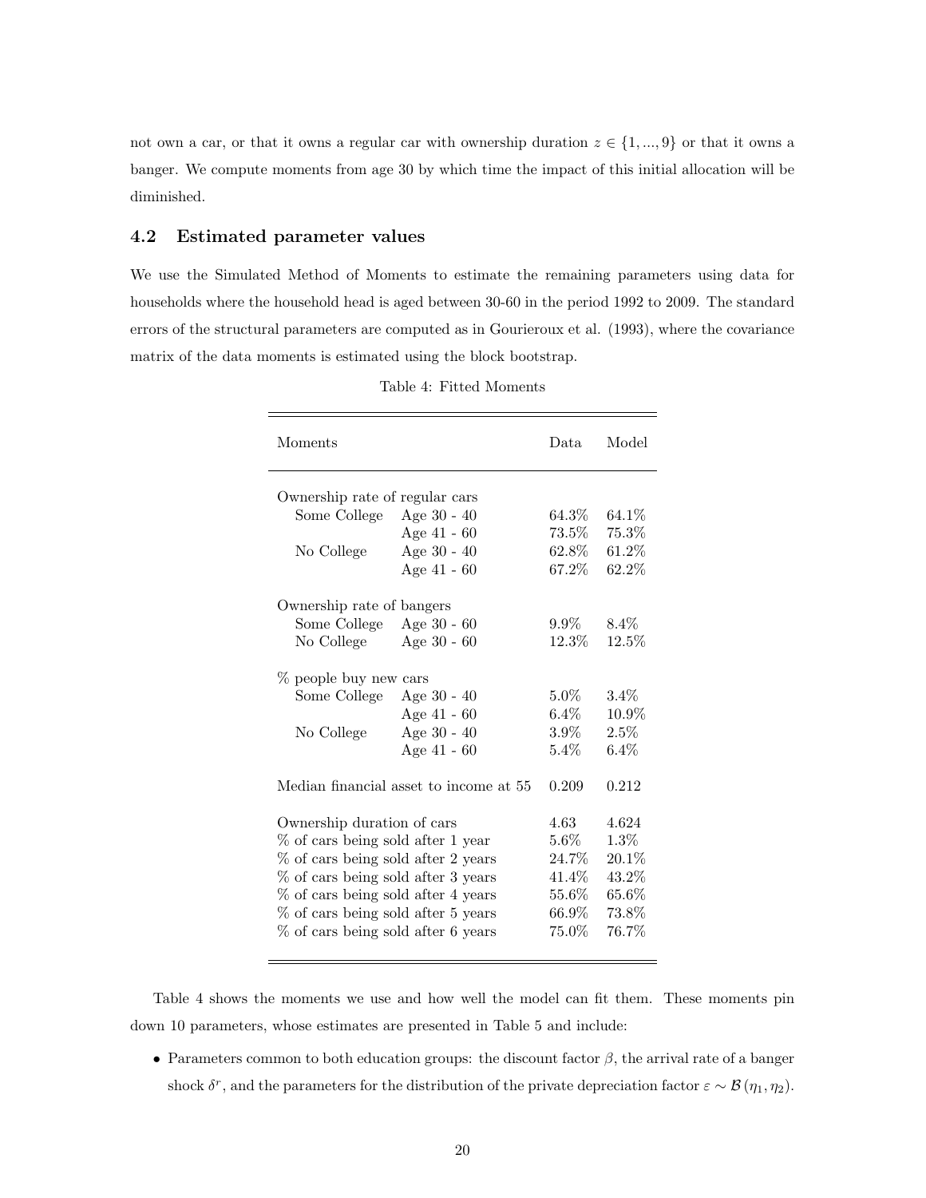not own a car, or that it owns a regular car with ownership duration $z \in \{1, ..., 9\}$ or that it owns a banger. We compute moments from age 30 by which time the impact of this initial allocation will be diminished.

### 4.2 Estimated parameter values

We use the Simulated Method of Moments to estimate the remaining parameters using data for households where the household head is aged between 30-60 in the period 1992 to 2009. The standard errors of the structural parameters are computed as in Gourieroux et al. (1993), where the covariance matrix of the data moments is estimated using the block bootstrap.

Table 4: Fitted Moments

| Moments | | Data | Model |
|---|---|---|---|
| Ownership rate of regular cars | | | |
| Some College | Age 30 - 40 | 64.3% | 64.1% |
| | Age 41 - 60 | 73.5% | 75.3% |
| No College | Age 30 - 40 | 62.8% | 61.2% |
| | Age 41 - 60 | 67.2% | 62.2% |
| Ownership rate of bangers | | | |
| Some College | Age 30 - 60 | 9.9% | 8.4% |
| No College | Age 30 - 60 | 12.3% | 12.5% |
| % people buy new cars | | | |
| Some College | Age 30 - 40 | 5.0% | 3.4% |
| | Age 41 - 60 | 6.4% | 10.9% |
| No College | Age 30 - 40 | 3.9% | 2.5% |
| | Age 41 - 60 | 5.4% | 6.4% |
| Median financial asset to income at 55 | | 0.209 | 0.212 |
| Ownership duration of cars | | 4.63 | 4.624 |
| % of cars being sold after 1 year | | 5.6% | 1.3% |
| % of cars being sold after 2 years | | 24.7% | 20.1% |
| % of cars being sold after 3 years | | 41.4% | 43.2% |
| % of cars being sold after 4 years | | 55.6% | 65.6% |
| % of cars being sold after 5 years | | 66.9% | 73.8% |
| % of cars being sold after 6 years | | 75.0% | 76.7% |

Table 4 shows the moments we use and how well the model can fit them. These moments pin down 10 parameters, whose estimates are presented in Table 5 and include:

- Parameters common to both education groups: the discount factor $\beta$, the arrival rate of a banger shock $\delta^r$, and the parameters for the distribution of the private depreciation factor $\varepsilon \sim \mathcal{B}(\eta_1, \eta_2)$.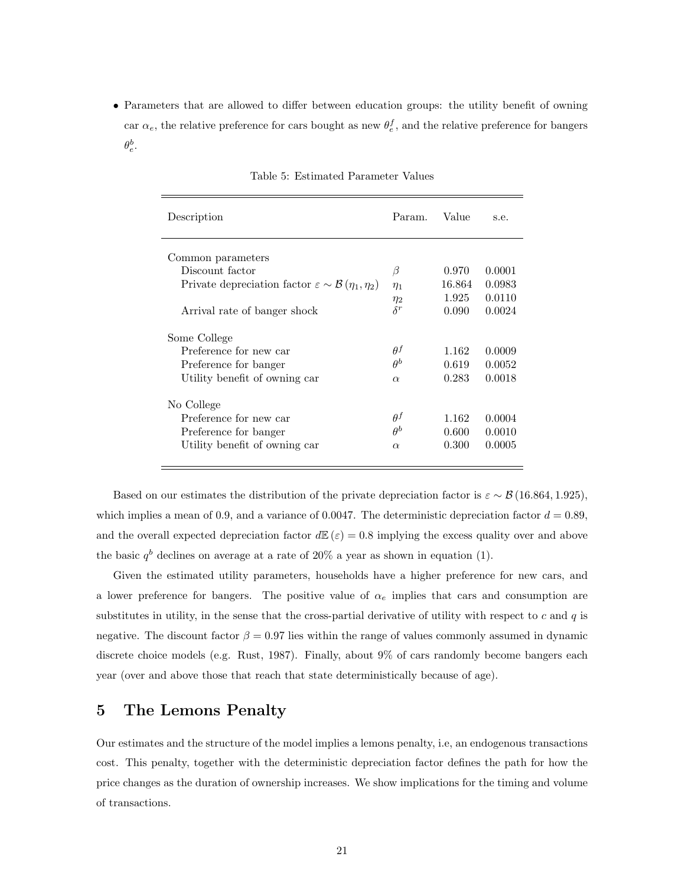- Parameters that are allowed to differ between education groups: the utility benefit of owning car $\alpha_e$, the relative preference for cars bought as new $\theta_e^f$, and the relative preference for bangers $\theta_e^b$.

Table 5: Estimated Parameter Values

| Description | Param. | Value | s.e. |
|---|---|---|---|
| Common parameters | | | |
| Discount factor | $\beta$ | 0.970 | 0.0001 |
| Private depreciation factor $\varepsilon \sim \mathcal{B}(\eta_1, \eta_2)$ | $\eta_1$ | 16.864 | 0.0983 |
| | $\eta_2$ | 1.925 | 0.0110 |
| Arrival rate of banger shock | $\delta^r$ | 0.090 | 0.0024 |
| Some College | | | |
| Preference for new car | $\theta^f$ | 1.162 | 0.0009 |
| Preference for banger | $\theta^b$ | 0.619 | 0.0052 |
| Utility benefit of owning car | $\alpha$ | 0.283 | 0.0018 |
| No College | | | |
| Preference for new car | $\theta^f$ | 1.162 | 0.0004 |
| Preference for banger | $\theta^b$ | 0.600 | 0.0010 |
| Utility benefit of owning car | $\alpha$ | 0.300 | 0.0005 |

Based on our estimates the distribution of the private depreciation factor is $\varepsilon \sim \mathcal{B}(16.864, 1.925)$, which implies a mean of 0.9, and a variance of 0.0047. The deterministic depreciation factor $d = 0.89$, and the overall expected depreciation factor $d\mathbb{E}(\varepsilon) = 0.8$ implying the excess quality over and above the basic $q^b$ declines on average at a rate of 20% a year as shown in equation (1).

Given the estimated utility parameters, households have a higher preference for new cars, and a lower preference for bangers. The positive value of $\alpha_e$ implies that cars and consumption are substitutes in utility, in the sense that the cross-partial derivative of utility with respect to $c$ and $q$ is negative. The discount factor $\beta = 0.97$ lies within the range of values commonly assumed in dynamic discrete choice models (e.g. Rust, 1987). Finally, about 9% of cars randomly become bangers each year (over and above those that reach that state deterministically because of age).

# 5 The Lemons Penalty

Our estimates and the structure of the model implies a lemons penalty, i.e, an endogenous transactions cost. This penalty, together with the deterministic depreciation factor defines the path for how the price changes as the duration of ownership increases. We show implications for the timing and volume of transactions.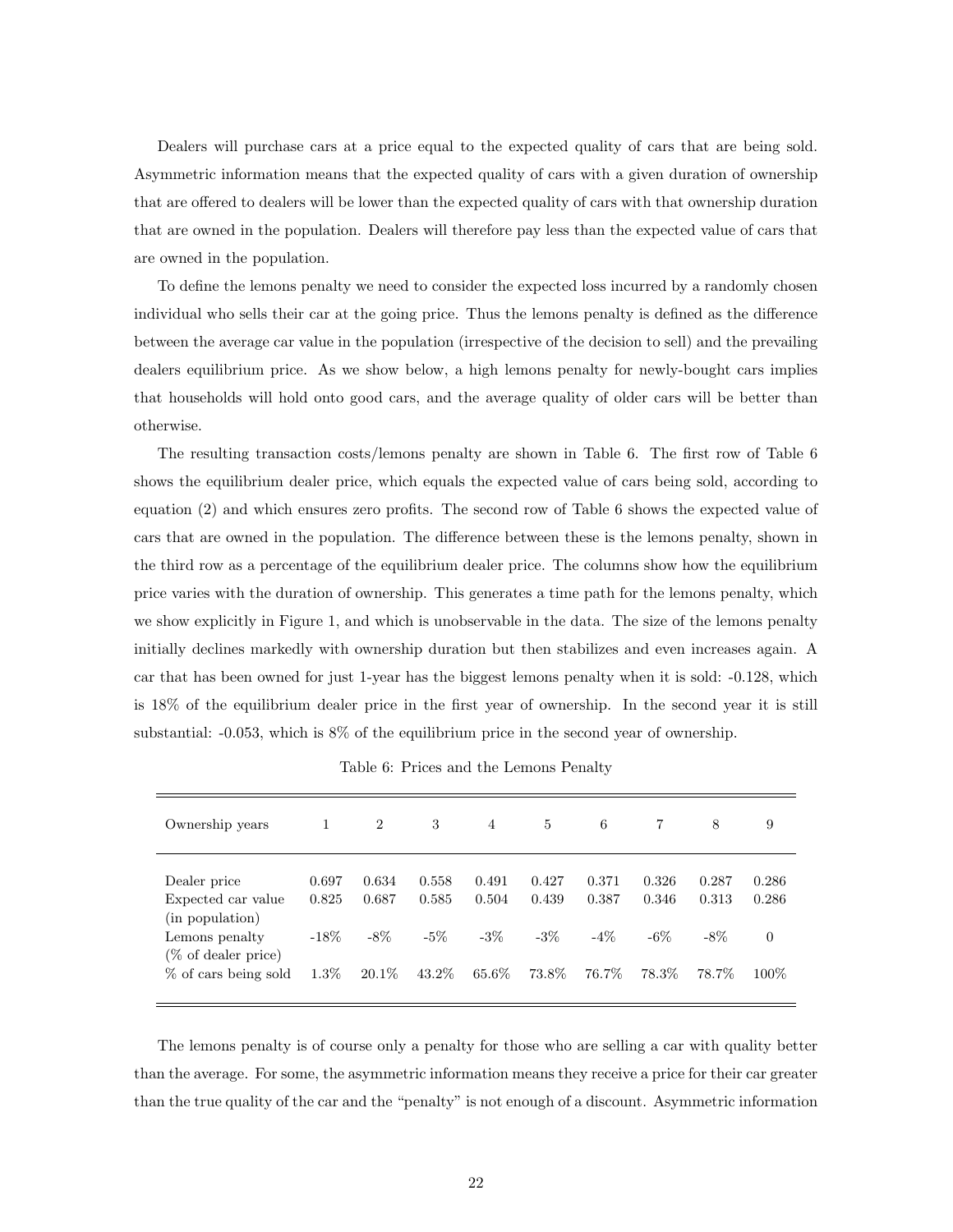Dealers will purchase cars at a price equal to the expected quality of cars that are being sold. Asymmetric information means that the expected quality of cars with a given duration of ownership that are offered to dealers will be lower than the expected quality of cars with that ownership duration that are owned in the population. Dealers will therefore pay less than the expected value of cars that are owned in the population.

To define the lemons penalty we need to consider the expected loss incurred by a randomly chosen individual who sells their car at the going price. Thus the lemons penalty is defined as the difference between the average car value in the population (irrespective of the decision to sell) and the prevailing dealers equilibrium price. As we show below, a high lemons penalty for newly-bought cars implies that households will hold onto good cars, and the average quality of older cars will be better than otherwise.

The resulting transaction costs/lemons penalty are shown in Table 6. The first row of Table 6 shows the equilibrium dealer price, which equals the expected value of cars being sold, according to equation (2) and which ensures zero profits. The second row of Table 6 shows the expected value of cars that are owned in the population. The difference between these is the lemons penalty, shown in the third row as a percentage of the equilibrium dealer price. The columns show how the equilibrium price varies with the duration of ownership. This generates a time path for the lemons penalty, which we show explicitly in Figure 1, and which is unobservable in the data. The size of the lemons penalty initially declines markedly with ownership duration but then stabilizes and even increases again. A car that has been owned for just 1-year has the biggest lemons penalty when it is sold: -0.128, which is 18% of the equilibrium dealer price in the first year of ownership. In the second year it is still substantial: -0.053, which is 8% of the equilibrium price in the second year of ownership.

Table 6: Prices and the Lemons Penalty

| Ownership years | 1 | 2 | 3 | 4 | 5 | 6 | 7 | 8 | 9 |
|---|---|---|---|---|---|---|---|---|---|
| Dealer price | 0.697 | 0.634 | 0.558 | 0.491 | 0.427 | 0.371 | 0.326 | 0.287 | 0.286 |
| Expected car value (in population) | 0.825 | 0.687 | 0.585 | 0.504 | 0.439 | 0.387 | 0.346 | 0.313 | 0.286 |
| Lemons penalty (% of dealer price) | -18% | -8% | -5% | -3% | -3% | -4% | -6% | -8% | 0 |
| % of cars being sold | 1.3% | 20.1% | 43.2% | 65.6% | 73.8% | 76.7% | 78.3% | 78.7% | 100% |

The lemons penalty is of course only a penalty for those who are selling a car with quality better than the average. For some, the asymmetric information means they receive a price for their car greater than the true quality of the car and the "penalty" is not enough of a discount. Asymmetric information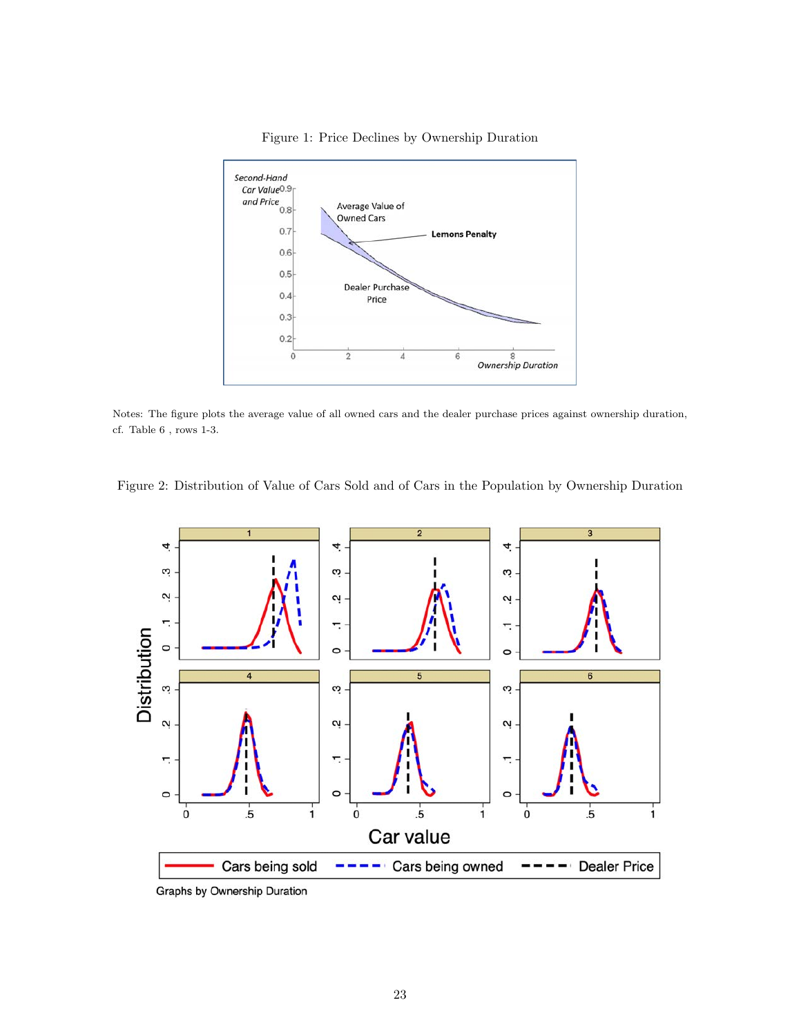Figure 1: Price Declines by Ownership Duration

Notes: The figure plots the average value of all owned cars and the dealer purchase prices against ownership duration, cf. Table 6 , rows 1-3.

Figure 2: Distribution of Value of Cars Sold and of Cars in the Population by Ownership Duration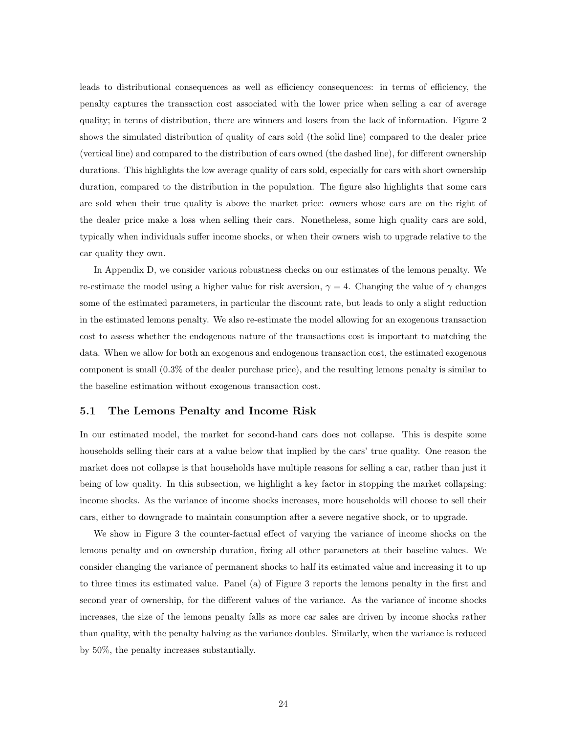leads to distributional consequences as well as efficiency consequences: in terms of efficiency, the penalty captures the transaction cost associated with the lower price when selling a car of average quality; in terms of distribution, there are winners and losers from the lack of information. Figure 2 shows the simulated distribution of quality of cars sold (the solid line) compared to the dealer price (vertical line) and compared to the distribution of cars owned (the dashed line), for different ownership durations. This highlights the low average quality of cars sold, especially for cars with short ownership duration, compared to the distribution in the population. The figure also highlights that some cars are sold when their true quality is above the market price: owners whose cars are on the right of the dealer price make a loss when selling their cars. Nonetheless, some high quality cars are sold, typically when individuals suffer income shocks, or when their owners wish to upgrade relative to the car quality they own.

In Appendix D, we consider various robustness checks on our estimates of the lemons penalty. We re-estimate the model using a higher value for risk aversion, $\gamma = 4$. Changing the value of $\gamma$ changes some of the estimated parameters, in particular the discount rate, but leads to only a slight reduction in the estimated lemons penalty. We also re-estimate the model allowing for an exogenous transaction cost to assess whether the endogenous nature of the transactions cost is important to matching the data. When we allow for both an exogenous and endogenous transaction cost, the estimated exogenous component is small (0.3% of the dealer purchase price), and the resulting lemons penalty is similar to the baseline estimation without exogenous transaction cost.

## 5.1 The Lemons Penalty and Income Risk

In our estimated model, the market for second-hand cars does not collapse. This is despite some households selling their cars at a value below that implied by the cars' true quality. One reason the market does not collapse is that households have multiple reasons for selling a car, rather than just it being of low quality. In this subsection, we highlight a key factor in stopping the market collapsing: income shocks. As the variance of income shocks increases, more households will choose to sell their cars, either to downgrade to maintain consumption after a severe negative shock, or to upgrade.

We show in Figure 3 the counter-factual effect of varying the variance of income shocks on the lemons penalty and on ownership duration, fixing all other parameters at their baseline values. We consider changing the variance of permanent shocks to half its estimated value and increasing it to up to three times its estimated value. Panel (a) of Figure 3 reports the lemons penalty in the first and second year of ownership, for the different values of the variance. As the variance of income shocks increases, the size of the lemons penalty falls as more car sales are driven by income shocks rather than quality, with the penalty halving as the variance doubles. Similarly, when the variance is reduced by 50%, the penalty increases substantially.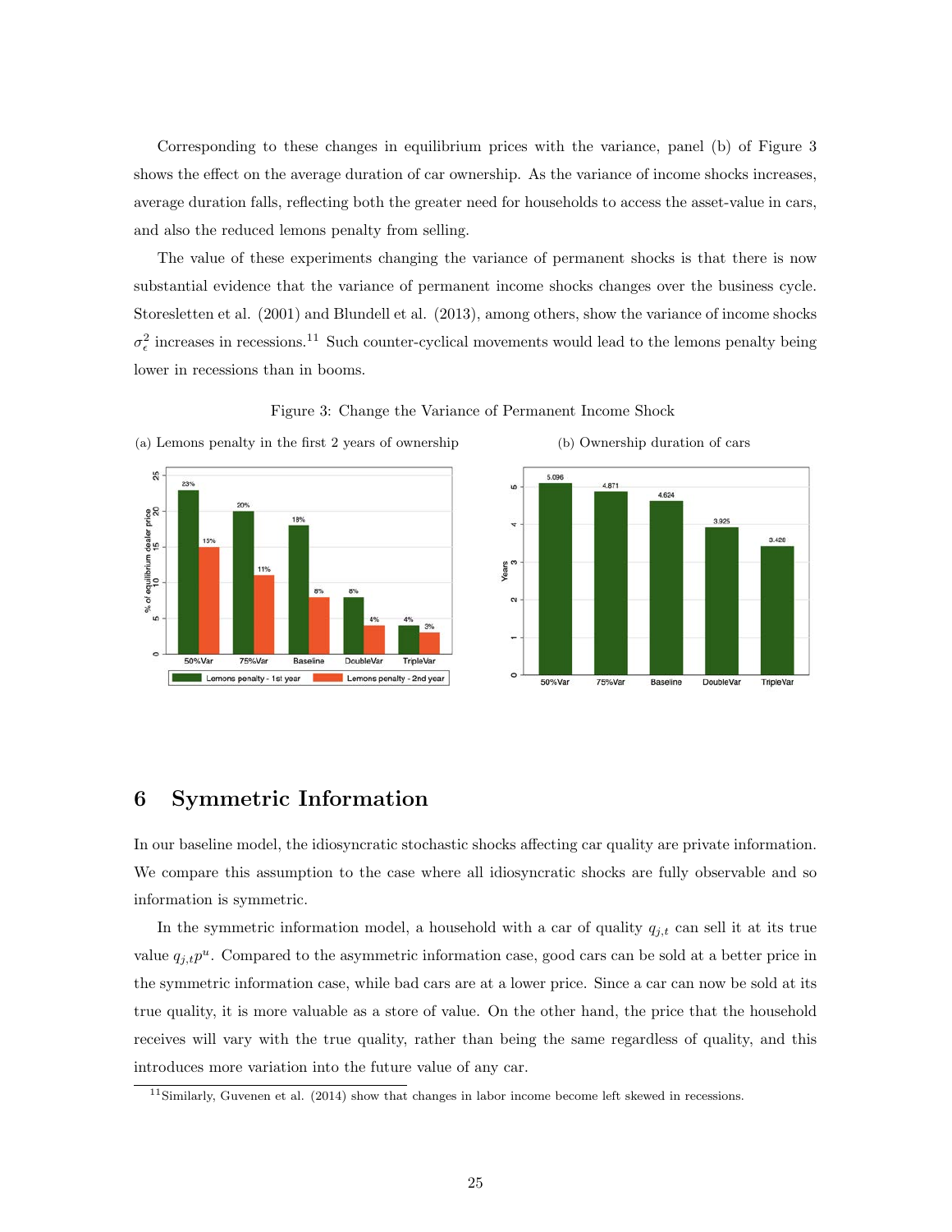Corresponding to these changes in equilibrium prices with the variance, panel (b) of Figure 3 shows the effect on the average duration of car ownership. As the variance of income shocks increases, average duration falls, reflecting both the greater need for households to access the asset-value in cars, and also the reduced lemons penalty from selling.

The value of these experiments changing the variance of permanent shocks is that there is now substantial evidence that the variance of permanent income shocks changes over the business cycle. Storesletten et al. (2001) and Blundell et al. (2013), among others, show the variance of income shocks $\sigma_\epsilon^2$ increases in recessions.[11] Such counter-cyclical movements would lead to the lemons penalty being lower in recessions than in booms.

Figure 3: Change the Variance of Permanent Income Shock

(a) Lemons penalty in the first 2 years of ownership

| | 50%Var | 75%Var | Baseline | DoubleVar | TripleVar |
|---|---|---|---|---|---|
| Lemons penalty - 1st year | 23% | 20% | 18% | 8% | 4% |
| Lemons penalty - 2nd year | 15% | 11% | 8% | 4% | 3% |

(b) Ownership duration of cars

| | 50%Var | 75%Var | Baseline | DoubleVar | TripleVar |
|---|---|---|---|---|---|
| Years | 5.096 | 4.871 | 4.624 | 3.925 | 3.428 |

# 6 Symmetric Information

In our baseline model, the idiosyncratic stochastic shocks affecting car quality are private information. We compare this assumption to the case where all idiosyncratic shocks are fully observable and so information is symmetric.

In the symmetric information model, a household with a car of quality $q_{j,t}$ can sell it at its true value $q_{j,t}p^u$. Compared to the asymmetric information case, good cars can be sold at a better price in the symmetric information case, while bad cars are at a lower price. Since a car can now be sold at its true quality, it is more valuable as a store of value. On the other hand, the price that the household receives will vary with the true quality, rather than being the same regardless of quality, and this introduces more variation into the future value of any car.

[11] Similarly, Guvenen et al. (2014) show that changes in labor income become left skewed in recessions.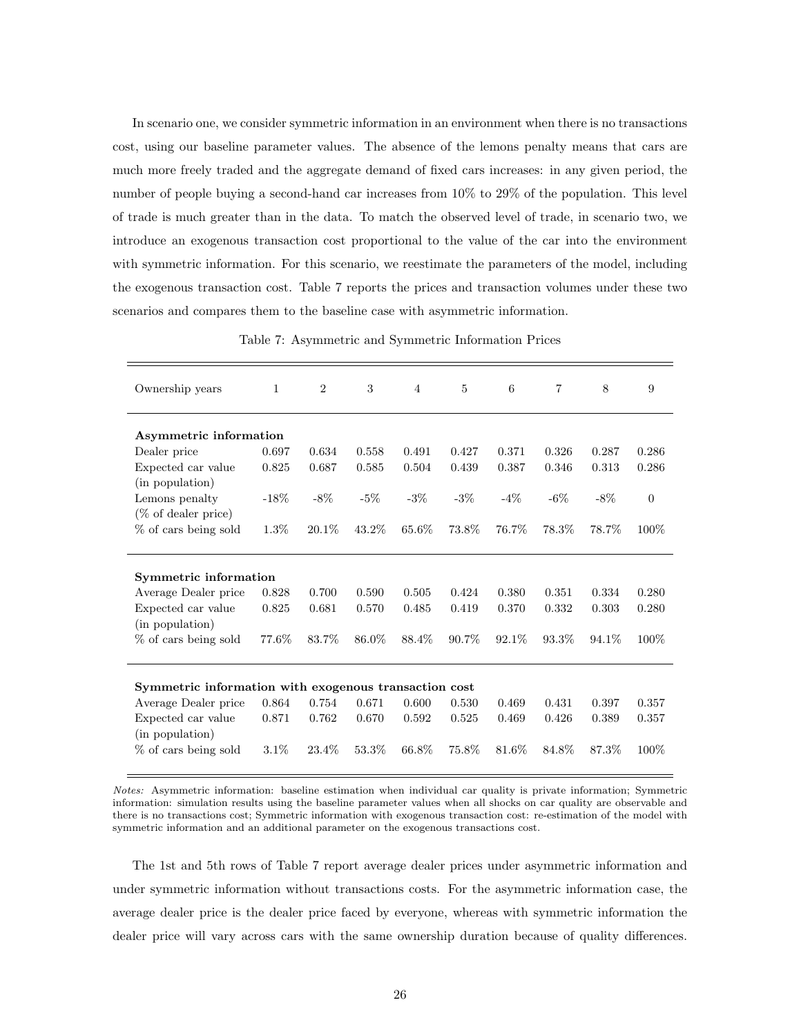In scenario one, we consider symmetric information in an environment when there is no transactions cost, using our baseline parameter values. The absence of the lemons penalty means that cars are much more freely traded and the aggregate demand of fixed cars increases: in any given period, the number of people buying a second-hand car increases from 10% to 29% of the population. This level of trade is much greater than in the data. To match the observed level of trade, in scenario two, we introduce an exogenous transaction cost proportional to the value of the car into the environment with symmetric information. For this scenario, we reestimate the parameters of the model, including the exogenous transaction cost. Table 7 reports the prices and transaction volumes under these two scenarios and compares them to the baseline case with asymmetric information.

Table 7: Asymmetric and Symmetric Information Prices

| Ownership years | 1 | 2 | 3 | 4 | 5 | 6 | 7 | 8 | 9 |
|---|---|---|---|---|---|---|---|---|---|
| **Asymmetric information** | | | | | | | | | |
| Dealer price | 0.697 | 0.634 | 0.558 | 0.491 | 0.427 | 0.371 | 0.326 | 0.287 | 0.286 |
| Expected car value (in population) | 0.825 | 0.687 | 0.585 | 0.504 | 0.439 | 0.387 | 0.346 | 0.313 | 0.286 |
| Lemons penalty (% of dealer price) | -18% | -8% | -5% | -3% | -3% | -4% | -6% | -8% | 0 |
| % of cars being sold | 1.3% | 20.1% | 43.2% | 65.6% | 73.8% | 76.7% | 78.3% | 78.7% | 100% |
| **Symmetric information** | | | | | | | | | |
| Average Dealer price | 0.828 | 0.700 | 0.590 | 0.505 | 0.424 | 0.380 | 0.351 | 0.334 | 0.280 |
| Expected car value (in population) | 0.825 | 0.681 | 0.570 | 0.485 | 0.419 | 0.370 | 0.332 | 0.303 | 0.280 |
| % of cars being sold | 77.6% | 83.7% | 86.0% | 88.4% | 90.7% | 92.1% | 93.3% | 94.1% | 100% |
| **Symmetric information with exogenous transaction cost** | | | | | | | | | |
| Average Dealer price | 0.864 | 0.754 | 0.671 | 0.600 | 0.530 | 0.469 | 0.431 | 0.397 | 0.357 |
| Expected car value (in population) | 0.871 | 0.762 | 0.670 | 0.592 | 0.525 | 0.469 | 0.426 | 0.389 | 0.357 |
| % of cars being sold | 3.1% | 23.4% | 53.3% | 66.8% | 75.8% | 81.6% | 84.8% | 87.3% | 100% |

*Notes:* Asymmetric information: baseline estimation when individual car quality is private information; Symmetric information: simulation results using the baseline parameter values when all shocks on car quality are observable and there is no transactions cost; Symmetric information with exogenous transaction cost: re-estimation of the model with symmetric information and an additional parameter on the exogenous transactions cost.

The 1st and 5th rows of Table 7 report average dealer prices under asymmetric information and under symmetric information without transactions costs. For the asymmetric information case, the average dealer price is the dealer price faced by everyone, whereas with symmetric information the dealer price will vary across cars with the same ownership duration because of quality differences.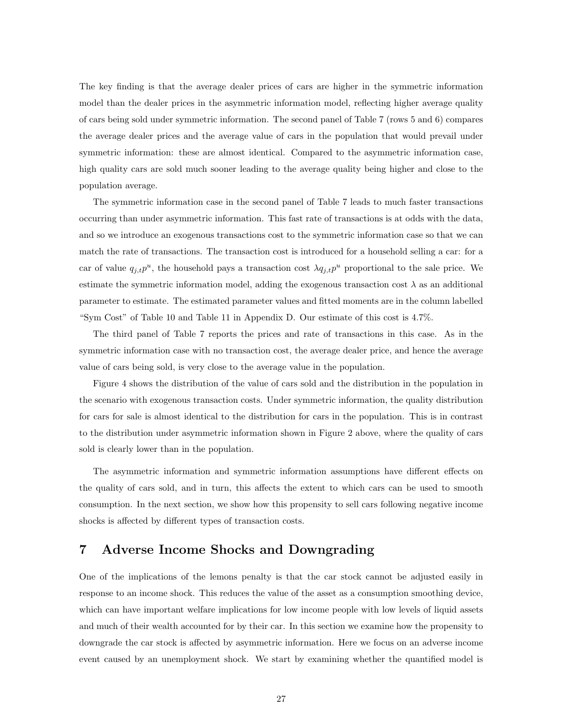The key finding is that the average dealer prices of cars are higher in the symmetric information model than the dealer prices in the asymmetric information model, reflecting higher average quality of cars being sold under symmetric information. The second panel of Table 7 (rows 5 and 6) compares the average dealer prices and the average value of cars in the population that would prevail under symmetric information: these are almost identical. Compared to the asymmetric information case, high quality cars are sold much sooner leading to the average quality being higher and close to the population average.

The symmetric information case in the second panel of Table 7 leads to much faster transactions occurring than under asymmetric information. This fast rate of transactions is at odds with the data, and so we introduce an exogenous transactions cost to the symmetric information case so that we can match the rate of transactions. The transaction cost is introduced for a household selling a car: for a car of value $q_{j,t}p^u$, the household pays a transaction cost $\lambda q_{j,t}p^u$ proportional to the sale price. We estimate the symmetric information model, adding the exogenous transaction cost $\lambda$ as an additional parameter to estimate. The estimated parameter values and fitted moments are in the column labelled "Sym Cost" of Table 10 and Table 11 in Appendix D. Our estimate of this cost is 4.7%.

The third panel of Table 7 reports the prices and rate of transactions in this case. As in the symmetric information case with no transaction cost, the average dealer price, and hence the average value of cars being sold, is very close to the average value in the population.

Figure 4 shows the distribution of the value of cars sold and the distribution in the population in the scenario with exogenous transaction costs. Under symmetric information, the quality distribution for cars for sale is almost identical to the distribution for cars in the population. This is in contrast to the distribution under asymmetric information shown in Figure 2 above, where the quality of cars sold is clearly lower than in the population.

The asymmetric information and symmetric information assumptions have different effects on the quality of cars sold, and in turn, this affects the extent to which cars can be used to smooth consumption. In the next section, we show how this propensity to sell cars following negative income shocks is affected by different types of transaction costs.

# 7 Adverse Income Shocks and Downgrading

One of the implications of the lemons penalty is that the car stock cannot be adjusted easily in response to an income shock. This reduces the value of the asset as a consumption smoothing device, which can have important welfare implications for low income people with low levels of liquid assets and much of their wealth accounted for by their car. In this section we examine how the propensity to downgrade the car stock is affected by asymmetric information. Here we focus on an adverse income event caused by an unemployment shock. We start by examining whether the quantified model is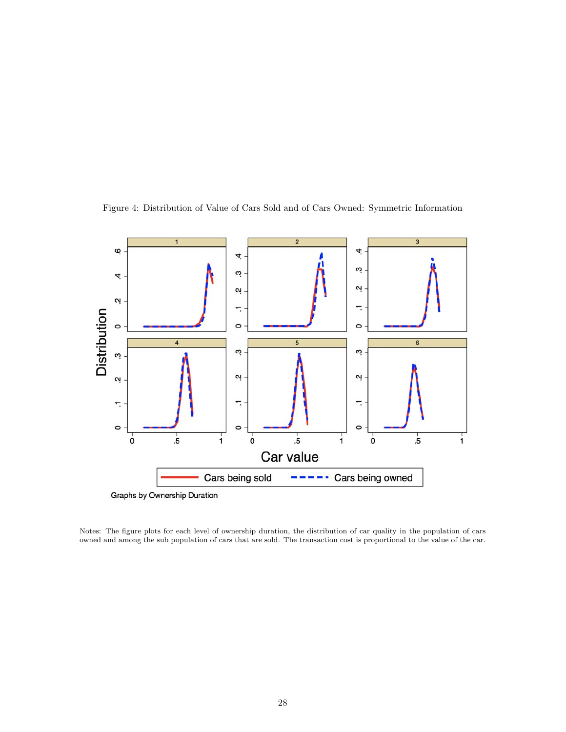Figure 4: Distribution of Value of Cars Sold and of Cars Owned: Symmetric Information

Notes: The figure plots for each level of ownership duration, the distribution of car quality in the population of cars owned and among the sub population of cars that are sold. The transaction cost is proportional to the value of the car.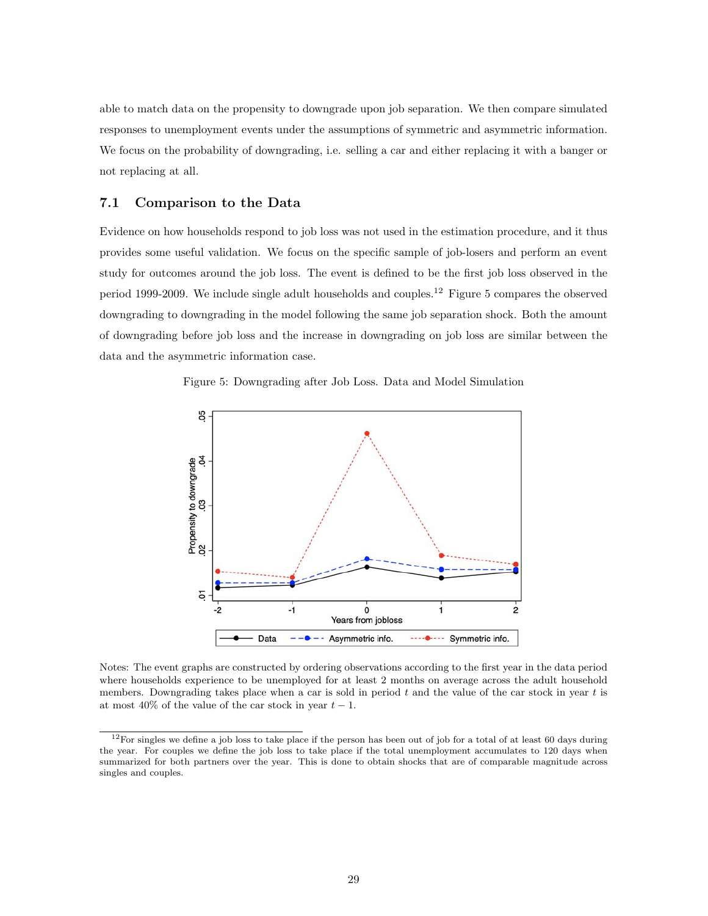able to match data on the propensity to downgrade upon job separation. We then compare simulated responses to unemployment events under the assumptions of symmetric and asymmetric information. We focus on the probability of downgrading, i.e. selling a car and either replacing it with a banger or not replacing at all.

## 7.1 Comparison to the Data

Evidence on how households respond to job loss was not used in the estimation procedure, and it thus provides some useful validation. We focus on the specific sample of job-losers and perform an event study for outcomes around the job loss. The event is defined to be the first job loss observed in the period 1999-2009. We include single adult households and couples.[12] Figure 5 compares the observed downgrading to downgrading in the model following the same job separation shock. Both the amount of downgrading before job loss and the increase in downgrading on job loss are similar between the data and the asymmetric information case.

Figure 5: Downgrading after Job Loss. Data and Model Simulation

Notes: The event graphs are constructed by ordering observations according to the first year in the data period where households experience to be unemployed for at least 2 months on average across the adult household members. Downgrading takes place when a car is sold in period $t$ and the value of the car stock in year $t$ is at most 40% of the value of the car stock in year $t-1$.

[12] For singles we define a job loss to take place if the person has been out of job for a total of at least 60 days during the year. For couples we define the job loss to take place if the total unemployment accumulates to 120 days when summarized for both partners over the year. This is done to obtain shocks that are of comparable magnitude across singles and couples.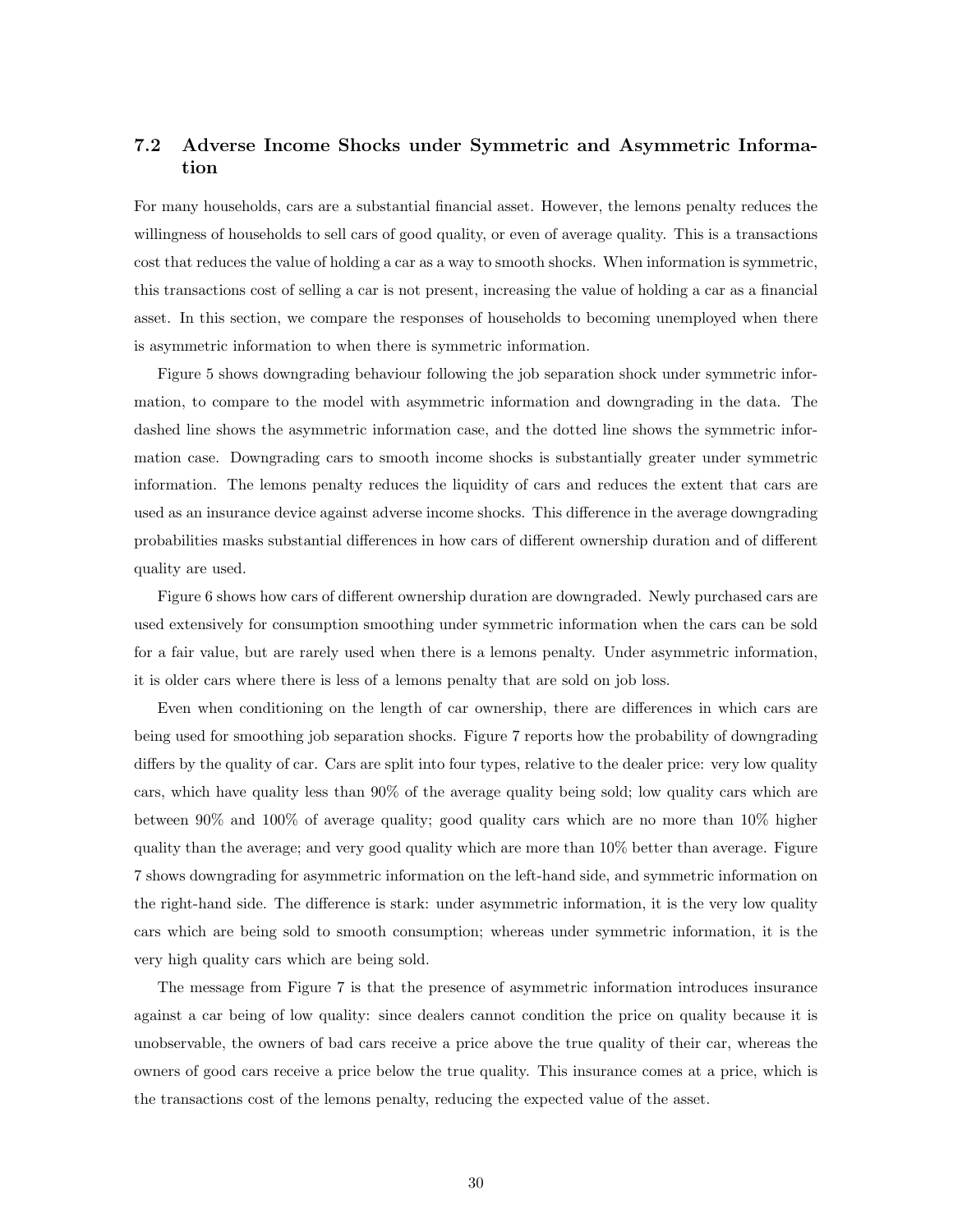### 7.2 Adverse Income Shocks under Symmetric and Asymmetric Information

For many households, cars are a substantial financial asset. However, the lemons penalty reduces the willingness of households to sell cars of good quality, or even of average quality. This is a transactions cost that reduces the value of holding a car as a way to smooth shocks. When information is symmetric, this transactions cost of selling a car is not present, increasing the value of holding a car as a financial asset. In this section, we compare the responses of households to becoming unemployed when there is asymmetric information to when there is symmetric information.

Figure 5 shows downgrading behaviour following the job separation shock under symmetric information, to compare to the model with asymmetric information and downgrading in the data. The dashed line shows the asymmetric information case, and the dotted line shows the symmetric information case. Downgrading cars to smooth income shocks is substantially greater under symmetric information. The lemons penalty reduces the liquidity of cars and reduces the extent that cars are used as an insurance device against adverse income shocks. This difference in the average downgrading probabilities masks substantial differences in how cars of different ownership duration and of different quality are used.

Figure 6 shows how cars of different ownership duration are downgraded. Newly purchased cars are used extensively for consumption smoothing under symmetric information when the cars can be sold for a fair value, but are rarely used when there is a lemons penalty. Under asymmetric information, it is older cars where there is less of a lemons penalty that are sold on job loss.

Even when conditioning on the length of car ownership, there are differences in which cars are being used for smoothing job separation shocks. Figure 7 reports how the probability of downgrading differs by the quality of car. Cars are split into four types, relative to the dealer price: very low quality cars, which have quality less than 90% of the average quality being sold; low quality cars which are between 90% and 100% of average quality; good quality cars which are no more than 10% higher quality than the average; and very good quality which are more than 10% better than average. Figure 7 shows downgrading for asymmetric information on the left-hand side, and symmetric information on the right-hand side. The difference is stark: under asymmetric information, it is the very low quality cars which are being sold to smooth consumption; whereas under symmetric information, it is the very high quality cars which are being sold.

The message from Figure 7 is that the presence of asymmetric information introduces insurance against a car being of low quality: since dealers cannot condition the price on quality because it is unobservable, the owners of bad cars receive a price above the true quality of their car, whereas the owners of good cars receive a price below the true quality. This insurance comes at a price, which is the transactions cost of the lemons penalty, reducing the expected value of the asset.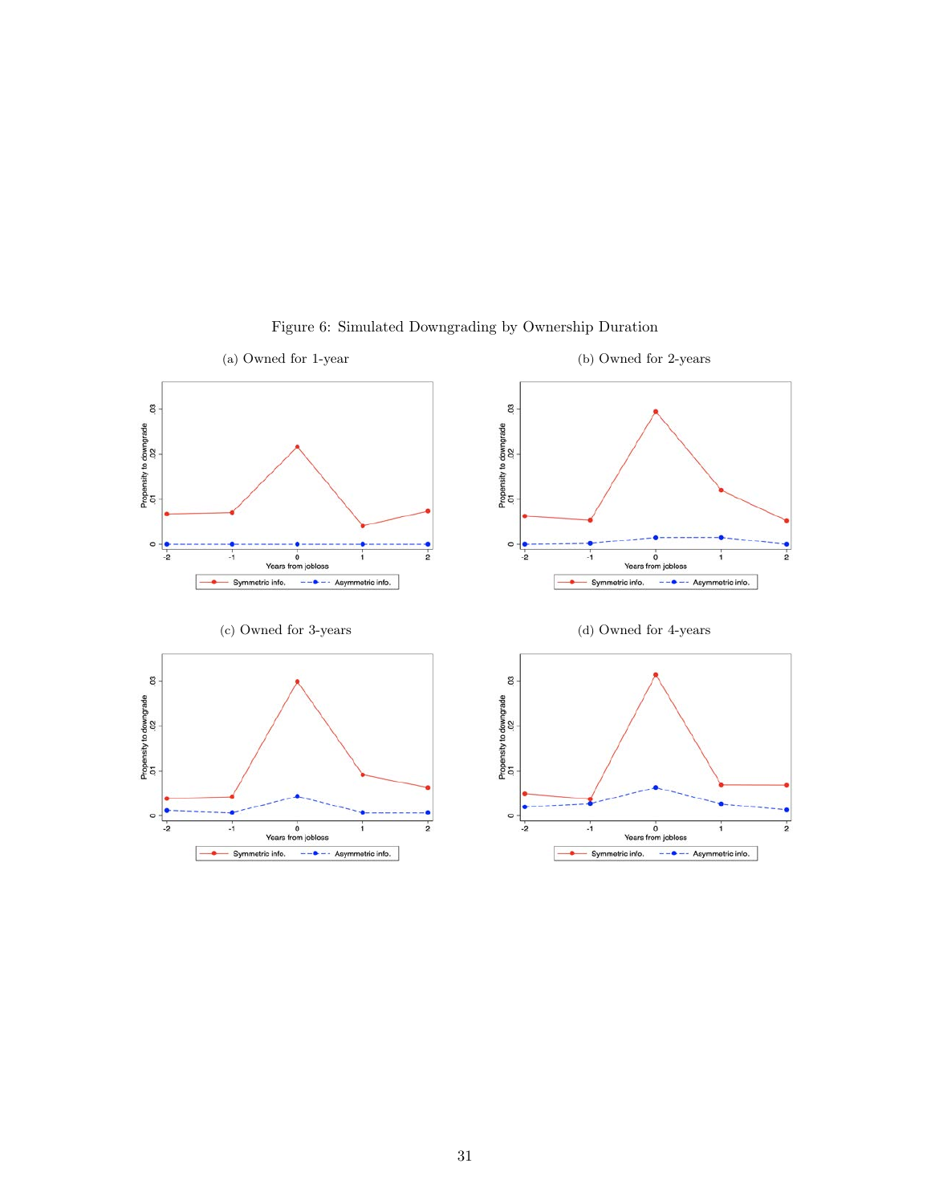Figure 6: Simulated Downgrading by Ownership Duration

(a) Owned for 1-year

(b) Owned for 2-years

(c) Owned for 3-years

(d) Owned for 4-years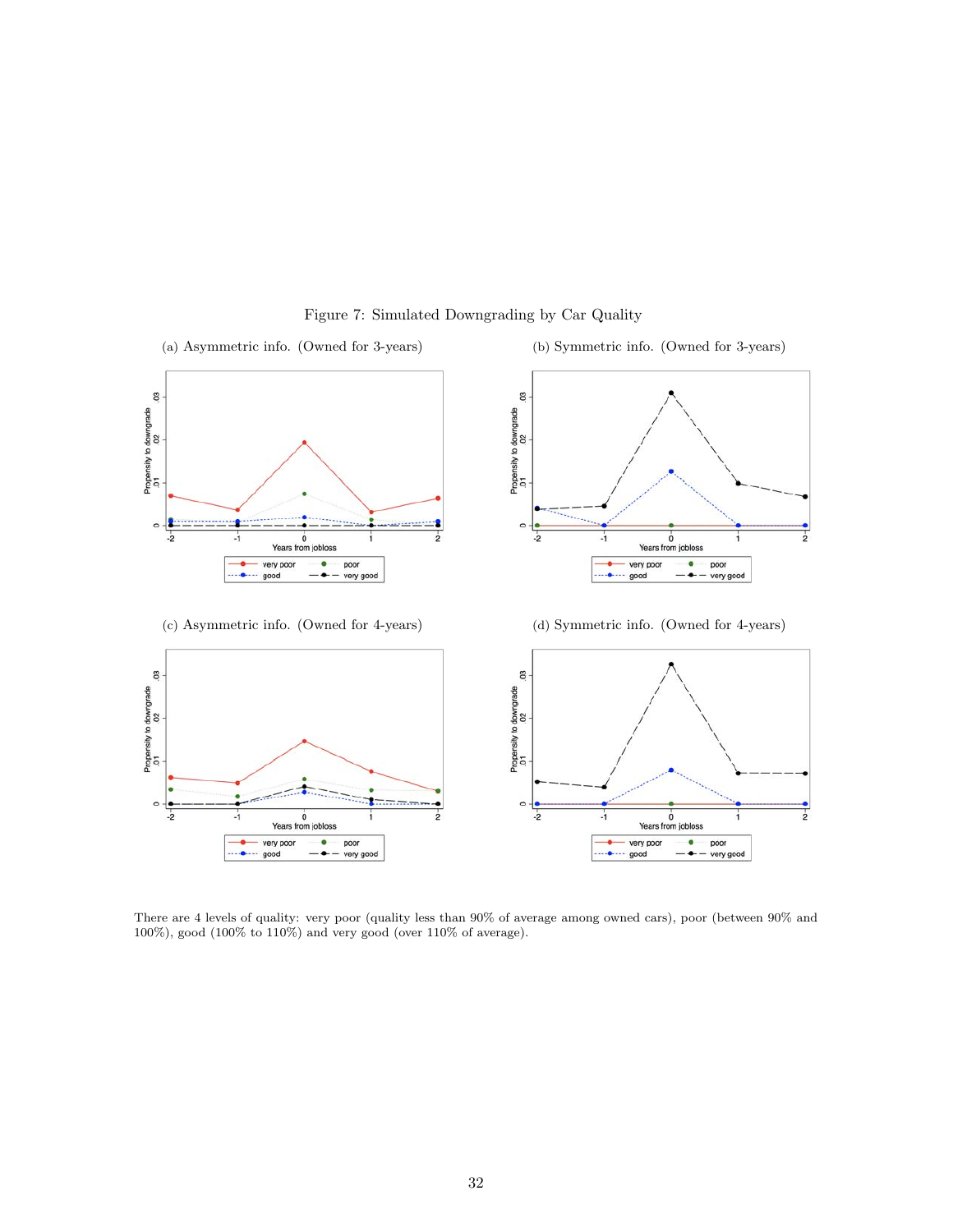Figure 7: Simulated Downgrading by Car Quality

(a) Asymmetric info. (Owned for 3-years)

(b) Symmetric info. (Owned for 3-years)

(c) Asymmetric info. (Owned for 4-years)

(d) Symmetric info. (Owned for 4-years)

There are 4 levels of quality: very poor (quality less than 90% of average among owned cars), poor (between 90% and 100%), good (100% to 110%) and very good (over 110% of average).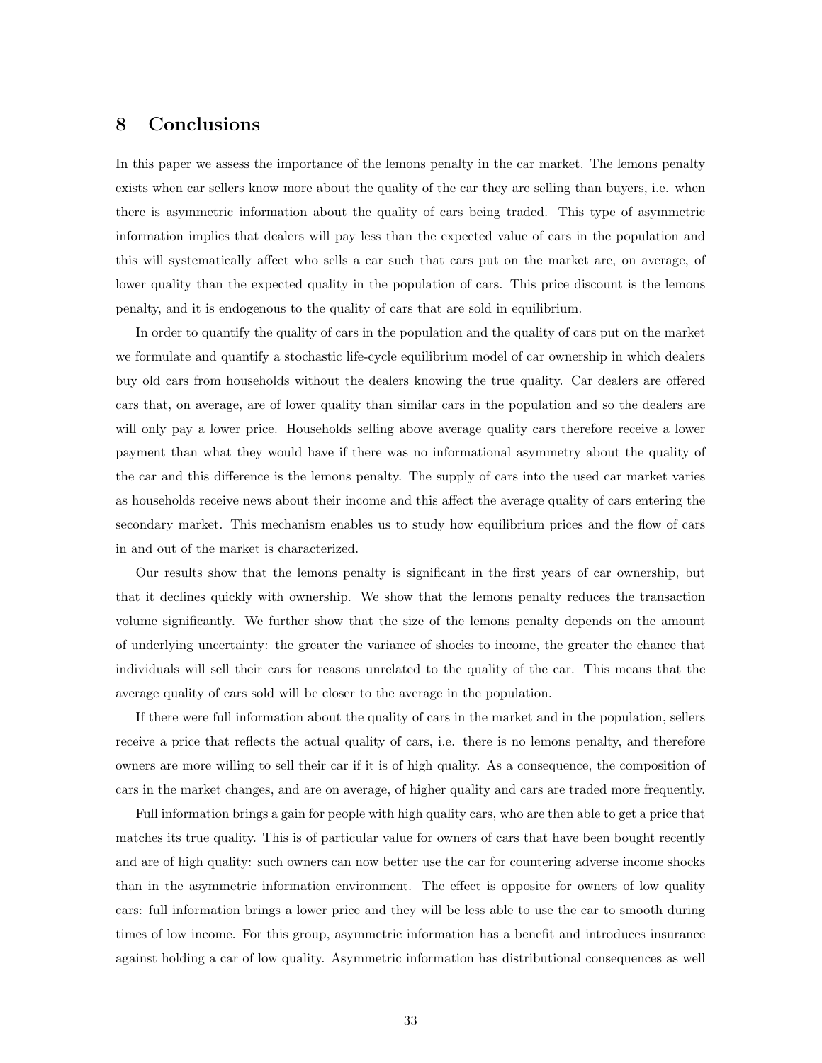## 8 Conclusions

In this paper we assess the importance of the lemons penalty in the car market. The lemons penalty exists when car sellers know more about the quality of the car they are selling than buyers, i.e. when there is asymmetric information about the quality of cars being traded. This type of asymmetric information implies that dealers will pay less than the expected value of cars in the population and this will systematically affect who sells a car such that cars put on the market are, on average, of lower quality than the expected quality in the population of cars. This price discount is the lemons penalty, and it is endogenous to the quality of cars that are sold in equilibrium.

In order to quantify the quality of cars in the population and the quality of cars put on the market we formulate and quantify a stochastic life-cycle equilibrium model of car ownership in which dealers buy old cars from households without the dealers knowing the true quality. Car dealers are offered cars that, on average, are of lower quality than similar cars in the population and so the dealers are will only pay a lower price. Households selling above average quality cars therefore receive a lower payment than what they would have if there was no informational asymmetry about the quality of the car and this difference is the lemons penalty. The supply of cars into the used car market varies as households receive news about their income and this affect the average quality of cars entering the secondary market. This mechanism enables us to study how equilibrium prices and the flow of cars in and out of the market is characterized.

Our results show that the lemons penalty is significant in the first years of car ownership, but that it declines quickly with ownership. We show that the lemons penalty reduces the transaction volume significantly. We further show that the size of the lemons penalty depends on the amount of underlying uncertainty: the greater the variance of shocks to income, the greater the chance that individuals will sell their cars for reasons unrelated to the quality of the car. This means that the average quality of cars sold will be closer to the average in the population.

If there were full information about the quality of cars in the market and in the population, sellers receive a price that reflects the actual quality of cars, i.e. there is no lemons penalty, and therefore owners are more willing to sell their car if it is of high quality. As a consequence, the composition of cars in the market changes, and are on average, of higher quality and cars are traded more frequently.

Full information brings a gain for people with high quality cars, who are then able to get a price that matches its true quality. This is of particular value for owners of cars that have been bought recently and are of high quality: such owners can now better use the car for countering adverse income shocks than in the asymmetric information environment. The effect is opposite for owners of low quality cars: full information brings a lower price and they will be less able to use the car to smooth during times of low income. For this group, asymmetric information has a benefit and introduces insurance against holding a car of low quality. Asymmetric information has distributional consequences as well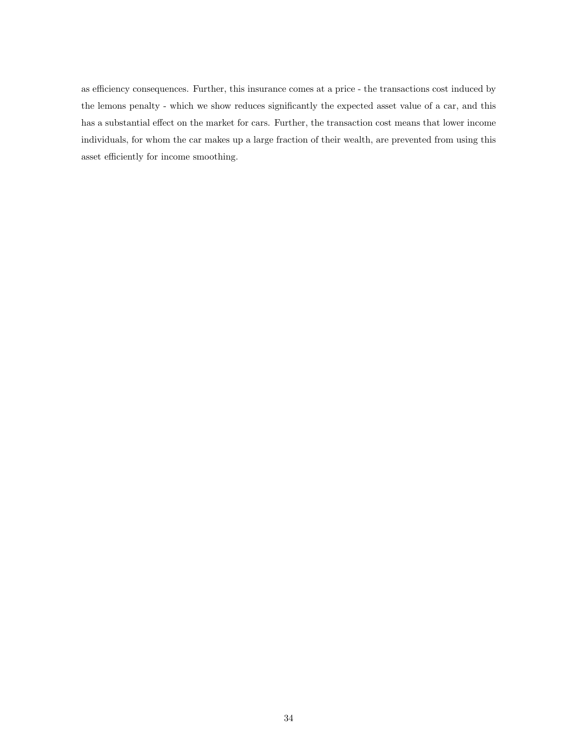as efficiency consequences. Further, this insurance comes at a price - the transactions cost induced by the lemons penalty - which we show reduces significantly the expected asset value of a car, and this has a substantial effect on the market for cars. Further, the transaction cost means that lower income individuals, for whom the car makes up a large fraction of their wealth, are prevented from using this asset efficiently for income smoothing.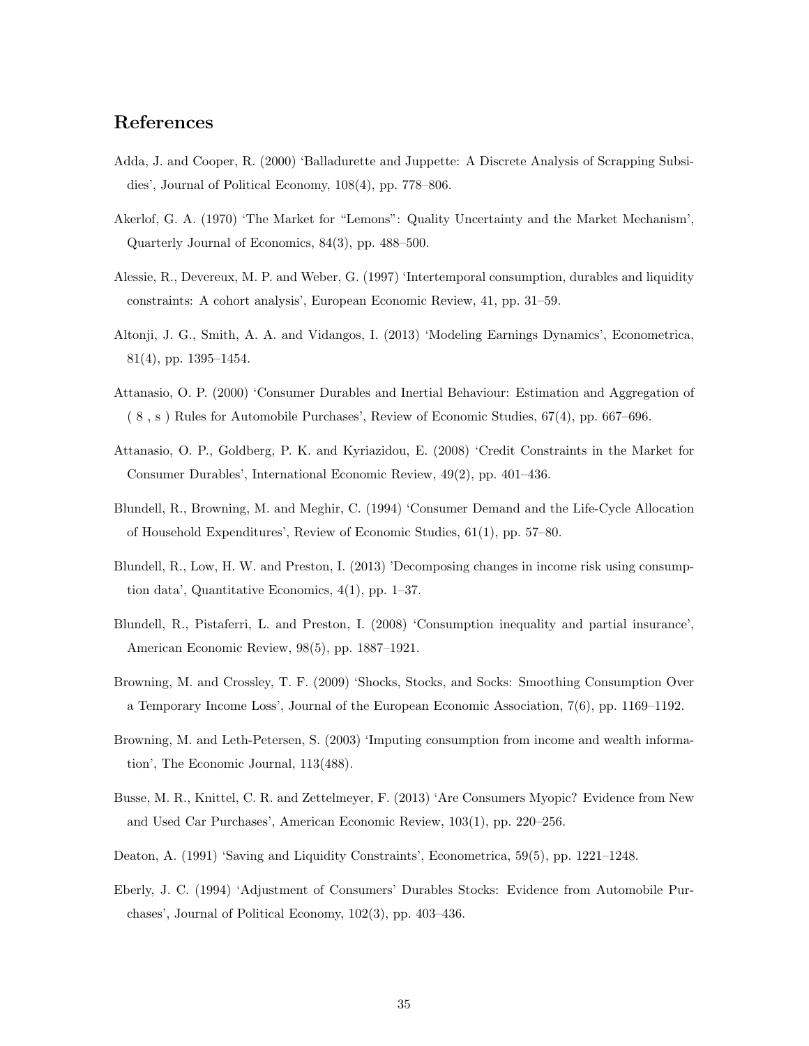## References

Adda, J. and Cooper, R. (2000) 'Balladurette and Juppette: A Discrete Analysis of Scrapping Subsidies', Journal of Political Economy, 108(4), pp. 778–806.

Akerlof, G. A. (1970) 'The Market for "Lemons": Quality Uncertainty and the Market Mechanism', Quarterly Journal of Economics, 84(3), pp. 488–500.

Alessie, R., Devereux, M. P. and Weber, G. (1997) 'Intertemporal consumption, durables and liquidity constraints: A cohort analysis', European Economic Review, 41, pp. 31–59.

Altonji, J. G., Smith, A. A. and Vidangos, I. (2013) 'Modeling Earnings Dynamics', Econometrica, 81(4), pp. 1395–1454.

Attanasio, O. P. (2000) 'Consumer Durables and Inertial Behaviour: Estimation and Aggregation of ( 8 , s ) Rules for Automobile Purchases', Review of Economic Studies, 67(4), pp. 667–696.

Attanasio, O. P., Goldberg, P. K. and Kyriazidou, E. (2008) 'Credit Constraints in the Market for Consumer Durables', International Economic Review, 49(2), pp. 401–436.

Blundell, R., Browning, M. and Meghir, C. (1994) 'Consumer Demand and the Life-Cycle Allocation of Household Expenditures', Review of Economic Studies, 61(1), pp. 57–80.

Blundell, R., Low, H. W. and Preston, I. (2013) 'Decomposing changes in income risk using consumption data', Quantitative Economics, 4(1), pp. 1–37.

Blundell, R., Pistaferri, L. and Preston, I. (2008) 'Consumption inequality and partial insurance', American Economic Review, 98(5), pp. 1887–1921.

Browning, M. and Crossley, T. F. (2009) 'Shocks, Stocks, and Socks: Smoothing Consumption Over a Temporary Income Loss', Journal of the European Economic Association, 7(6), pp. 1169–1192.

Browning, M. and Leth-Petersen, S. (2003) 'Imputing consumption from income and wealth information', The Economic Journal, 113(488).

Busse, M. R., Knittel, C. R. and Zettelmeyer, F. (2013) 'Are Consumers Myopic? Evidence from New and Used Car Purchases', American Economic Review, 103(1), pp. 220–256.

Deaton, A. (1991) 'Saving and Liquidity Constraints', Econometrica, 59(5), pp. 1221–1248.

Eberly, J. C. (1994) 'Adjustment of Consumers' Durables Stocks: Evidence from Automobile Purchases', Journal of Political Economy, 102(3), pp. 403–436.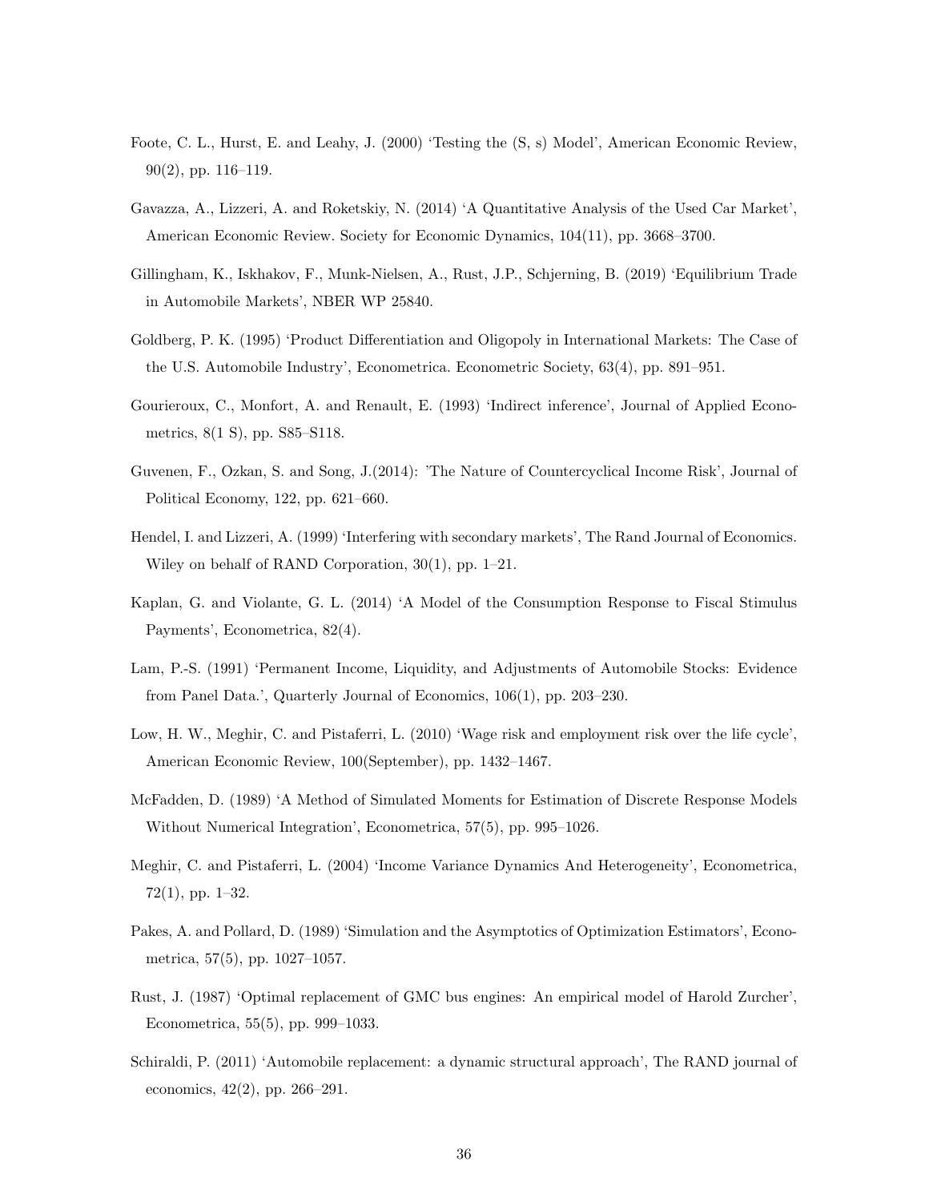Foote, C. L., Hurst, E. and Leahy, J. (2000) 'Testing the (S, s) Model', American Economic Review, 90(2), pp. 116–119.

Gavazza, A., Lizzeri, A. and Roketskiy, N. (2014) 'A Quantitative Analysis of the Used Car Market', American Economic Review. Society for Economic Dynamics, 104(11), pp. 3668–3700.

Gillingham, K., Iskhakov, F., Munk-Nielsen, A., Rust, J.P., Schjerning, B. (2019) 'Equilibrium Trade in Automobile Markets', NBER WP 25840.

Goldberg, P. K. (1995) 'Product Differentiation and Oligopoly in International Markets: The Case of the U.S. Automobile Industry', Econometrica. Econometric Society, 63(4), pp. 891–951.

Gourieroux, C., Monfort, A. and Renault, E. (1993) 'Indirect inference', Journal of Applied Econometrics, 8(1 S), pp. S85–S118.

Guvenen, F., Ozkan, S. and Song, J.(2014): 'The Nature of Countercyclical Income Risk', Journal of Political Economy, 122, pp. 621–660.

Hendel, I. and Lizzeri, A. (1999) 'Interfering with secondary markets', The Rand Journal of Economics. Wiley on behalf of RAND Corporation, 30(1), pp. 1–21.

Kaplan, G. and Violante, G. L. (2014) 'A Model of the Consumption Response to Fiscal Stimulus Payments', Econometrica, 82(4).

Lam, P.-S. (1991) 'Permanent Income, Liquidity, and Adjustments of Automobile Stocks: Evidence from Panel Data.', Quarterly Journal of Economics, 106(1), pp. 203–230.

Low, H. W., Meghir, C. and Pistaferri, L. (2010) 'Wage risk and employment risk over the life cycle', American Economic Review, 100(September), pp. 1432–1467.

McFadden, D. (1989) 'A Method of Simulated Moments for Estimation of Discrete Response Models Without Numerical Integration', Econometrica, 57(5), pp. 995–1026.

Meghir, C. and Pistaferri, L. (2004) 'Income Variance Dynamics And Heterogeneity', Econometrica, 72(1), pp. 1–32.

Pakes, A. and Pollard, D. (1989) 'Simulation and the Asymptotics of Optimization Estimators', Econometrica, 57(5), pp. 1027–1057.

Rust, J. (1987) 'Optimal replacement of GMC bus engines: An empirical model of Harold Zurcher', Econometrica, 55(5), pp. 999–1033.

Schiraldi, P. (2011) 'Automobile replacement: a dynamic structural approach', The RAND journal of economics, 42(2), pp. 266–291.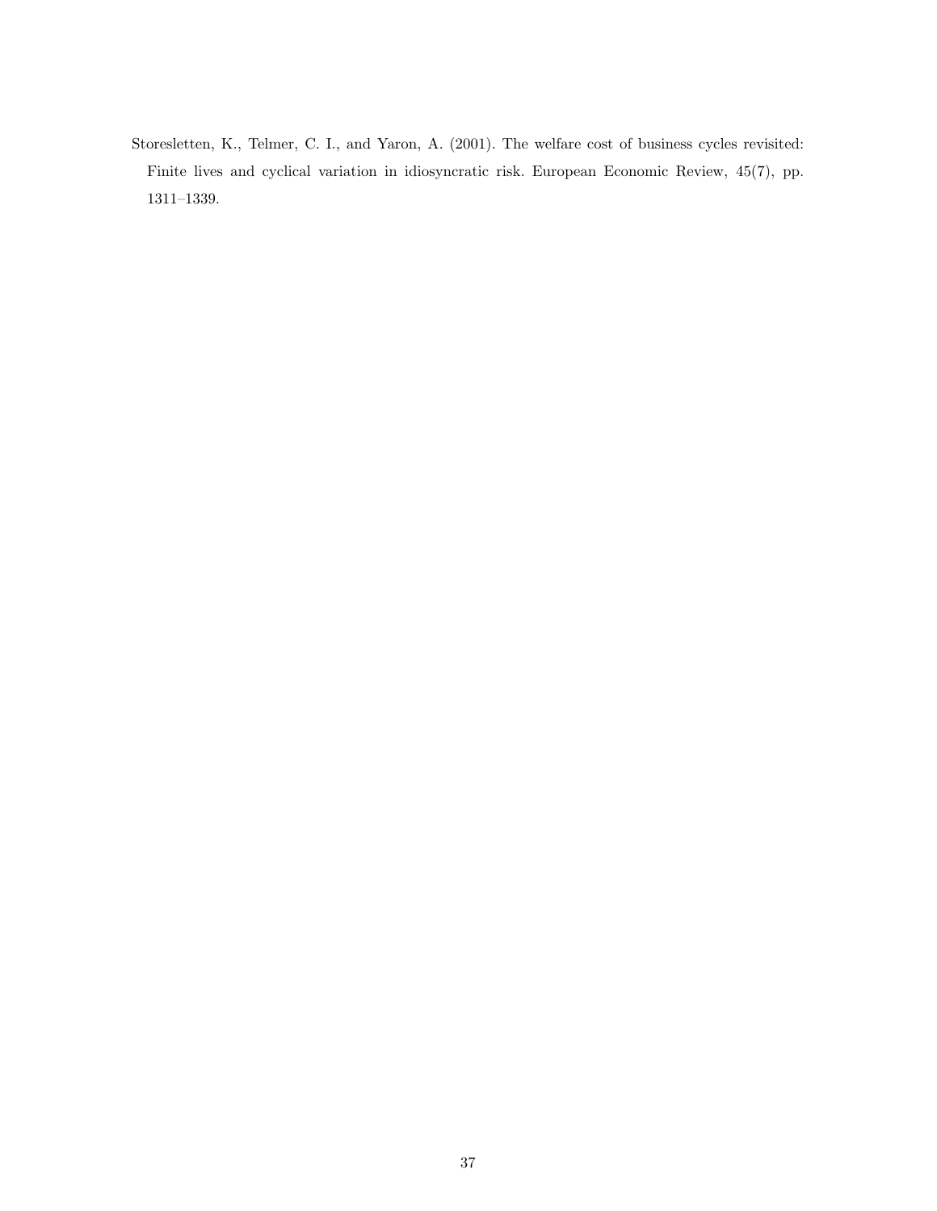Storesletten, K., Telmer, C. I., and Yaron, A. (2001). The welfare cost of business cycles revisited: Finite lives and cyclical variation in idiosyncratic risk. European Economic Review, 45(7), pp. 1311–1339.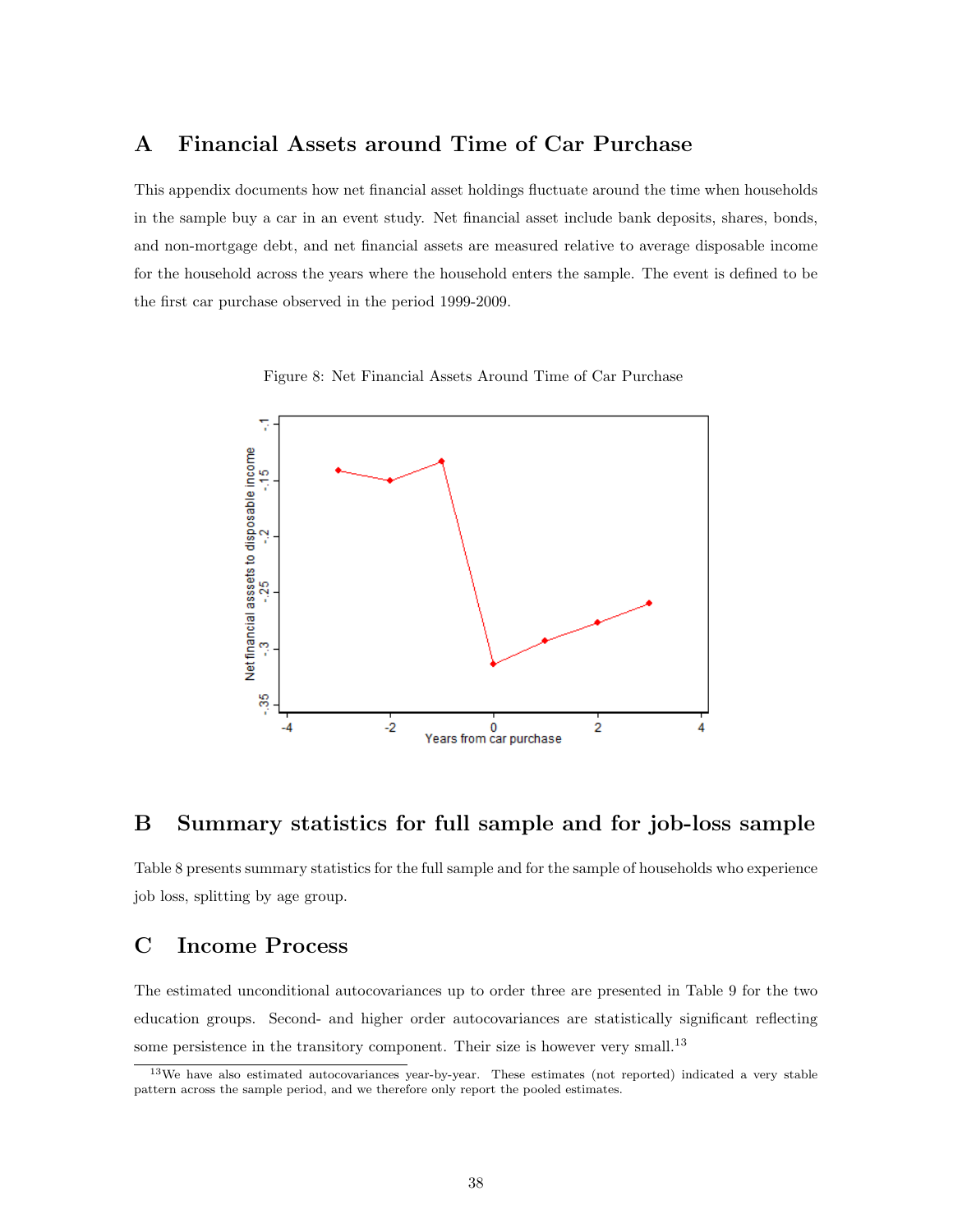# A Financial Assets around Time of Car Purchase

This appendix documents how net financial asset holdings fluctuate around the time when households in the sample buy a car in an event study. Net financial asset include bank deposits, shares, bonds, and non-mortgage debt, and net financial assets are measured relative to average disposable income for the household across the years where the household enters the sample. The event is defined to be the first car purchase observed in the period 1999-2009.

Figure 8: Net Financial Assets Around Time of Car Purchase

# B Summary statistics for full sample and for job-loss sample

Table 8 presents summary statistics for the full sample and for the sample of households who experience job loss, splitting by age group.

# C Income Process

The estimated unconditional autocovariances up to order three are presented in Table 9 for the two education groups. Second- and higher order autocovariances are statistically significant reflecting some persistence in the transitory component. Their size is however very small.[13]

[13] We have also estimated autocovariances year-by-year. These estimates (not reported) indicated a very stable pattern across the sample period, and we therefore only report the pooled estimates.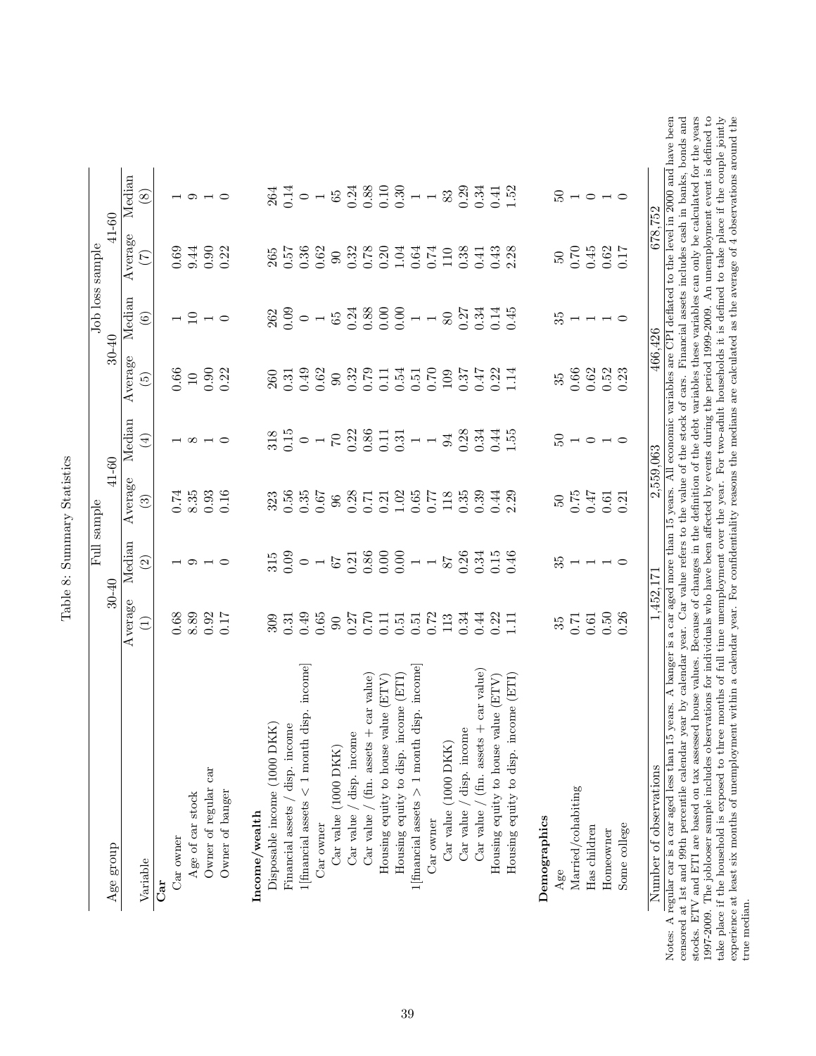Table 8: Summary Statistics

| Age group | Full sample | | | | Job loss sample | | | |
|---|---|---|---|---|---|---|---|---|
| | 30-40 | | 41-60 | | 30-40 | | 41-60 | |
| Variable | Average (1) | Median (2) | Average (3) | Median (4) | Average (5) | Median (6) | Average (7) | Median (8) |
| **Car** | | | | | | | | |
| Car owner | 0.68 | 1 | 0.74 | 1 | 0.66 | 1 | 0.69 | 1 |
| Age of car stock | 8.89 | 9 | 8.35 | 8 | 10 | 10 | 9.44 | 9 |
| Owner of regular car | 0.92 | 1 | 0.93 | 1 | 0.90 | 1 | 0.90 | 1 |
| Owner of banger | 0.17 | 0 | 0.16 | 0 | 0.22 | 0 | 0.22 | 0 |
| **Income/wealth** | | | | | | | | |
| Disposable income (1000 DKK) | 309 | 315 | 323 | 318 | 260 | 262 | 265 | 264 |
| Financial assets / disp. income | 0.31 | 0.09 | 0.56 | 0.15 | 0.31 | 0.09 | 0.57 | 0.14 |
| 1[financial assets < 1 month disp. income] | 0.49 | 0 | 0.35 | 0 | 0.49 | 0 | 0.36 | 0 |
| Car owner | 0.65 | 1 | 0.67 | 1 | 0.62 | 1 | 0.62 | 1 |
| Car value (1000 DKK) | 90 | 67 | 96 | 70 | 90 | 65 | 90 | 65 |
| Car value / disp. income | 0.27 | 0.21 | 0.28 | 0.22 | 0.32 | 0.24 | 0.32 | 0.24 |
| Car value / (fin. assets + car value) | 0.70 | 0.86 | 0.71 | 0.86 | 0.79 | 0.88 | 0.78 | 0.88 |
| Housing equity to house value (ETV) | 0.11 | 0.00 | 0.21 | 0.11 | 0.11 | 0.00 | 0.20 | 0.10 |
| Housing equity to disp. income (ETI) | 0.51 | 0.00 | 1.02 | 0.31 | 0.54 | 0.00 | 1.04 | 0.30 |
| 1[financial assets > 1 month disp. income] | 0.51 | 1 | 0.65 | 1 | 0.51 | 1 | 0.64 | 1 |
| Car owner | 0.72 | 1 | 0.77 | 1 | 0.70 | 1 | 0.74 | 1 |
| Car value (1000 DKK) | 113 | 87 | 118 | 94 | 109 | 80 | 110 | 83 |
| Car value / disp. income | 0.34 | 0.26 | 0.35 | 0.28 | 0.37 | 0.27 | 0.38 | 0.29 |
| Car value / (fin. assets + car value) | 0.44 | 0.34 | 0.39 | 0.34 | 0.47 | 0.34 | 0.41 | 0.34 |
| Housing equity to house value (ETV) | 0.22 | 0.15 | 0.44 | 0.44 | 0.22 | 0.14 | 0.43 | 0.41 |
| Housing equity to disp. income (ETI) | 1.11 | 0.46 | 2.29 | 1.55 | 1.14 | 0.45 | 2.28 | 1.52 |
| **Demographics** | | | | | | | | |
| Age | 35 | 35 | 50 | 50 | 35 | 35 | 50 | 50 |
| Married/cohabiting | 0.71 | 1 | 0.75 | 1 | 0.66 | 1 | 0.70 | 1 |
| Has children | 0.61 | 1 | 0.47 | 0 | 0.62 | 1 | 0.45 | 0 |
| Homeowner | 0.50 | 1 | 0.61 | 1 | 0.52 | 1 | 0.62 | 1 |
| Some college | 0.26 | 0 | 0.21 | 0 | 0.23 | 0 | 0.17 | 0 |
| Number of observations | 1,452,171 | | 2,559,063 | | 466,426 | | 678,752 | |

Notes: A regular car is a car aged less than 15 years. A banger is a car aged more than 15 years. All economic variables are CPI deflated to the level in 2000 and have been censored at 1st and 99th percentile calendar year by calendar year. Car value refers to the value of the stock of cars. Financial assets includes cash in banks, bonds and stocks. ETV and ETI are based on tax assessed house values. Because of changes in the definition of the debt variables these variables can only be calculated for the years 1997-2009. The joblooser sample includes observations for individuals who have been affected by events during the period 1999-2009. An unemployment event is defined to take place if the household is exposed to three months of full time unemployment over the year. For two-adult households it is defined to take place if the couple jointly experience at least six months of unemployment within a calendar year. For confidentiality reasons the medians are calculated as the average of 4 observations around the true median.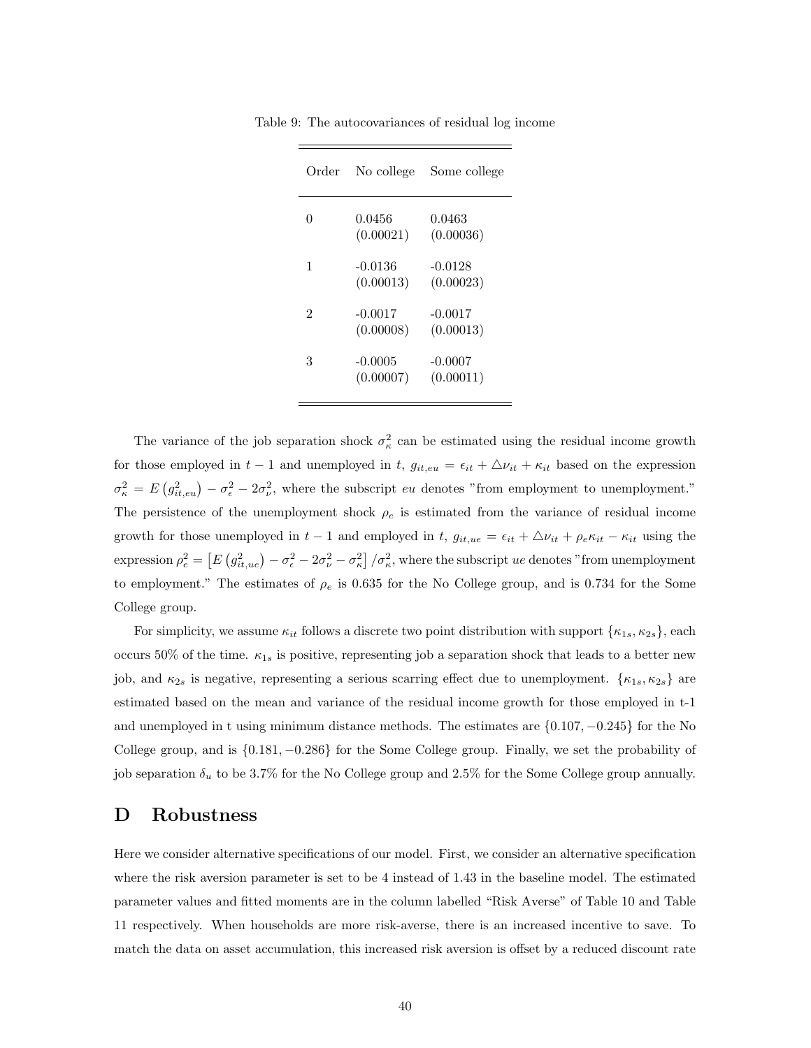Table 9: The autocovariances of residual log income

| Order | No college | Some college |
|---|---|---|
| 0 | 0.0456 | 0.0463 |
| | (0.00021) | (0.00036) |
| 1 | -0.0136 | -0.0128 |
| | (0.00013) | (0.00023) |
| 2 | -0.0017 | -0.0017 |
| | (0.00008) | (0.00013) |
| 3 | -0.0005 | -0.0007 |
| | (0.00007) | (0.00011) |

The variance of the job separation shock $\sigma_\kappa^2$ can be estimated using the residual income growth for those employed in $t-1$ and unemployed in $t$, $g_{it,eu} = \epsilon_{it} + \triangle\nu_{it} + \kappa_{it}$ based on the expression $\sigma_\kappa^2 = E\left(g_{it,eu}^2\right) - \sigma_\epsilon^2 - 2\sigma_\nu^2$, where the subscript $eu$ denotes "from employment to unemployment." The persistence of the unemployment shock $\rho_e$ is estimated from the variance of residual income growth for those unemployed in $t-1$ and employed in $t$, $g_{it,ue} = \epsilon_{it} + \triangle\nu_{it} + \rho_e\kappa_{it} - \kappa_{it}$ using the expression $\rho_e^2 = \left[E\left(g_{it,ue}^2\right) - \sigma_\epsilon^2 - 2\sigma_\nu^2 - \sigma_\kappa^2\right]/\sigma_\kappa^2$, where the subscript $ue$ denotes "from unemployment to employment." The estimates of $\rho_e$ is 0.635 for the No College group, and is 0.734 for the Some College group.

For simplicity, we assume $\kappa_{it}$ follows a discrete two point distribution with support $\{\kappa_{1s}, \kappa_{2s}\}$, each occurs 50% of the time. $\kappa_{1s}$ is positive, representing job a separation shock that leads to a better new job, and $\kappa_{2s}$ is negative, representing a serious scarring effect due to unemployment. $\{\kappa_{1s}, \kappa_{2s}\}$ are estimated based on the mean and variance of the residual income growth for those employed in t-1 and unemployed in t using minimum distance methods. The estimates are $\{0.107, -0.245\}$ for the No College group, and is $\{0.181, -0.286\}$ for the Some College group. Finally, we set the probability of job separation $\delta_u$ to be 3.7% for the No College group and 2.5% for the Some College group annually.

# D Robustness

Here we consider alternative specifications of our model. First, we consider an alternative specification where the risk aversion parameter is set to be 4 instead of 1.43 in the baseline model. The estimated parameter values and fitted moments are in the column labelled "Risk Averse" of Table 10 and Table 11 respectively. When households are more risk-averse, there is an increased incentive to save. To match the data on asset accumulation, this increased risk aversion is offset by a reduced discount rate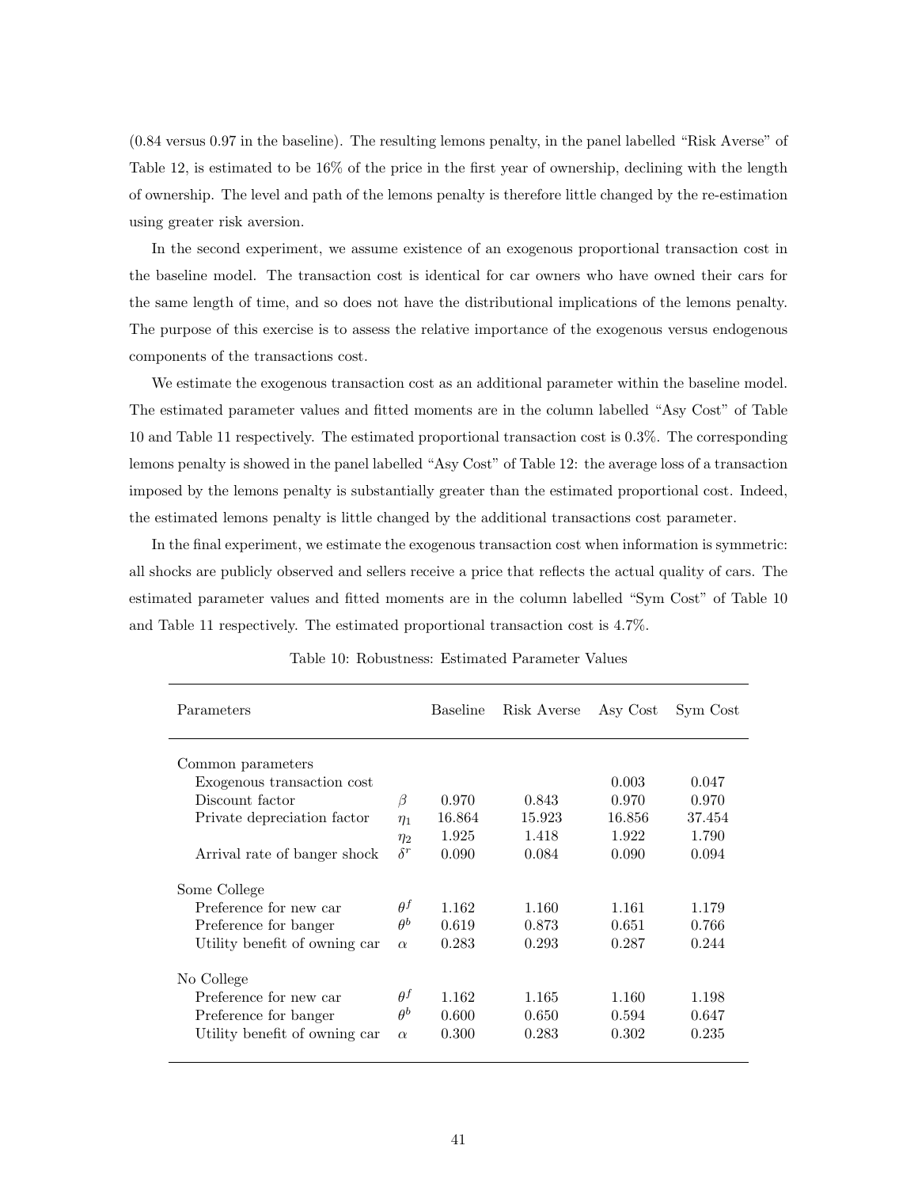(0.84 versus 0.97 in the baseline). The resulting lemons penalty, in the panel labelled "Risk Averse" of Table 12, is estimated to be 16% of the price in the first year of ownership, declining with the length of ownership. The level and path of the lemons penalty is therefore little changed by the re-estimation using greater risk aversion.

In the second experiment, we assume existence of an exogenous proportional transaction cost in the baseline model. The transaction cost is identical for car owners who have owned their cars for the same length of time, and so does not have the distributional implications of the lemons penalty. The purpose of this exercise is to assess the relative importance of the exogenous versus endogenous components of the transactions cost.

We estimate the exogenous transaction cost as an additional parameter within the baseline model. The estimated parameter values and fitted moments are in the column labelled "Asy Cost" of Table 10 and Table 11 respectively. The estimated proportional transaction cost is 0.3%. The corresponding lemons penalty is showed in the panel labelled "Asy Cost" of Table 12: the average loss of a transaction imposed by the lemons penalty is substantially greater than the estimated proportional cost. Indeed, the estimated lemons penalty is little changed by the additional transactions cost parameter.

In the final experiment, we estimate the exogenous transaction cost when information is symmetric: all shocks are publicly observed and sellers receive a price that reflects the actual quality of cars. The estimated parameter values and fitted moments are in the column labelled "Sym Cost" of Table 10 and Table 11 respectively. The estimated proportional transaction cost is 4.7%.

Table 10: Robustness: Estimated Parameter Values

| Parameters | | Baseline | Risk Averse | Asy Cost | Sym Cost |
|---|---|---|---|---|---|
| Common parameters | | | | | |
| Exogenous transaction cost | | | | 0.003 | 0.047 |
| Discount factor | $\beta$ | 0.970 | 0.843 | 0.970 | 0.970 |
| Private depreciation factor | $\eta_1$ | 16.864 | 15.923 | 16.856 | 37.454 |
| | $\eta_2$ | 1.925 | 1.418 | 1.922 | 1.790 |
| Arrival rate of banger shock | $\delta^r$ | 0.090 | 0.084 | 0.090 | 0.094 |
| Some College | | | | | |
| Preference for new car | $\theta^f$ | 1.162 | 1.160 | 1.161 | 1.179 |
| Preference for banger | $\theta^b$ | 0.619 | 0.873 | 0.651 | 0.766 |
| Utility benefit of owning car | $\alpha$ | 0.283 | 0.293 | 0.287 | 0.244 |
| No College | | | | | |
| Preference for new car | $\theta^f$ | 1.162 | 1.165 | 1.160 | 1.198 |
| Preference for banger | $\theta^b$ | 0.600 | 0.650 | 0.594 | 0.647 |
| Utility benefit of owning car | $\alpha$ | 0.300 | 0.283 | 0.302 | 0.235 |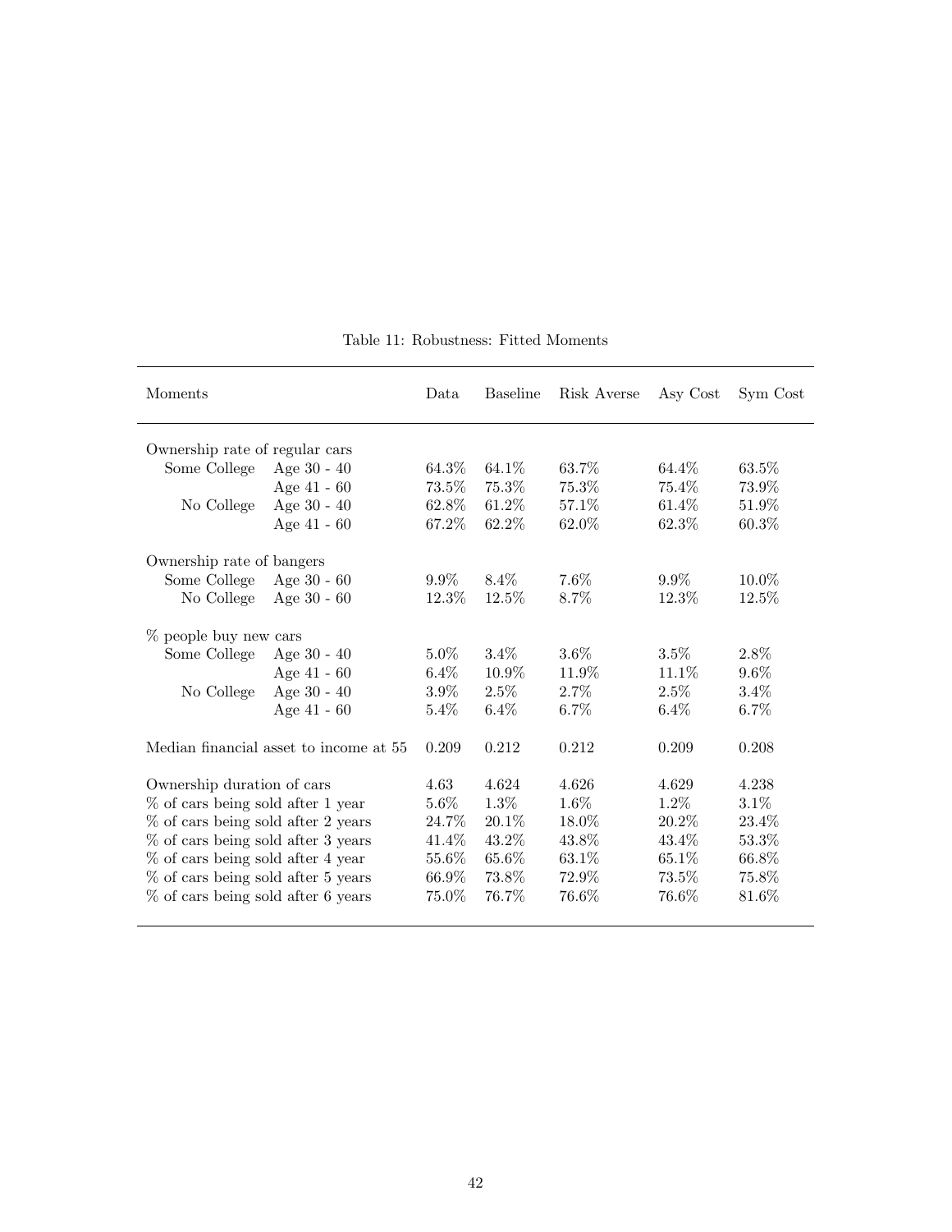Table 11: Robustness: Fitted Moments

| Moments | | Data | Baseline | Risk Averse | Asy Cost | Sym Cost |
|---|---|---|---|---|---|---|
| Ownership rate of regular cars | | | | | | |
| Some College | Age 30 - 40 | 64.3% | 64.1% | 63.7% | 64.4% | 63.5% |
| | Age 41 - 60 | 73.5% | 75.3% | 75.3% | 75.4% | 73.9% |
| No College | Age 30 - 40 | 62.8% | 61.2% | 57.1% | 61.4% | 51.9% |
| | Age 41 - 60 | 67.2% | 62.2% | 62.0% | 62.3% | 60.3% |
| Ownership rate of bangers | | | | | | |
| Some College | Age 30 - 60 | 9.9% | 8.4% | 7.6% | 9.9% | 10.0% |
| No College | Age 30 - 60 | 12.3% | 12.5% | 8.7% | 12.3% | 12.5% |
| % people buy new cars | | | | | | |
| Some College | Age 30 - 40 | 5.0% | 3.4% | 3.6% | 3.5% | 2.8% |
| | Age 41 - 60 | 6.4% | 10.9% | 11.9% | 11.1% | 9.6% |
| No College | Age 30 - 40 | 3.9% | 2.5% | 2.7% | 2.5% | 3.4% |
| | Age 41 - 60 | 5.4% | 6.4% | 6.7% | 6.4% | 6.7% |
| Median financial asset to income at 55 | | 0.209 | 0.212 | 0.212 | 0.209 | 0.208 |
| Ownership duration of cars | | 4.63 | 4.624 | 4.626 | 4.629 | 4.238 |
| % of cars being sold after 1 year | | 5.6% | 1.3% | 1.6% | 1.2% | 3.1% |
| % of cars being sold after 2 years | | 24.7% | 20.1% | 18.0% | 20.2% | 23.4% |
| % of cars being sold after 3 years | | 41.4% | 43.2% | 43.8% | 43.4% | 53.3% |
| % of cars being sold after 4 year | | 55.6% | 65.6% | 63.1% | 65.1% | 66.8% |
| % of cars being sold after 5 years | | 66.9% | 73.8% | 72.9% | 73.5% | 75.8% |
| % of cars being sold after 6 years | | 75.0% | 76.7% | 76.6% | 76.6% | 81.6% |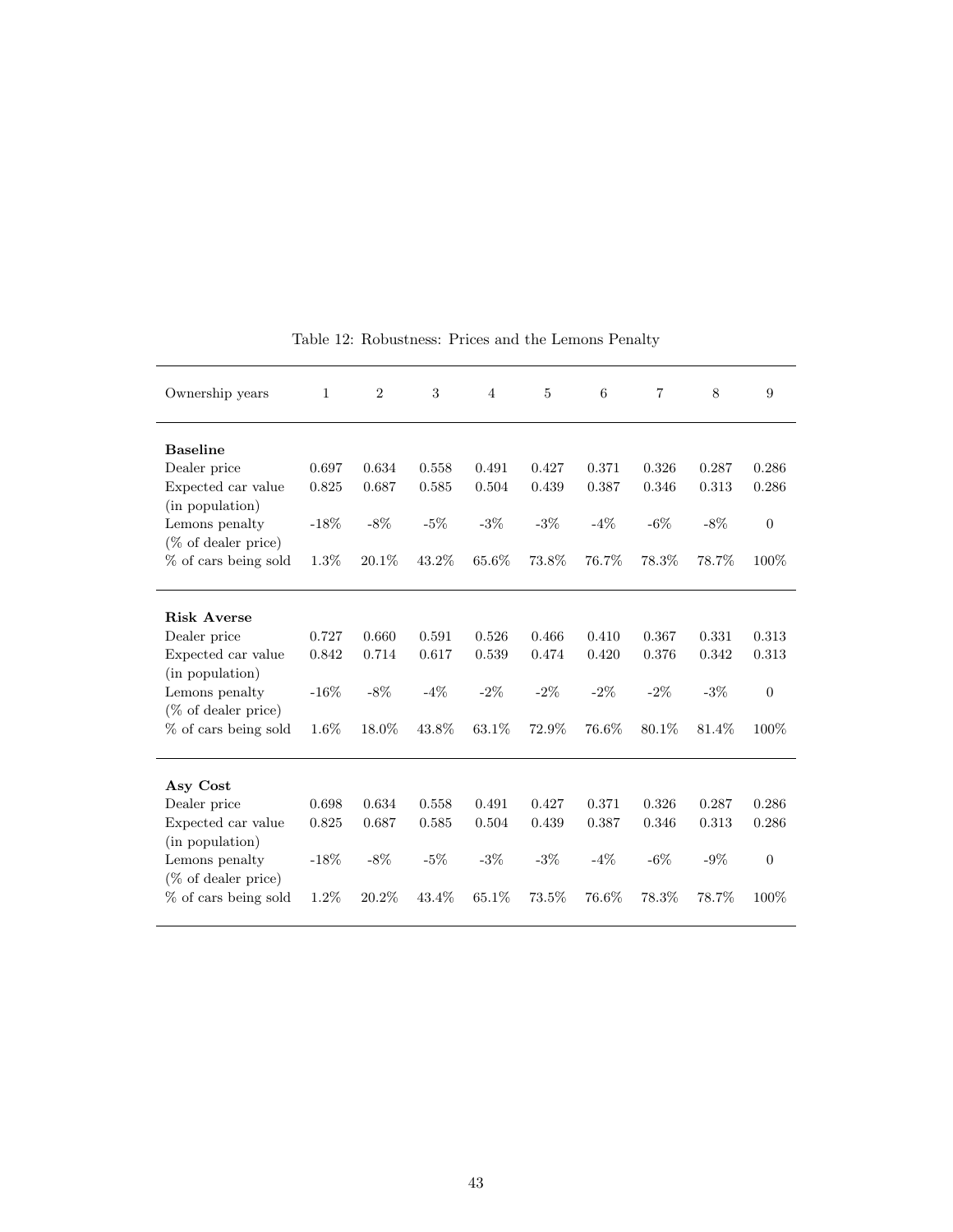Table 12: Robustness: Prices and the Lemons Penalty

| Ownership years | 1 | 2 | 3 | 4 | 5 | 6 | 7 | 8 | 9 |
|---|---|---|---|---|---|---|---|---|---|
| **Baseline** | | | | | | | | | |
| Dealer price | 0.697 | 0.634 | 0.558 | 0.491 | 0.427 | 0.371 | 0.326 | 0.287 | 0.286 |
| Expected car value (in population) | 0.825 | 0.687 | 0.585 | 0.504 | 0.439 | 0.387 | 0.346 | 0.313 | 0.286 |
| Lemons penalty (% of dealer price) | -18% | -8% | -5% | -3% | -3% | -4% | -6% | -8% | 0 |
| % of cars being sold | 1.3% | 20.1% | 43.2% | 65.6% | 73.8% | 76.7% | 78.3% | 78.7% | 100% |
| **Risk Averse** | | | | | | | | | |
| Dealer price | 0.727 | 0.660 | 0.591 | 0.526 | 0.466 | 0.410 | 0.367 | 0.331 | 0.313 |
| Expected car value (in population) | 0.842 | 0.714 | 0.617 | 0.539 | 0.474 | 0.420 | 0.376 | 0.342 | 0.313 |
| Lemons penalty (% of dealer price) | -16% | -8% | -4% | -2% | -2% | -2% | -2% | -3% | 0 |
| % of cars being sold | 1.6% | 18.0% | 43.8% | 63.1% | 72.9% | 76.6% | 80.1% | 81.4% | 100% |
| **Asy Cost** | | | | | | | | | |
| Dealer price | 0.698 | 0.634 | 0.558 | 0.491 | 0.427 | 0.371 | 0.326 | 0.287 | 0.286 |
| Expected car value (in population) | 0.825 | 0.687 | 0.585 | 0.504 | 0.439 | 0.387 | 0.346 | 0.313 | 0.286 |
| Lemons penalty (% of dealer price) | -18% | -8% | -5% | -3% | -3% | -4% | -6% | -9% | 0 |
| % of cars being sold | 1.2% | 20.2% | 43.4% | 65.1% | 73.5% | 76.6% | 78.3% | 78.7% | 100% |